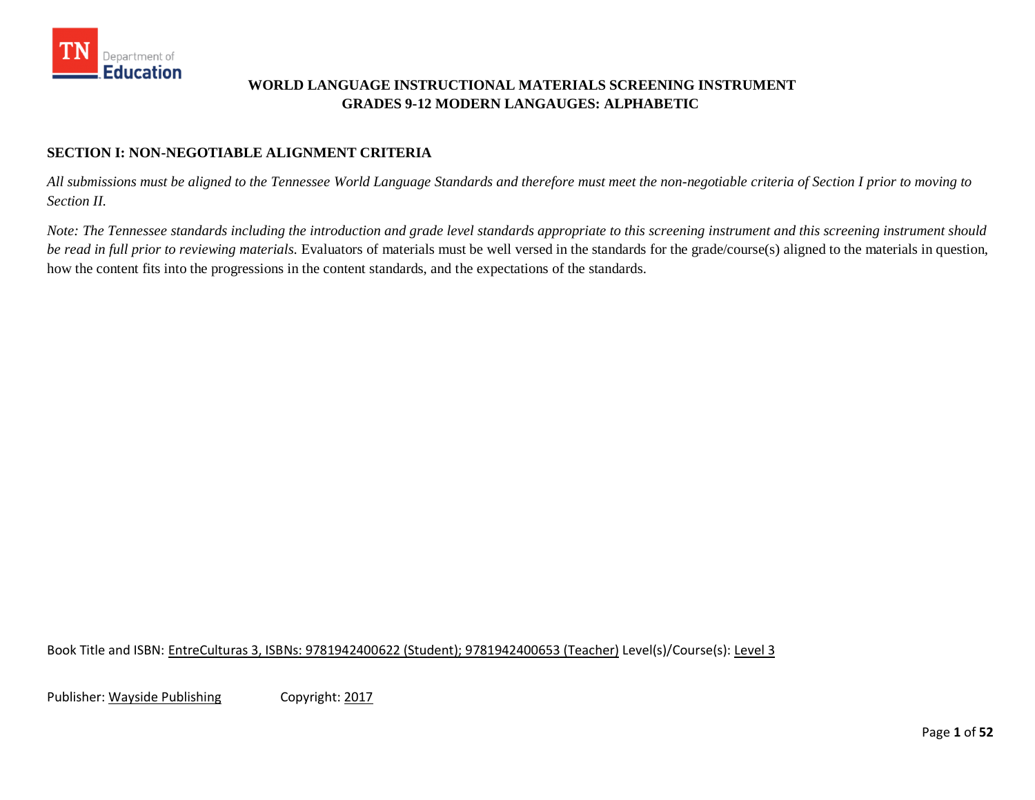TN Department of Education

# WORLD LANGUAGE INSTRUCTIONAL MATERIALS SCREENING INSTRUMENT
## GRADES 9-12 MODERN LANGAUGES: ALPHABETIC

### SECTION I: NON-NEGOTIABLE ALIGNMENT CRITERIA

*All submissions must be aligned to the Tennessee World Language Standards and therefore must meet the non-negotiable criteria of Section I prior to moving to Section II.*

*Note: The Tennessee standards including the introduction and grade level standards appropriate to this screening instrument and this screening instrument should be read in full prior to reviewing materials.* Evaluators of materials must be well versed in the standards for the grade/course(s) aligned to the materials in question, how the content fits into the progressions in the content standards, and the expectations of the standards.

Book Title and ISBN: EntreCulturas 3, ISBNs: 9781942400622 (Student); 9781942400653 (Teacher) Level(s)/Course(s): Level 3

Publisher: Wayside Publishing Copyright: 2017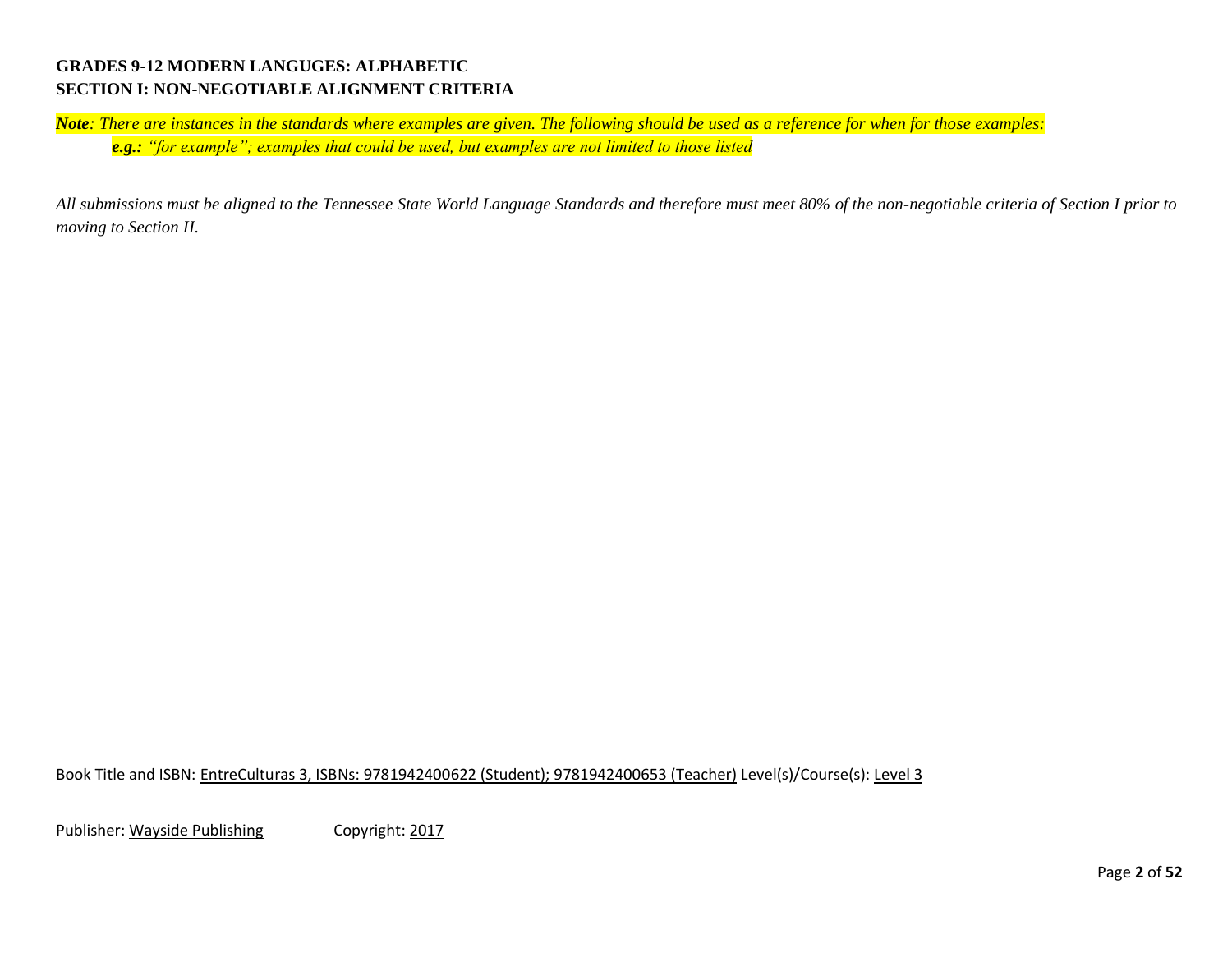**GRADES 9-12 MODERN LANGUGES: ALPHABETIC**
**SECTION I: NON-NEGOTIABLE ALIGNMENT CRITERIA**

***Note**: There are instances in the standards where examples are given. The following should be used as a reference for when for those examples:*
> ***e.g.:** "for example"; examples that could be used, but examples are not limited to those listed*

*All submissions must be aligned to the Tennessee State World Language Standards and therefore must meet 80% of the non-negotiable criteria of Section I prior to moving to Section II.*

Book Title and ISBN: EntreCulturas 3, ISBNs: 9781942400622 (Student); 9781942400653 (Teacher) Level(s)/Course(s): Level 3

Publisher: Wayside Publishing Copyright: 2017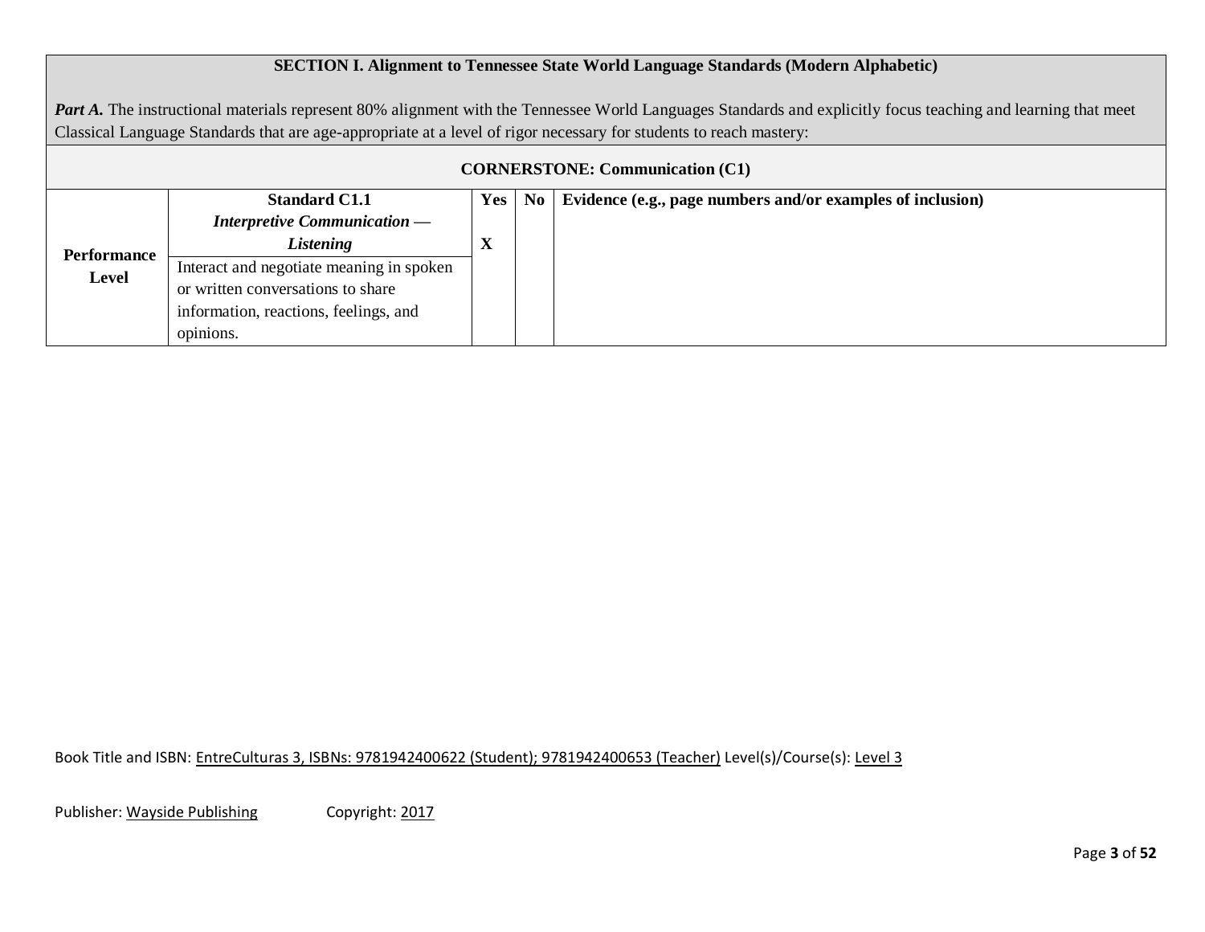| SECTION I. Alignment to Tennessee State World Language Standards (Modern Alphabetic) | | | | |
|---|---|---|---|---|
| ***Part A.*** The instructional materials represent 80% alignment with the Tennessee World Languages Standards and explicitly focus teaching and learning that meet Classical Language Standards that are age-appropriate at a level of rigor necessary for students to reach mastery: | | | | |
| **CORNERSTONE: Communication (C1)** | | | | |
| **Performance Level** | **Standard C1.1** ***Interpretive Communication — Listening*** Interact and negotiate meaning in spoken or written conversations to share information, reactions, feelings, and opinions. | **Yes** **X** | **No** | **Evidence (e.g., page numbers and/or examples of inclusion)** |

Book Title and ISBN: EntreCulturas 3, ISBNs: 9781942400622 (Student); 9781942400653 (Teacher) Level(s)/Course(s): Level 3

Publisher: Wayside Publishing Copyright: 2017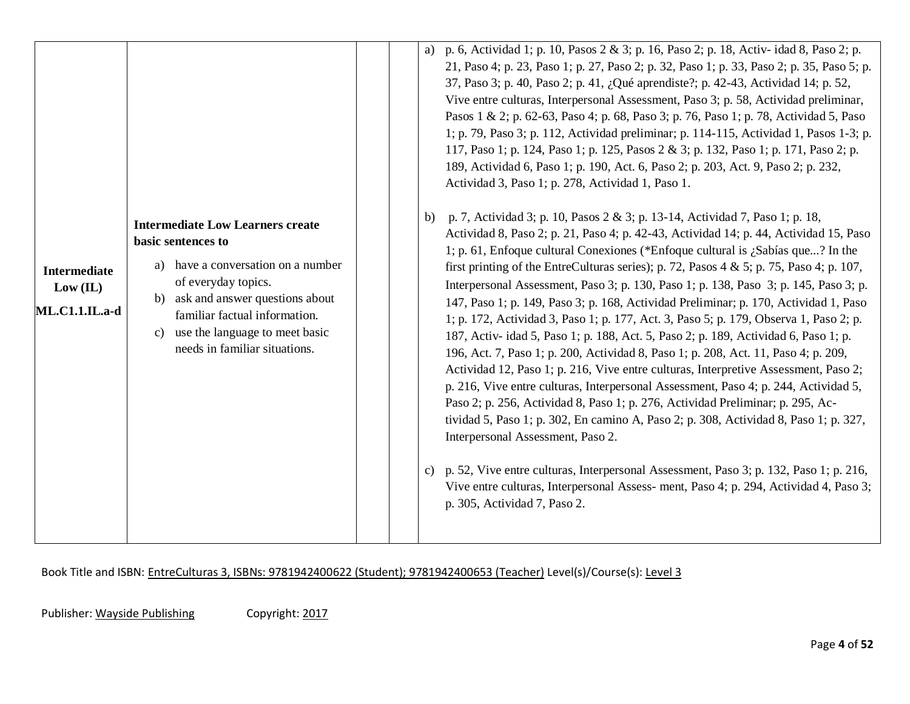| | | | | |
|---|---|---|---|---|
| **Intermediate Low (IL)**<br><br>**ML.C1.1.IL.a-d** | **Intermediate Low Learners create basic sentences to**<br><br>a) have a conversation on a number of everyday topics.<br>b) ask and answer questions about familiar factual information.<br>c) use the language to meet basic needs in familiar situations. | | | a) p. 6, Actividad 1; p. 10, Pasos 2 & 3; p. 16, Paso 2; p. 18, Activ- idad 8, Paso 2; p. 21, Paso 4; p. 23, Paso 1; p. 27, Paso 2; p. 32, Paso 1; p. 33, Paso 2; p. 35, Paso 5; p. 37, Paso 3; p. 40, Paso 2; p. 41, ¿Qué aprendiste?; p. 42-43, Actividad 14; p. 52, Vive entre culturas, Interpersonal Assessment, Paso 3; p. 58, Actividad preliminar, Pasos 1 & 2; p. 62-63, Paso 4; p. 68, Paso 3; p. 76, Paso 1; p. 78, Actividad 5, Paso 1; p. 79, Paso 3; p. 112, Actividad preliminar; p. 114-115, Actividad 1, Pasos 1-3; p. 117, Paso 1; p. 124, Paso 1; p. 125, Pasos 2 & 3; p. 132, Paso 1; p. 171, Paso 2; p. 189, Actividad 6, Paso 1; p. 190, Act. 6, Paso 2; p. 203, Act. 9, Paso 2; p. 232, Actividad 3, Paso 1; p. 278, Actividad 1, Paso 1.<br><br>b) p. 7, Actividad 3; p. 10, Pasos 2 & 3; p. 13-14, Actividad 7, Paso 1; p. 18, Actividad 8, Paso 2; p. 21, Paso 4; p. 42-43, Actividad 14; p. 44, Actividad 15, Paso 1; p. 61, Enfoque cultural Conexiones (*Enfoque cultural is ¿Sabías que...? In the first printing of the EntreCulturas series); p. 72, Pasos 4 & 5; p. 75, Paso 4; p. 107, Interpersonal Assessment, Paso 3; p. 130, Paso 1; p. 138, Paso 3; p. 145, Paso 3; p. 147, Paso 1; p. 149, Paso 3; p. 168, Actividad Preliminar; p. 170, Actividad 1, Paso 1; p. 172, Actividad 3, Paso 1; p. 177, Act. 3, Paso 5; p. 179, Observa 1, Paso 2; p. 187, Activ- idad 5, Paso 1; p. 188, Act. 5, Paso 2; p. 189, Actividad 6, Paso 1; p. 196, Act. 7, Paso 1; p. 200, Actividad 8, Paso 1; p. 208, Act. 11, Paso 4; p. 209, Actividad 12, Paso 1; p. 216, Vive entre culturas, Interpretive Assessment, Paso 2; p. 216, Vive entre culturas, Interpersonal Assessment, Paso 4; p. 244, Actividad 5, Paso 2; p. 256, Actividad 8, Paso 1; p. 276, Actividad Preliminar; p. 295, Ac- tividad 5, Paso 1; p. 302, En camino A, Paso 2; p. 308, Actividad 8, Paso 1; p. 327, Interpersonal Assessment, Paso 2.<br><br>c) p. 52, Vive entre culturas, Interpersonal Assessment, Paso 3; p. 132, Paso 1; p. 216, Vive entre culturas, Interpersonal Assess- ment, Paso 4; p. 294, Actividad 4, Paso 3; p. 305, Actividad 7, Paso 2. |

Book Title and ISBN: EntreCulturas 3, ISBNs: 9781942400622 (Student); 9781942400653 (Teacher) Level(s)/Course(s): Level 3

Publisher: Wayside Publishing Copyright: 2017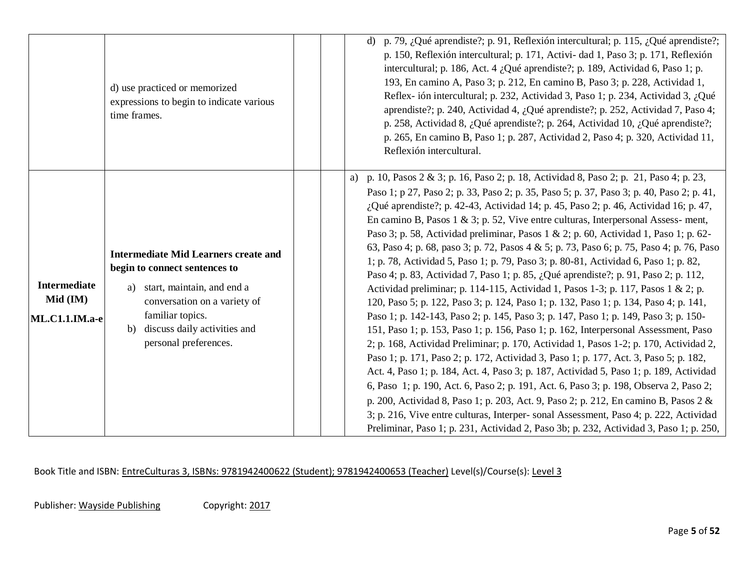| | | | | |
|---|---|---|---|---|
| | d) use practiced or memorized expressions to begin to indicate various time frames. | | | d) p. 79, ¿Qué aprendiste?; p. 91, Reflexión intercultural; p. 115, ¿Qué aprendiste?; p. 150, Reflexión intercultural; p. 171, Activi- dad 1, Paso 3; p. 171, Reflexión intercultural; p. 186, Act. 4 ¿Qué aprendiste?; p. 189, Actividad 6, Paso 1; p. 193, En camino A, Paso 3; p. 212, En camino B, Paso 3; p. 228, Actividad 1, Reflex- ión intercultural; p. 232, Actividad 3, Paso 1; p. 234, Actividad 3, ¿Qué aprendiste?; p. 240, Actividad 4, ¿Qué aprendiste?; p. 252, Actividad 7, Paso 4; p. 258, Actividad 8, ¿Qué aprendiste?; p. 264, Actividad 10, ¿Qué aprendiste?; p. 265, En camino B, Paso 1; p. 287, Actividad 2, Paso 4; p. 320, Actividad 11, Reflexión intercultural. |
| **Intermediate Mid (IM)** **ML.C1.1.IM.a-e** | **Intermediate Mid Learners create and begin to connect sentences to** a) start, maintain, and end a conversation on a variety of familiar topics. b) discuss daily activities and personal preferences. | | | a) p. 10, Pasos 2 & 3; p. 16, Paso 2; p. 18, Actividad 8, Paso 2; p. 21, Paso 4; p. 23, Paso 1; p 27, Paso 2; p. 33, Paso 2; p. 35, Paso 5; p. 37, Paso 3; p. 40, Paso 2; p. 41, ¿Qué aprendiste?; p. 42-43, Actividad 14; p. 45, Paso 2; p. 46, Actividad 16; p. 47, En camino B, Pasos 1 & 3; p. 52, Vive entre culturas, Interpersonal Assess- ment, Paso 3; p. 58, Actividad preliminar, Pasos 1 & 2; p. 60, Actividad 1, Paso 1; p. 62-63, Paso 4; p. 68, paso 3; p. 72, Pasos 4 & 5; p. 73, Paso 6; p. 75, Paso 4; p. 76, Paso 1; p. 78, Actividad 5, Paso 1; p. 79, Paso 3; p. 80-81, Actividad 6, Paso 1; p. 82, Paso 4; p. 83, Actividad 7, Paso 1; p. 85, ¿Qué aprendiste?; p. 91, Paso 2; p. 112, Actividad preliminar; p. 114-115, Actividad 1, Pasos 1-3; p. 117, Pasos 1 & 2; p. 120, Paso 5; p. 122, Paso 3; p. 124, Paso 1; p. 132, Paso 1; p. 134, Paso 4; p. 141, Paso 1; p. 142-143, Paso 2; p. 145, Paso 3; p. 147, Paso 1; p. 149, Paso 3; p. 150-151, Paso 1; p. 153, Paso 1; p. 156, Paso 1; p. 162, Interpersonal Assessment, Paso 2; p. 168, Actividad Preliminar; p. 170, Actividad 1, Pasos 1-2; p. 170, Actividad 2, Paso 1; p. 171, Paso 2; p. 172, Actividad 3, Paso 1; p. 177, Act. 3, Paso 5; p. 182, Act. 4, Paso 1; p. 184, Act. 4, Paso 3; p. 187, Actividad 5, Paso 1; p. 189, Actividad 6, Paso 1; p. 190, Act. 6, Paso 2; p. 191, Act. 6, Paso 3; p. 198, Observa 2, Paso 2; p. 200, Actividad 8, Paso 1; p. 203, Act. 9, Paso 2; p. 212, En camino B, Pasos 2 & 3; p. 216, Vive entre culturas, Interper- sonal Assessment, Paso 4; p. 222, Actividad Preliminar, Paso 1; p. 231, Actividad 2, Paso 3b; p. 232, Actividad 3, Paso 1; p. 250, |

Book Title and ISBN: EntreCulturas 3, ISBNs: 9781942400622 (Student); 9781942400653 (Teacher) Level(s)/Course(s): Level 3

Publisher: Wayside Publishing Copyright: 2017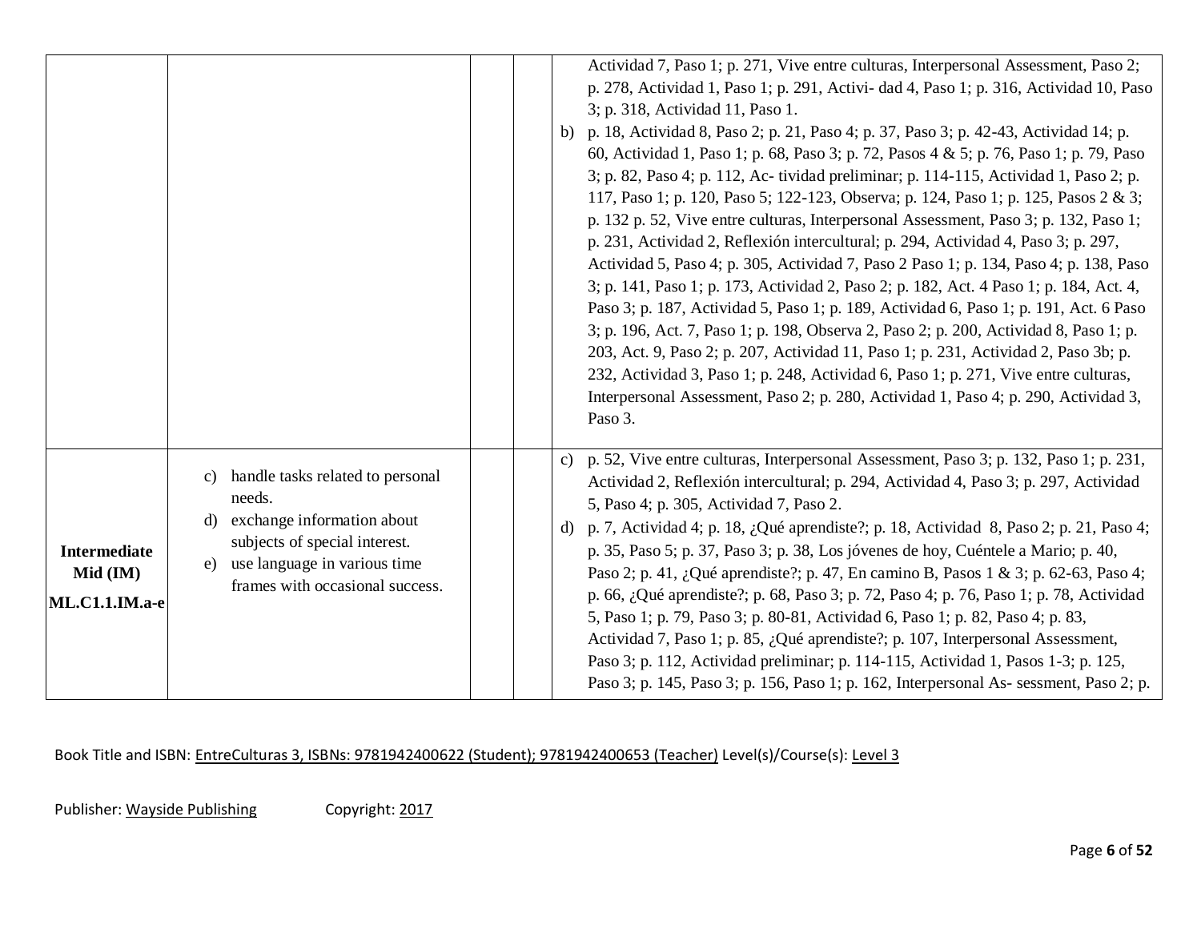| | | | | |
|---|---|---|---|---|
| | | | | Actividad 7, Paso 1; p. 271, Vive entre culturas, Interpersonal Assessment, Paso 2; p. 278, Actividad 1, Paso 1; p. 291, Activi- dad 4, Paso 1; p. 316, Actividad 10, Paso 3; p. 318, Actividad 11, Paso 1.<br>b) p. 18, Actividad 8, Paso 2; p. 21, Paso 4; p. 37, Paso 3; p. 42-43, Actividad 14; p. 60, Actividad 1, Paso 1; p. 68, Paso 3; p. 72, Pasos 4 & 5; p. 76, Paso 1; p. 79, Paso 3; p. 82, Paso 4; p. 112, Ac- tividad preliminar; p. 114-115, Actividad 1, Paso 2; p. 117, Paso 1; p. 120, Paso 5; 122-123, Observa; p. 124, Paso 1; p. 125, Pasos 2 & 3; p. 132 p. 52, Vive entre culturas, Interpersonal Assessment, Paso 3; p. 132, Paso 1; p. 231, Actividad 2, Reflexión intercultural; p. 294, Actividad 4, Paso 3; p. 297, Actividad 5, Paso 4; p. 305, Actividad 7, Paso 2 Paso 1; p. 134, Paso 4; p. 138, Paso 3; p. 141, Paso 1; p. 173, Actividad 2, Paso 2; p. 182, Act. 4 Paso 1; p. 184, Act. 4, Paso 3; p. 187, Actividad 5, Paso 1; p. 189, Actividad 6, Paso 1; p. 191, Act. 6 Paso 3; p. 196, Act. 7, Paso 1; p. 198, Observa 2, Paso 2; p. 200, Actividad 8, Paso 1; p. 203, Act. 9, Paso 2; p. 207, Actividad 11, Paso 1; p. 231, Actividad 2, Paso 3b; p. 232, Actividad 3, Paso 1; p. 248, Actividad 6, Paso 1; p. 271, Vive entre culturas, Interpersonal Assessment, Paso 2; p. 280, Actividad 1, Paso 4; p. 290, Actividad 3, Paso 3. |
| **Intermediate Mid (IM)**<br>**ML.C1.1.IM.a-e** | c) handle tasks related to personal needs.<br>d) exchange information about subjects of special interest.<br>e) use language in various time frames with occasional success. | | | c) p. 52, Vive entre culturas, Interpersonal Assessment, Paso 3; p. 132, Paso 1; p. 231, Actividad 2, Reflexión intercultural; p. 294, Actividad 4, Paso 3; p. 297, Actividad 5, Paso 4; p. 305, Actividad 7, Paso 2.<br>d) p. 7, Actividad 4; p. 18, ¿Qué aprendiste?; p. 18, Actividad 8, Paso 2; p. 21, Paso 4; p. 35, Paso 5; p. 37, Paso 3; p. 38, Los jóvenes de hoy, Cuéntele a Mario; p. 40, Paso 2; p. 41, ¿Qué aprendiste?; p. 47, En camino B, Pasos 1 & 3; p. 62-63, Paso 4; p. 66, ¿Qué aprendiste?; p. 68, Paso 3; p. 72, Paso 4; p. 76, Paso 1; p. 78, Actividad 5, Paso 1; p. 79, Paso 3; p. 80-81, Actividad 6, Paso 1; p. 82, Paso 4; p. 83, Actividad 7, Paso 1; p. 85, ¿Qué aprendiste?; p. 107, Interpersonal Assessment, Paso 3; p. 112, Actividad preliminar; p. 114-115, Actividad 1, Pasos 1-3; p. 125, Paso 3; p. 145, Paso 3; p. 156, Paso 1; p. 162, Interpersonal As- sessment, Paso 2; p. |

Book Title and ISBN: EntreCulturas 3, ISBNs: 9781942400622 (Student); 9781942400653 (Teacher) Level(s)/Course(s): Level 3

Publisher: Wayside Publishing Copyright: 2017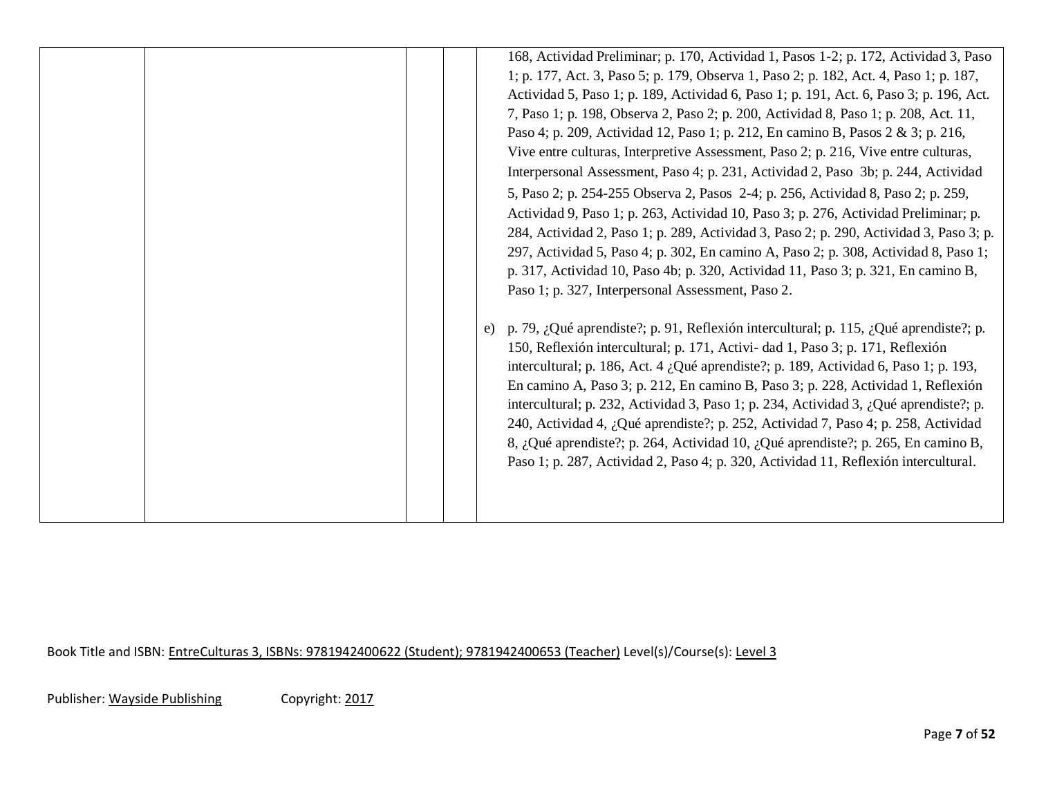| | | | | |
|---|---|---|---|---|
| | | | | 168, Actividad Preliminar; p. 170, Actividad 1, Pasos 1-2; p. 172, Actividad 3, Paso 1; p. 177, Act. 3, Paso 5; p. 179, Observa 1, Paso 2; p. 182, Act. 4, Paso 1; p. 187, Actividad 5, Paso 1; p. 189, Actividad 6, Paso 1; p. 191, Act. 6, Paso 3; p. 196, Act. 7, Paso 1; p. 198, Observa 2, Paso 2; p. 200, Actividad 8, Paso 1; p. 208, Act. 11, Paso 4; p. 209, Actividad 12, Paso 1; p. 212, En camino B, Pasos 2 & 3; p. 216, Vive entre culturas, Interpretive Assessment, Paso 2; p. 216, Vive entre culturas, Interpersonal Assessment, Paso 4; p. 231, Actividad 2, Paso 3b; p. 244, Actividad 5, Paso 2; p. 254-255 Observa 2, Pasos 2-4; p. 256, Actividad 8, Paso 2; p. 259, Actividad 9, Paso 1; p. 263, Actividad 10, Paso 3; p. 276, Actividad Preliminar; p. 284, Actividad 2, Paso 1; p. 289, Actividad 3, Paso 2; p. 290, Actividad 3, Paso 3; p. 297, Actividad 5, Paso 4; p. 302, En camino A, Paso 2; p. 308, Actividad 8, Paso 1; p. 317, Actividad 10, Paso 4b; p. 320, Actividad 11, Paso 3; p. 321, En camino B, Paso 1; p. 327, Interpersonal Assessment, Paso 2.<br><br>e) p. 79, ¿Qué aprendiste?; p. 91, Reflexión intercultural; p. 115, ¿Qué aprendiste?; p. 150, Reflexión intercultural; p. 171, Activi- dad 1, Paso 3; p. 171, Reflexión intercultural; p. 186, Act. 4 ¿Qué aprendiste?; p. 189, Actividad 6, Paso 1; p. 193, En camino A, Paso 3; p. 212, En camino B, Paso 3; p. 228, Actividad 1, Reflexión intercultural; p. 232, Actividad 3, Paso 1; p. 234, Actividad 3, ¿Qué aprendiste?; p. 240, Actividad 4, ¿Qué aprendiste?; p. 252, Actividad 7, Paso 4; p. 258, Actividad 8, ¿Qué aprendiste?; p. 264, Actividad 10, ¿Qué aprendiste?; p. 265, En camino B, Paso 1; p. 287, Actividad 2, Paso 4; p. 320, Actividad 11, Reflexión intercultural. |

Book Title and ISBN: EntreCulturas 3, ISBNs: 9781942400622 (Student); 9781942400653 (Teacher) Level(s)/Course(s): Level 3

Publisher: Wayside Publishing Copyright: 2017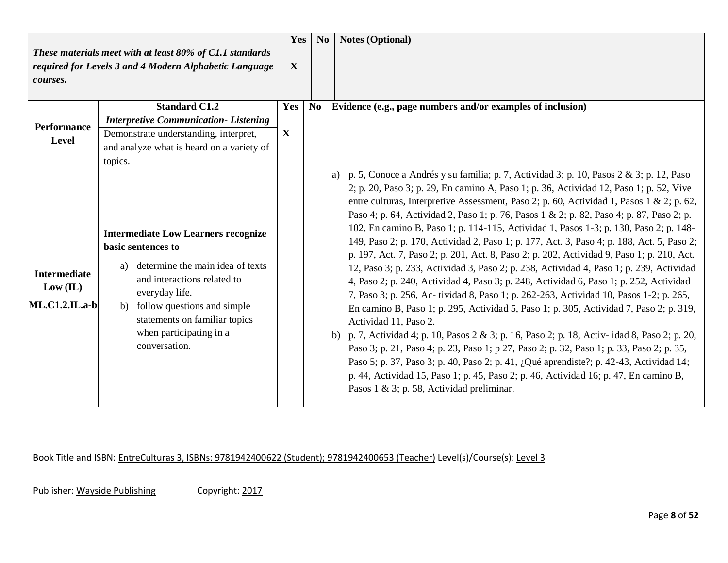| *These materials meet with at least 80% of C1.1 standards required for Levels 3 and 4 Modern Alphabetic Language courses.* | Yes | No | Notes (Optional) |
|---|---|---|---|
| | **X** | | |

| Performance Level | **Standard C1.2** *Interpretive Communication- Listening* Demonstrate understanding, interpret, and analyze what is heard on a variety of topics. | Yes | No | Evidence (e.g., page numbers and/or examples of inclusion) |
|---|---|---|---|---|
| | | **X** | | |
| **Intermediate Low (IL)** **ML.C1.2.IL.a-b** | **Intermediate Low Learners recognize basic sentences to** a) determine the main idea of texts and interactions related to everyday life. b) follow questions and simple statements on familiar topics when participating in a conversation. | | | a) p. 5, Conoce a Andrés y su familia; p. 7, Actividad 3; p. 10, Pasos 2 & 3; p. 12, Paso 2; p. 20, Paso 3; p. 29, En camino A, Paso 1; p. 36, Actividad 12, Paso 1; p. 52, Vive entre culturas, Interpretive Assessment, Paso 2; p. 60, Actividad 1, Pasos 1 & 2; p. 62, Paso 4; p. 64, Actividad 2, Paso 1; p. 76, Pasos 1 & 2; p. 82, Paso 4; p. 87, Paso 2; p. 102, En camino B, Paso 1; p. 114-115, Actividad 1, Pasos 1-3; p. 130, Paso 2; p. 148-149, Paso 2; p. 170, Actividad 2, Paso 1; p. 177, Act. 3, Paso 4; p. 188, Act. 5, Paso 2; p. 197, Act. 7, Paso 2; p. 201, Act. 8, Paso 2; p. 202, Actividad 9, Paso 1; p. 210, Act. 12, Paso 3; p. 233, Actividad 3, Paso 2; p. 238, Actividad 4, Paso 1; p. 239, Actividad 4, Paso 2; p. 240, Actividad 4, Paso 3; p. 248, Actividad 6, Paso 1; p. 252, Actividad 7, Paso 3; p. 256, Ac- tividad 8, Paso 1; p. 262-263, Actividad 10, Pasos 1-2; p. 265, En camino B, Paso 1; p. 295, Actividad 5, Paso 1; p. 305, Actividad 7, Paso 2; p. 319, Actividad 11, Paso 2. b) p. 7, Actividad 4; p. 10, Pasos 2 & 3; p. 16, Paso 2; p. 18, Activ- idad 8, Paso 2; p. 20, Paso 3; p. 21, Paso 4; p. 23, Paso 1; p 27, Paso 2; p. 32, Paso 1; p. 33, Paso 2; p. 35, Paso 5; p. 37, Paso 3; p. 40, Paso 2; p. 41, ¿Qué aprendiste?; p. 42-43, Actividad 14; p. 44, Actividad 15, Paso 1; p. 45, Paso 2; p. 46, Actividad 16; p. 47, En camino B, Pasos 1 & 3; p. 58, Actividad preliminar. |

Book Title and ISBN: EntreCulturas 3, ISBNs: 9781942400622 (Student); 9781942400653 (Teacher) Level(s)/Course(s): Level 3

Publisher: Wayside Publishing Copyright: 2017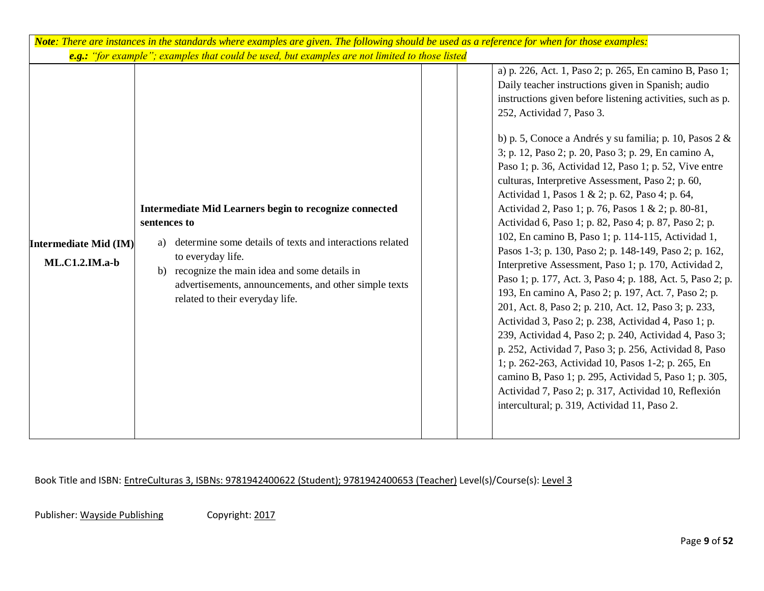***Note**: There are instances in the standards where examples are given. The following should be used as a reference for when for those examples:*

***e.g.:** "for example"; examples that could be used, but examples are not limited to those listed*

| | | | | |
|---|---|---|---|---|
| **Intermediate Mid (IM) ML.C1.2.IM.a-b** | **Intermediate Mid Learners begin to recognize connected sentences to**<br>a) determine some details of texts and interactions related to everyday life.<br>b) recognize the main idea and some details in advertisements, announcements, and other simple texts related to their everyday life. | | | a) p. 226, Act. 1, Paso 2; p. 265, En camino B, Paso 1; Daily teacher instructions given in Spanish; audio instructions given before listening activities, such as p. 252, Actividad 7, Paso 3.<br><br>b) p. 5, Conoce a Andrés y su familia; p. 10, Pasos 2 & 3; p. 12, Paso 2; p. 20, Paso 3; p. 29, En camino A, Paso 1; p. 36, Actividad 12, Paso 1; p. 52, Vive entre culturas, Interpretive Assessment, Paso 2; p. 60, Actividad 1, Pasos 1 & 2; p. 62, Paso 4; p. 64, Actividad 2, Paso 1; p. 76, Pasos 1 & 2; p. 80-81, Actividad 6, Paso 1; p. 82, Paso 4; p. 87, Paso 2; p. 102, En camino B, Paso 1; p. 114-115, Actividad 1, Pasos 1-3; p. 130, Paso 2; p. 148-149, Paso 2; p. 162, Interpretive Assessment, Paso 1; p. 170, Actividad 2, Paso 1; p. 177, Act. 3, Paso 4; p. 188, Act. 5, Paso 2; p. 193, En camino A, Paso 2; p. 197, Act. 7, Paso 2; p. 201, Act. 8, Paso 2; p. 210, Act. 12, Paso 3; p. 233, Actividad 3, Paso 2; p. 238, Actividad 4, Paso 1; p. 239, Actividad 4, Paso 2; p. 240, Actividad 4, Paso 3; p. 252, Actividad 7, Paso 3; p. 256, Actividad 8, Paso 1; p. 262-263, Actividad 10, Pasos 1-2; p. 265, En camino B, Paso 1; p. 295, Actividad 5, Paso 1; p. 305, Actividad 7, Paso 2; p. 317, Actividad 10, Reflexión intercultural; p. 319, Actividad 11, Paso 2. |

Book Title and ISBN: EntreCulturas 3, ISBNs: 9781942400622 (Student); 9781942400653 (Teacher) Level(s)/Course(s): Level 3

Publisher: Wayside Publishing Copyright: 2017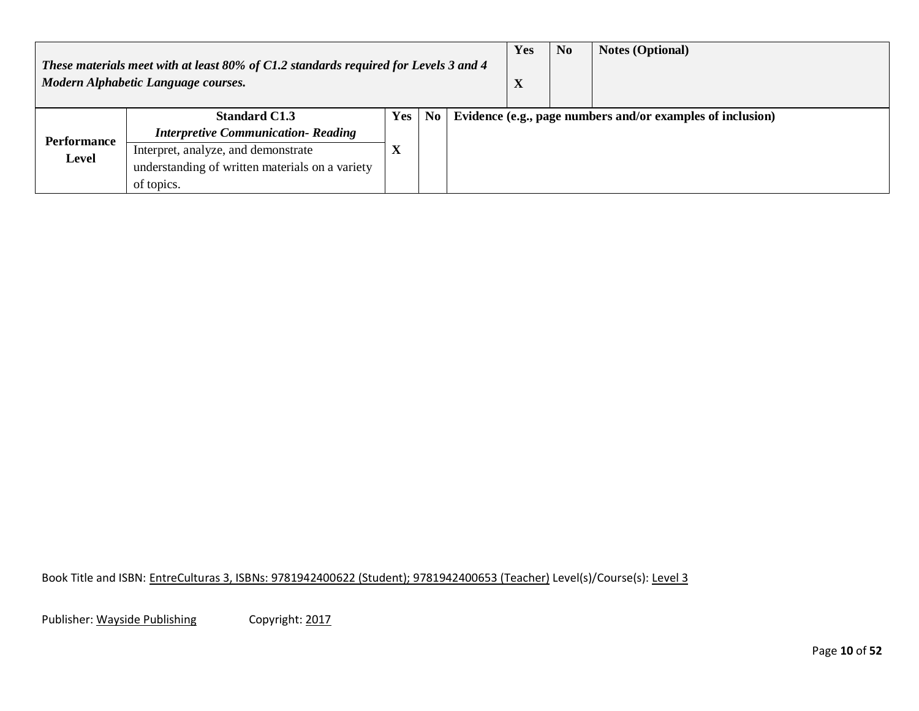| ***These materials meet with at least 80% of C1.2 standards required for Levels 3 and 4 Modern Alphabetic Language courses.*** | **Yes** | **No** | **Notes (Optional)** |
|---|---|---|---|
| | **X** | | |

| **Performance Level** | **Standard C1.3** ***Interpretive Communication- Reading*** | **Yes** | **No** | **Evidence (e.g., page numbers and/or examples of inclusion)** |
|---|---|---|---|---|
| | Interpret, analyze, and demonstrate understanding of written materials on a variety of topics. | **X** | | |

Book Title and ISBN: EntreCulturas 3, ISBNs: 9781942400622 (Student); 9781942400653 (Teacher) Level(s)/Course(s): Level 3

Publisher: Wayside Publishing Copyright: 2017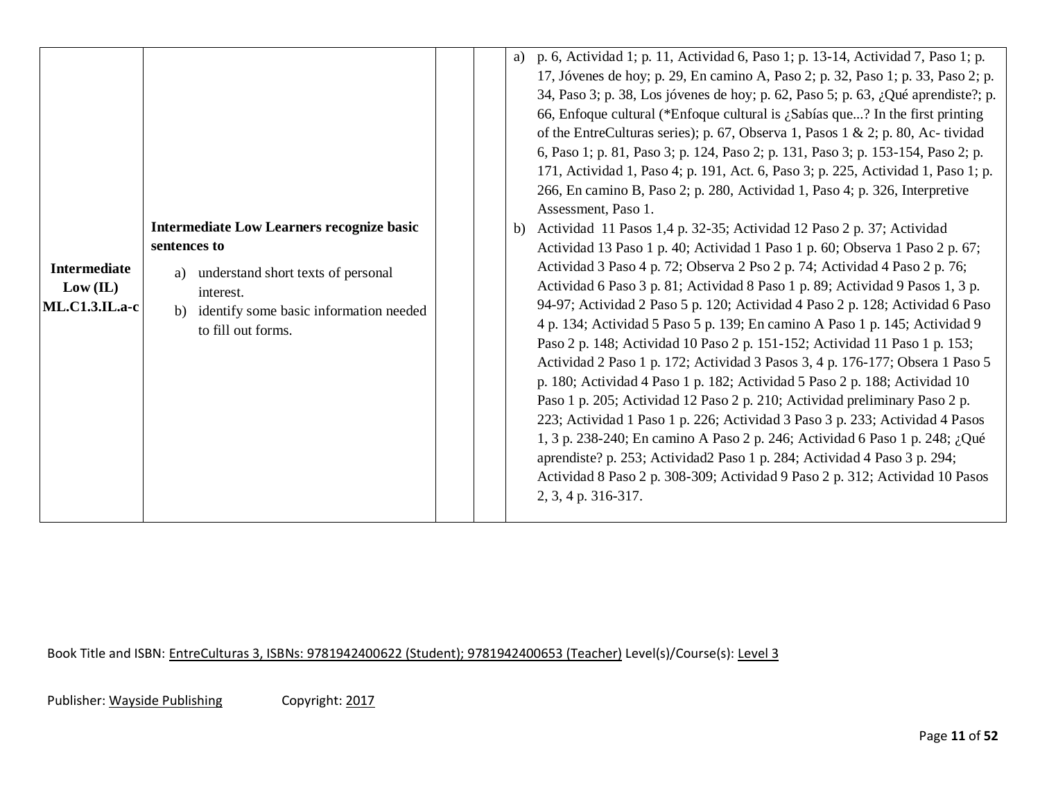| | | | | |
|---|---|---|---|---|
| **Intermediate Low (IL) ML.C1.3.IL.a-c** | **Intermediate Low Learners recognize basic sentences to**<br>a) understand short texts of personal interest.<br>b) identify some basic information needed to fill out forms. | | | a) p. 6, Actividad 1; p. 11, Actividad 6, Paso 1; p. 13-14, Actividad 7, Paso 1; p. 17, Jóvenes de hoy; p. 29, En camino A, Paso 2; p. 32, Paso 1; p. 33, Paso 2; p. 34, Paso 3; p. 38, Los jóvenes de hoy; p. 62, Paso 5; p. 63, ¿Qué aprendiste?; p. 66, Enfoque cultural (*Enfoque cultural is ¿Sabías que...? In the first printing of the EntreCulturas series); p. 67, Observa 1, Pasos 1 & 2; p. 80, Ac- tividad 6, Paso 1; p. 81, Paso 3; p. 124, Paso 2; p. 131, Paso 3; p. 153-154, Paso 2; p. 171, Actividad 1, Paso 4; p. 191, Act. 6, Paso 3; p. 225, Actividad 1, Paso 1; p. 266, En camino B, Paso 2; p. 280, Actividad 1, Paso 4; p. 326, Interpretive Assessment, Paso 1.<br>b) Actividad 11 Pasos 1,4 p. 32-35; Actividad 12 Paso 2 p. 37; Actividad Actividad 13 Paso 1 p. 40; Actividad 1 Paso 1 p. 60; Observa 1 Paso 2 p. 67; Actividad 3 Paso 4 p. 72; Observa 2 Pso 2 p. 74; Actividad 4 Paso 2 p. 76; Actividad 6 Paso 3 p. 81; Actividad 8 Paso 1 p. 89; Actividad 9 Pasos 1, 3 p. 94-97; Actividad 2 Paso 5 p. 120; Actividad 4 Paso 2 p. 128; Actividad 6 Paso 4 p. 134; Actividad 5 Paso 5 p. 139; En camino A Paso 1 p. 145; Actividad 9 Paso 2 p. 148; Actividad 10 Paso 2 p. 151-152; Actividad 11 Paso 1 p. 153; Actividad 2 Paso 1 p. 172; Actividad 3 Pasos 3, 4 p. 176-177; Obsera 1 Paso 5 p. 180; Actividad 4 Paso 1 p. 182; Actividad 5 Paso 2 p. 188; Actividad 10 Paso 1 p. 205; Actividad 12 Paso 2 p. 210; Actividad preliminary Paso 2 p. 223; Actividad 1 Paso 1 p. 226; Actividad 3 Paso 3 p. 233; Actividad 4 Pasos 1, 3 p. 238-240; En camino A Paso 2 p. 246; Actividad 6 Paso 1 p. 248; ¿Qué aprendiste? p. 253; Actividad2 Paso 1 p. 284; Actividad 4 Paso 3 p. 294; Actividad 8 Paso 2 p. 308-309; Actividad 9 Paso 2 p. 312; Actividad 10 Pasos 2, 3, 4 p. 316-317. |

Book Title and ISBN: EntreCulturas 3, ISBNs: 9781942400622 (Student); 9781942400653 (Teacher) Level(s)/Course(s): Level 3

Publisher: Wayside Publishing Copyright: 2017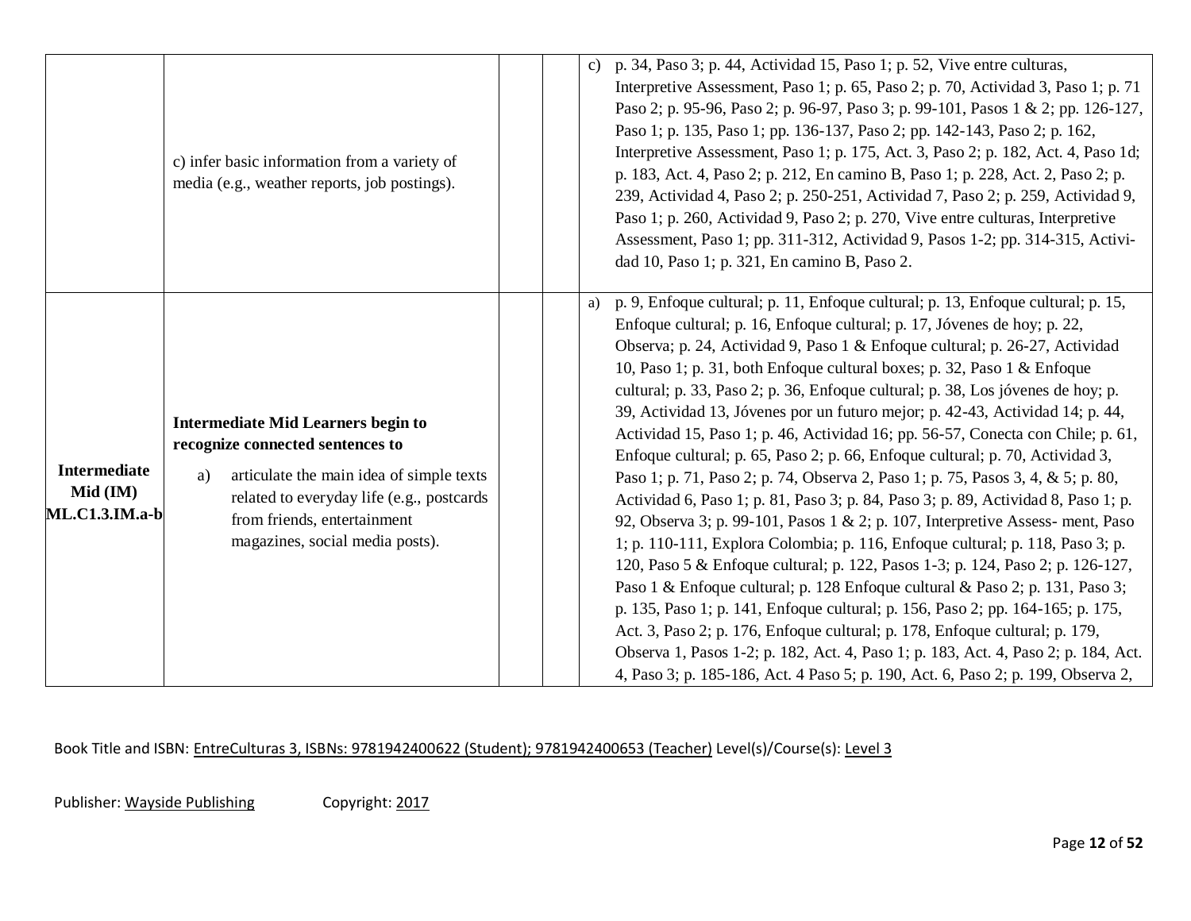| | | | | |
|---|---|---|---|---|
| | c) infer basic information from a variety of media (e.g., weather reports, job postings). | | | c) p. 34, Paso 3; p. 44, Actividad 15, Paso 1; p. 52, Vive entre culturas, Interpretive Assessment, Paso 1; p. 65, Paso 2; p. 70, Actividad 3, Paso 1; p. 71 Paso 2; p. 95-96, Paso 2; p. 96-97, Paso 3; p. 99-101, Pasos 1 & 2; pp. 126-127, Paso 1; p. 135, Paso 1; pp. 136-137, Paso 2; pp. 142-143, Paso 2; p. 162, Interpretive Assessment, Paso 1; p. 175, Act. 3, Paso 2; p. 182, Act. 4, Paso 1d; p. 183, Act. 4, Paso 2; p. 212, En camino B, Paso 1; p. 228, Act. 2, Paso 2; p. 239, Actividad 4, Paso 2; p. 250-251, Actividad 7, Paso 2; p. 259, Actividad 9, Paso 1; p. 260, Actividad 9, Paso 2; p. 270, Vive entre culturas, Interpretive Assessment, Paso 1; pp. 311-312, Actividad 9, Pasos 1-2; pp. 314-315, Actividad 10, Paso 1; p. 321, En camino B, Paso 2. |
| **Intermediate Mid (IM) ML.C1.3.IM.a-b** | **Intermediate Mid Learners begin to recognize connected sentences to** a) articulate the main idea of simple texts related to everyday life (e.g., postcards from friends, entertainment magazines, social media posts). | | | a) p. 9, Enfoque cultural; p. 11, Enfoque cultural; p. 13, Enfoque cultural; p. 15, Enfoque cultural; p. 16, Enfoque cultural; p. 17, Jóvenes de hoy; p. 22, Observa; p. 24, Actividad 9, Paso 1 & Enfoque cultural; p. 26-27, Actividad 10, Paso 1; p. 31, both Enfoque cultural boxes; p. 32, Paso 1 & Enfoque cultural; p. 33, Paso 2; p. 36, Enfoque cultural; p. 38, Los jóvenes de hoy; p. 39, Actividad 13, Jóvenes por un futuro mejor; p. 42-43, Actividad 14; p. 44, Actividad 15, Paso 1; p. 46, Actividad 16; pp. 56-57, Conecta con Chile; p. 61, Enfoque cultural; p. 65, Paso 2; p. 66, Enfoque cultural; p. 70, Actividad 3, Paso 1; p. 71, Paso 2; p. 74, Observa 2, Paso 1; p. 75, Pasos 3, 4, & 5; p. 80, Actividad 6, Paso 1; p. 81, Paso 3; p. 84, Paso 3; p. 89, Actividad 8, Paso 1; p. 92, Observa 3; p. 99-101, Pasos 1 & 2; p. 107, Interpretive Assess- ment, Paso 1; p. 110-111, Explora Colombia; p. 116, Enfoque cultural; p. 118, Paso 3; p. 120, Paso 5 & Enfoque cultural; p. 122, Pasos 1-3; p. 124, Paso 2; p. 126-127, Paso 1 & Enfoque cultural; p. 128 Enfoque cultural & Paso 2; p. 131, Paso 3; p. 135, Paso 1; p. 141, Enfoque cultural; p. 156, Paso 2; pp. 164-165; p. 175, Act. 3, Paso 2; p. 176, Enfoque cultural; p. 178, Enfoque cultural; p. 179, Observa 1, Pasos 1-2; p. 182, Act. 4, Paso 1; p. 183, Act. 4, Paso 2; p. 184, Act. 4, Paso 3; p. 185-186, Act. 4 Paso 5; p. 190, Act. 6, Paso 2; p. 199, Observa 2, |

Book Title and ISBN: EntreCulturas 3, ISBNs: 9781942400622 (Student); 9781942400653 (Teacher) Level(s)/Course(s): Level 3

Publisher: Wayside Publishing Copyright: 2017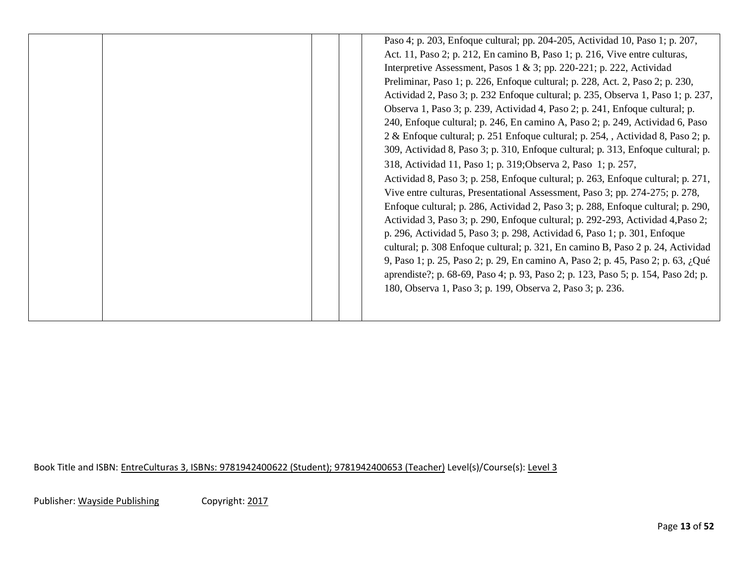| | | | | |
|---|---|---|---|---|
| | | | | Paso 4; p. 203, Enfoque cultural; pp. 204-205, Actividad 10, Paso 1; p. 207, Act. 11, Paso 2; p. 212, En camino B, Paso 1; p. 216, Vive entre culturas, Interpretive Assessment, Pasos 1 & 3; pp. 220-221; p. 222, Actividad Preliminar, Paso 1; p. 226, Enfoque cultural; p. 228, Act. 2, Paso 2; p. 230, Actividad 2, Paso 3; p. 232 Enfoque cultural; p. 235, Observa 1, Paso 1; p. 237, Observa 1, Paso 3; p. 239, Actividad 4, Paso 2; p. 241, Enfoque cultural; p. 240, Enfoque cultural; p. 246, En camino A, Paso 2; p. 249, Actividad 6, Paso 2 & Enfoque cultural; p. 251 Enfoque cultural; p. 254, , Actividad 8, Paso 2; p. 309, Actividad 8, Paso 3; p. 310, Enfoque cultural; p. 313, Enfoque cultural; p. 318, Actividad 11, Paso 1; p. 319;Observa 2, Paso 1; p. 257, Actividad 8, Paso 3; p. 258, Enfoque cultural; p. 263, Enfoque cultural; p. 271, Vive entre culturas, Presentational Assessment, Paso 3; pp. 274-275; p. 278, Enfoque cultural; p. 286, Actividad 2, Paso 3; p. 288, Enfoque cultural; p. 290, Actividad 3, Paso 3; p. 290, Enfoque cultural; p. 292-293, Actividad 4,Paso 2; p. 296, Actividad 5, Paso 3; p. 298, Actividad 6, Paso 1; p. 301, Enfoque cultural; p. 308 Enfoque cultural; p. 321, En camino B, Paso 2 p. 24, Actividad 9, Paso 1; p. 25, Paso 2; p. 29, En camino A, Paso 2; p. 45, Paso 2; p. 63, ¿Qué aprendiste?; p. 68-69, Paso 4; p. 93, Paso 2; p. 123, Paso 5; p. 154, Paso 2d; p. 180, Observa 1, Paso 3; p. 199, Observa 2, Paso 3; p. 236. |

Book Title and ISBN: EntreCulturas 3, ISBNs: 9781942400622 (Student); 9781942400653 (Teacher) Level(s)/Course(s): Level 3

Publisher: Wayside Publishing Copyright: 2017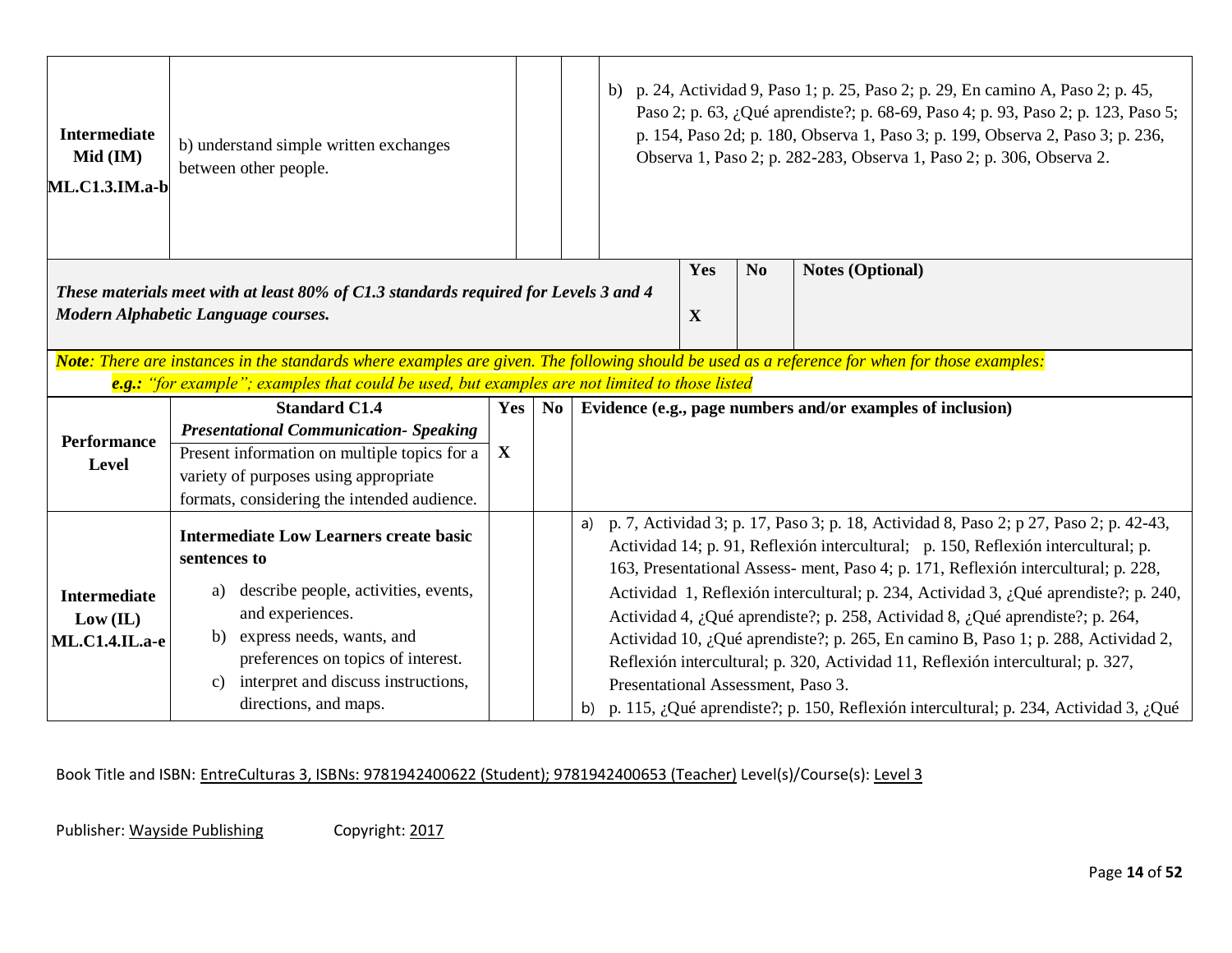| | | | | |
|---|---|---|---|---|
| **Intermediate Mid (IM) ML.C1.3.IM.a-b** | b) understand simple written exchanges between other people. | | | b) p. 24, Actividad 9, Paso 1; p. 25, Paso 2; p. 29, En camino A, Paso 2; p. 45, Paso 2; p. 63, ¿Qué aprendiste?; p. 68-69, Paso 4; p. 93, Paso 2; p. 123, Paso 5; p. 154, Paso 2d; p. 180, Observa 1, Paso 3; p. 199, Observa 2, Paso 3; p. 236, Observa 1, Paso 2; p. 282-283, Observa 1, Paso 2; p. 306, Observa 2. |

| | Yes | No | Notes (Optional) |
|---|---|---|---|
| ***These materials meet with at least 80% of C1.3 standards required for Levels 3 and 4 Modern Alphabetic Language courses.*** | **X** | | |

***Note**: There are instances in the standards where examples are given. The following should be used as a reference for when for those examples:*
***e.g.:** "for example"; examples that could be used, but examples are not limited to those listed*

| Performance Level | **Standard C1.4** ***Presentational Communication- Speaking*** Present information on multiple topics for a variety of purposes using appropriate formats, considering the intended audience. | Yes | No | Evidence (e.g., page numbers and/or examples of inclusion) |
|---|---|---|---|---|
| | | **X** | | |
| **Intermediate Low (IL) ML.C1.4.IL.a-e** | **Intermediate Low Learners create basic sentences to** a) describe people, activities, events, and experiences. b) express needs, wants, and preferences on topics of interest. c) interpret and discuss instructions, directions, and maps. | | | a) p. 7, Actividad 3; p. 17, Paso 3; p. 18, Actividad 8, Paso 2; p 27, Paso 2; p. 42-43, Actividad 14; p. 91, Reflexión intercultural; p. 150, Reflexión intercultural; p. 163, Presentational Assess- ment, Paso 4; p. 171, Reflexión intercultural; p. 228, Actividad 1, Reflexión intercultural; p. 234, Actividad 3, ¿Qué aprendiste?; p. 240, Actividad 4, ¿Qué aprendiste?; p. 258, Actividad 8, ¿Qué aprendiste?; p. 264, Actividad 10, ¿Qué aprendiste?; p. 265, En camino B, Paso 1; p. 288, Actividad 2, Reflexión intercultural; p. 320, Actividad 11, Reflexión intercultural; p. 327, Presentational Assessment, Paso 3. b) p. 115, ¿Qué aprendiste?; p. 150, Reflexión intercultural; p. 234, Actividad 3, ¿Qué |

Book Title and ISBN: EntreCulturas 3, ISBNs: 9781942400622 (Student); 9781942400653 (Teacher) Level(s)/Course(s): Level 3

Publisher: Wayside Publishing Copyright: 2017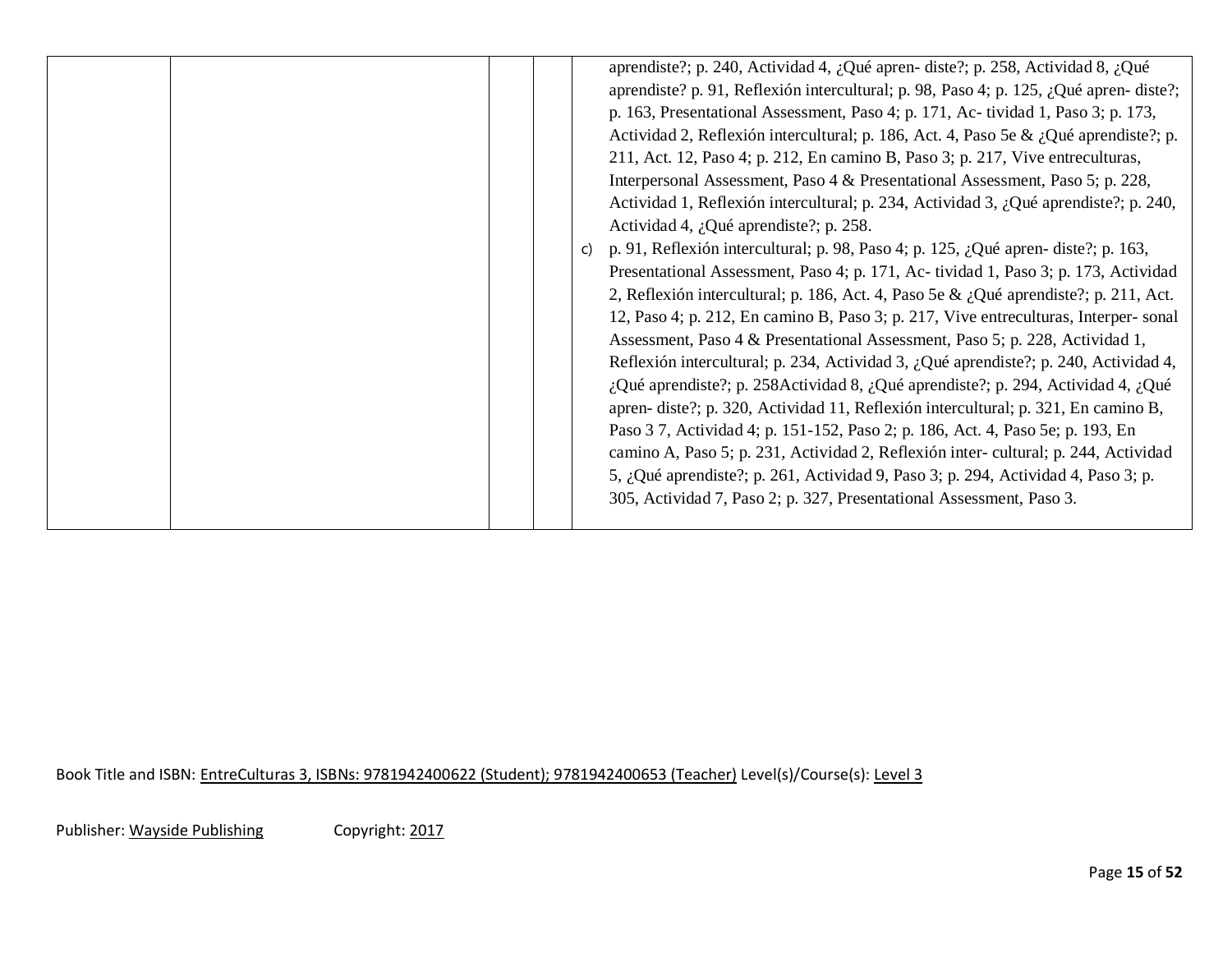| | | | | aprendiste?; p. 240, Actividad 4, ¿Qué apren- diste?; p. 258, Actividad 8, ¿Qué aprendiste? p. 91, Reflexión intercultural; p. 98, Paso 4; p. 125, ¿Qué apren- diste?; p. 163, Presentational Assessment, Paso 4; p. 171, Ac- tividad 1, Paso 3; p. 173, Actividad 2, Reflexión intercultural; p. 186, Act. 4, Paso 5e & ¿Qué aprendiste?; p. 211, Act. 12, Paso 4; p. 212, En camino B, Paso 3; p. 217, Vive entreculturas, Interpersonal Assessment, Paso 4 & Presentational Assessment, Paso 5; p. 228, Actividad 1, Reflexión intercultural; p. 234, Actividad 3, ¿Qué aprendiste?; p. 240, Actividad 4, ¿Qué aprendiste?; p. 258.<br>c) p. 91, Reflexión intercultural; p. 98, Paso 4; p. 125, ¿Qué apren- diste?; p. 163, Presentational Assessment, Paso 4; p. 171, Ac- tividad 1, Paso 3; p. 173, Actividad 2, Reflexión intercultural; p. 186, Act. 4, Paso 5e & ¿Qué aprendiste?; p. 211, Act. 12, Paso 4; p. 212, En camino B, Paso 3; p. 217, Vive entreculturas, Interper- sonal Assessment, Paso 4 & Presentational Assessment, Paso 5; p. 228, Actividad 1, Reflexión intercultural; p. 234, Actividad 3, ¿Qué aprendiste?; p. 240, Actividad 4, ¿Qué aprendiste?; p. 258Actividad 8, ¿Qué aprendiste?; p. 294, Actividad 4, ¿Qué apren- diste?; p. 320, Actividad 11, Reflexión intercultural; p. 321, En camino B, Paso 3 7, Actividad 4; p. 151-152, Paso 2; p. 186, Act. 4, Paso 5e; p. 193, En camino A, Paso 5; p. 231, Actividad 2, Reflexión inter- cultural; p. 244, Actividad 5, ¿Qué aprendiste?; p. 261, Actividad 9, Paso 3; p. 294, Actividad 4, Paso 3; p. 305, Actividad 7, Paso 2; p. 327, Presentational Assessment, Paso 3. |
|---|---|---|---|---|

Book Title and ISBN: EntreCulturas 3, ISBNs: 9781942400622 (Student); 9781942400653 (Teacher) Level(s)/Course(s): Level 3

Publisher: Wayside Publishing Copyright: 2017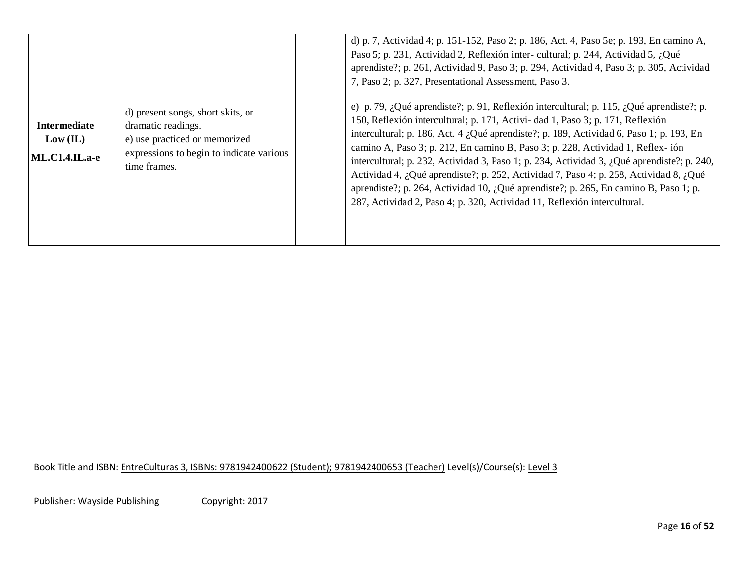| | | | | |
|---|---|---|---|---|
| **Intermediate Low (IL)**<br>**ML.C1.4.IL.a-e** | d) present songs, short skits, or dramatic readings.<br>e) use practiced or memorized expressions to begin to indicate various time frames. | | | d) p. 7, Actividad 4; p. 151-152, Paso 2; p. 186, Act. 4, Paso 5e; p. 193, En camino A, Paso 5; p. 231, Actividad 2, Reflexión inter- cultural; p. 244, Actividad 5, ¿Qué aprendiste?; p. 261, Actividad 9, Paso 3; p. 294, Actividad 4, Paso 3; p. 305, Actividad 7, Paso 2; p. 327, Presentational Assessment, Paso 3.<br><br>e) p. 79, ¿Qué aprendiste?; p. 91, Reflexión intercultural; p. 115, ¿Qué aprendiste?; p. 150, Reflexión intercultural; p. 171, Activi- dad 1, Paso 3; p. 171, Reflexión intercultural; p. 186, Act. 4 ¿Qué aprendiste?; p. 189, Actividad 6, Paso 1; p. 193, En camino A, Paso 3; p. 212, En camino B, Paso 3; p. 228, Actividad 1, Reflex- ión intercultural; p. 232, Actividad 3, Paso 1; p. 234, Actividad 3, ¿Qué aprendiste?; p. 240, Actividad 4, ¿Qué aprendiste?; p. 252, Actividad 7, Paso 4; p. 258, Actividad 8, ¿Qué aprendiste?; p. 264, Actividad 10, ¿Qué aprendiste?; p. 265, En camino B, Paso 1; p. 287, Actividad 2, Paso 4; p. 320, Actividad 11, Reflexión intercultural. |

Book Title and ISBN: EntreCulturas 3, ISBNs: 9781942400622 (Student); 9781942400653 (Teacher) Level(s)/Course(s): Level 3

Publisher: Wayside Publishing Copyright: 2017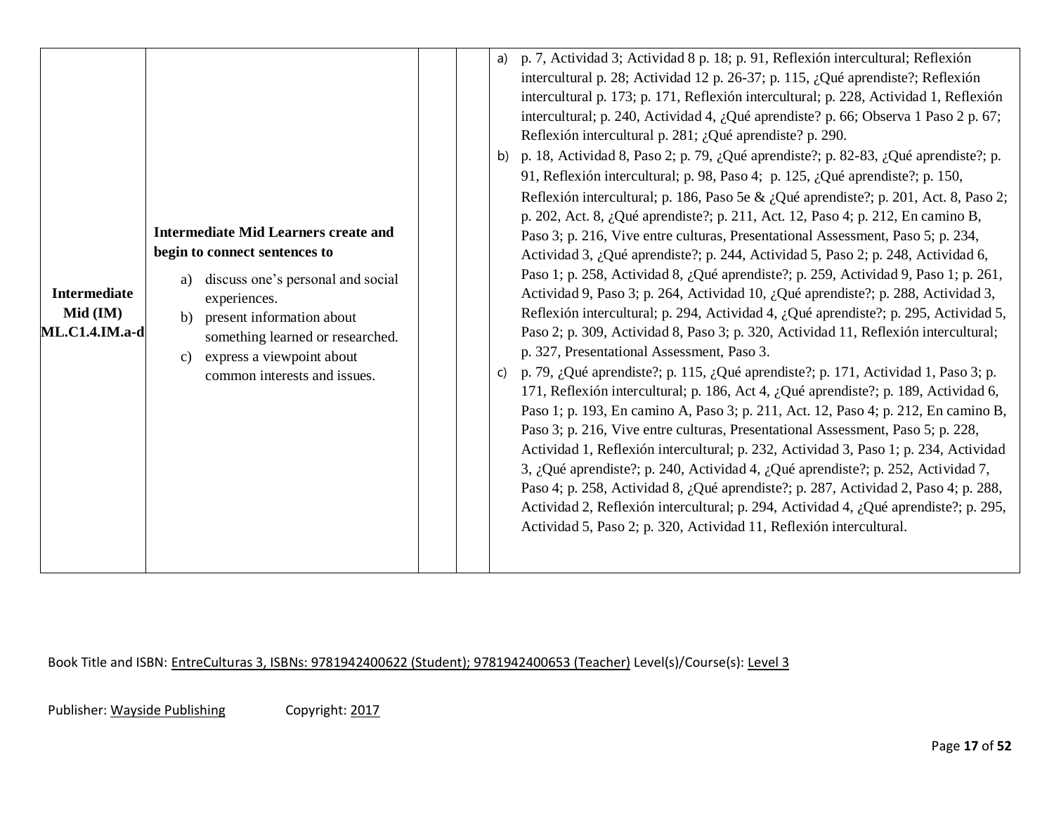| | | | | |
|---|---|---|---|---|
| **Intermediate Mid (IM) ML.C1.4.IM.a-d** | **Intermediate Mid Learners create and begin to connect sentences to**<br>a) discuss one's personal and social experiences.<br>b) present information about something learned or researched.<br>c) express a viewpoint about common interests and issues. | | | a) p. 7, Actividad 3; Actividad 8 p. 18; p. 91, Reflexión intercultural; Reflexión intercultural p. 28; Actividad 12 p. 26-37; p. 115, ¿Qué aprendiste?; Reflexión intercultural p. 173; p. 171, Reflexión intercultural; p. 228, Actividad 1, Reflexión intercultural; p. 240, Actividad 4, ¿Qué aprendiste? p. 66; Observa 1 Paso 2 p. 67; Reflexión intercultural p. 281; ¿Qué aprendiste? p. 290.<br>b) p. 18, Actividad 8, Paso 2; p. 79, ¿Qué aprendiste?; p. 82-83, ¿Qué aprendiste?; p. 91, Reflexión intercultural; p. 98, Paso 4; p. 125, ¿Qué aprendiste?; p. 150, Reflexión intercultural; p. 186, Paso 5e & ¿Qué aprendiste?; p. 201, Act. 8, Paso 2; p. 202, Act. 8, ¿Qué aprendiste?; p. 211, Act. 12, Paso 4; p. 212, En camino B, Paso 3; p. 216, Vive entre culturas, Presentational Assessment, Paso 5; p. 234, Actividad 3, ¿Qué aprendiste?; p. 244, Actividad 5, Paso 2; p. 248, Actividad 6, Paso 1; p. 258, Actividad 8, ¿Qué aprendiste?; p. 259, Actividad 9, Paso 1; p. 261, Actividad 9, Paso 3; p. 264, Actividad 10, ¿Qué aprendiste?; p. 288, Actividad 3, Reflexión intercultural; p. 294, Actividad 4, ¿Qué aprendiste?; p. 295, Actividad 5, Paso 2; p. 309, Actividad 8, Paso 3; p. 320, Actividad 11, Reflexión intercultural; p. 327, Presentational Assessment, Paso 3.<br>c) p. 79, ¿Qué aprendiste?; p. 115, ¿Qué aprendiste?; p. 171, Actividad 1, Paso 3; p. 171, Reflexión intercultural; p. 186, Act 4, ¿Qué aprendiste?; p. 189, Actividad 6, Paso 1; p. 193, En camino A, Paso 3; p. 211, Act. 12, Paso 4; p. 212, En camino B, Paso 3; p. 216, Vive entre culturas, Presentational Assessment, Paso 5; p. 228, Actividad 1, Reflexión intercultural; p. 232, Actividad 3, Paso 1; p. 234, Actividad 3, ¿Qué aprendiste?; p. 240, Actividad 4, ¿Qué aprendiste?; p. 252, Actividad 7, Paso 4; p. 258, Actividad 8, ¿Qué aprendiste?; p. 287, Actividad 2, Paso 4; p. 288, Actividad 2, Reflexión intercultural; p. 294, Actividad 4, ¿Qué aprendiste?; p. 295, Actividad 5, Paso 2; p. 320, Actividad 11, Reflexión intercultural. |

Book Title and ISBN: EntreCulturas 3, ISBNs: 9781942400622 (Student); 9781942400653 (Teacher) Level(s)/Course(s): Level 3

Publisher: Wayside Publishing Copyright: 2017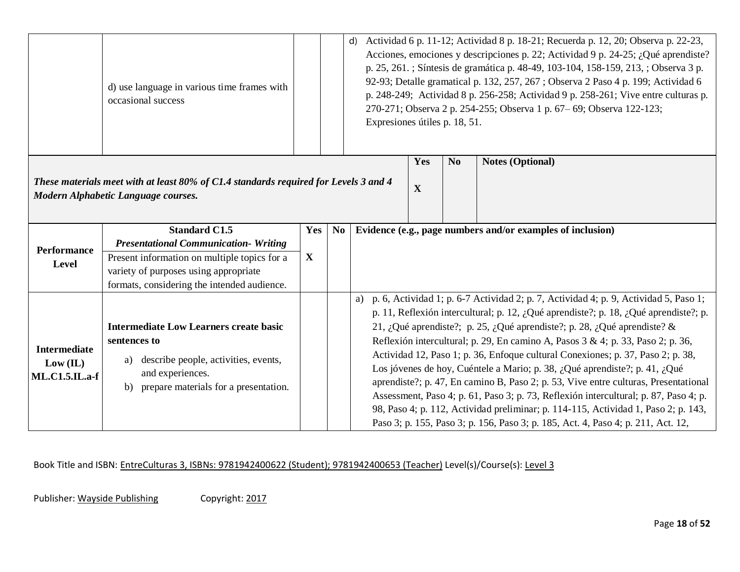| | | | | |
|---|---|---|---|---|
| | d) use language in various time frames with occasional success | | | d) Actividad 6 p. 11-12; Actividad 8 p. 18-21; Recuerda p. 12, 20; Observa p. 22-23, Acciones, emociones y descripciones p. 22; Actividad 9 p. 24-25; ¿Qué aprendiste? p. 25, 261. ; Síntesis de gramática p. 48-49, 103-104, 158-159, 213, ; Observa 3 p. 92-93; Detalle gramatical p. 132, 257, 267 ; Observa 2 Paso 4 p. 199; Actividad 6 p. 248-249; Actividad 8 p. 256-258; Actividad 9 p. 258-261; Vive entre culturas p. 270-271; Observa 2 p. 254-255; Observa 1 p. 67– 69; Observa 122-123; Expresiones útiles p. 18, 51. |

| | Yes | No | Notes (Optional) |
|---|---|---|---|
| ***These materials meet with at least 80% of C1.4 standards required for Levels 3 and 4 Modern Alphabetic Language courses.*** | X | | |

| Performance Level | **Standard C1.5** ***Presentational Communication- Writing*** Present information on multiple topics for a variety of purposes using appropriate formats, considering the intended audience. | Yes | No | Evidence (e.g., page numbers and/or examples of inclusion) |
|---|---|---|---|---|
| | | X | | |
| **Intermediate Low (IL) ML.C1.5.IL.a-f** | **Intermediate Low Learners create basic sentences to** a) describe people, activities, events, and experiences. b) prepare materials for a presentation. | | | a) p. 6, Actividad 1; p. 6-7 Actividad 2; p. 7, Actividad 4; p. 9, Actividad 5, Paso 1; p. 11, Reflexión intercultural; p. 12, ¿Qué aprendiste?; p. 18, ¿Qué aprendiste?; p. 21, ¿Qué aprendiste?; p. 25, ¿Qué aprendiste?; p. 28, ¿Qué aprendiste? & Reflexión intercultural; p. 29, En camino A, Pasos 3 & 4; p. 33, Paso 2; p. 36, Actividad 12, Paso 1; p. 36, Enfoque cultural Conexiones; p. 37, Paso 2; p. 38, Los jóvenes de hoy, Cuéntele a Mario; p. 38, ¿Qué aprendiste?; p. 41, ¿Qué aprendiste?; p. 47, En camino B, Paso 2; p. 53, Vive entre culturas, Presentational Assessment, Paso 4; p. 61, Paso 3; p. 73, Reflexión intercultural; p. 87, Paso 4; p. 98, Paso 4; p. 112, Actividad preliminar; p. 114-115, Actividad 1, Paso 2; p. 143, Paso 3; p. 155, Paso 3; p. 156, Paso 3; p. 185, Act. 4, Paso 4; p. 211, Act. 12, |

Book Title and ISBN: EntreCulturas 3, ISBNs: 9781942400622 (Student); 9781942400653 (Teacher) Level(s)/Course(s): Level 3

Publisher: Wayside Publishing Copyright: 2017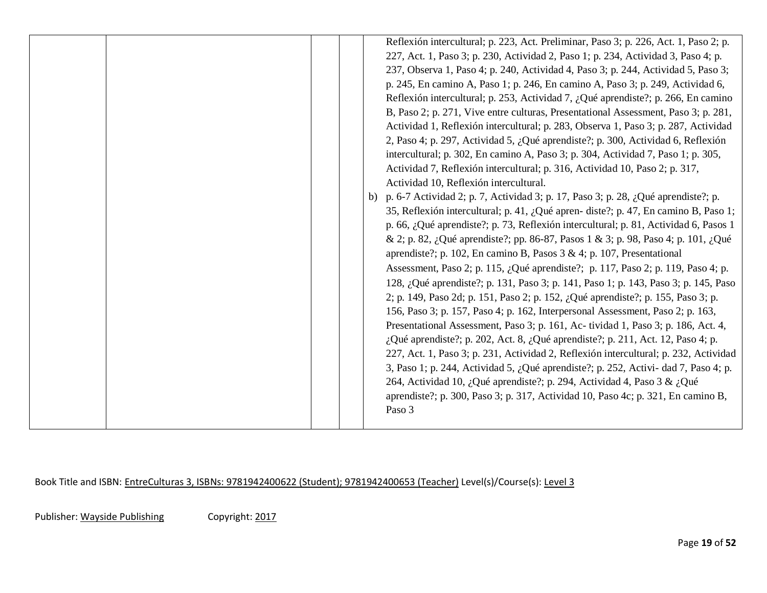| | | | | Reflexión intercultural; p. 223, Act. Preliminar, Paso 3; p. 226, Act. 1, Paso 2; p. 227, Act. 1, Paso 3; p. 230, Actividad 2, Paso 1; p. 234, Actividad 3, Paso 4; p. 237, Observa 1, Paso 4; p. 240, Actividad 4, Paso 3; p. 244, Actividad 5, Paso 3; p. 245, En camino A, Paso 1; p. 246, En camino A, Paso 3; p. 249, Actividad 6, Reflexión intercultural; p. 253, Actividad 7, ¿Qué aprendiste?; p. 266, En camino B, Paso 2; p. 271, Vive entre culturas, Presentational Assessment, Paso 3; p. 281, Actividad 1, Reflexión intercultural; p. 283, Observa 1, Paso 3; p. 287, Actividad 2, Paso 4; p. 297, Actividad 5, ¿Qué aprendiste?; p. 300, Actividad 6, Reflexión intercultural; p. 302, En camino A, Paso 3; p. 304, Actividad 7, Paso 1; p. 305, Actividad 7, Reflexión intercultural; p. 316, Actividad 10, Paso 2; p. 317, Actividad 10, Reflexión intercultural.<br>b) p. 6-7 Actividad 2; p. 7, Actividad 3; p. 17, Paso 3; p. 28, ¿Qué aprendiste?; p. 35, Reflexión intercultural; p. 41, ¿Qué apren- diste?; p. 47, En camino B, Paso 1; p. 66, ¿Qué aprendiste?; p. 73, Reflexión intercultural; p. 81, Actividad 6, Pasos 1 & 2; p. 82, ¿Qué aprendiste?; pp. 86-87, Pasos 1 & 3; p. 98, Paso 4; p. 101, ¿Qué aprendiste?; p. 102, En camino B, Pasos 3 & 4; p. 107, Presentational Assessment, Paso 2; p. 115, ¿Qué aprendiste?; p. 117, Paso 2; p. 119, Paso 4; p. 128, ¿Qué aprendiste?; p. 131, Paso 3; p. 141, Paso 1; p. 143, Paso 3; p. 145, Paso 2; p. 149, Paso 2d; p. 151, Paso 2; p. 152, ¿Qué aprendiste?; p. 155, Paso 3; p. 156, Paso 3; p. 157, Paso 4; p. 162, Interpersonal Assessment, Paso 2; p. 163, Presentational Assessment, Paso 3; p. 161, Ac- tividad 1, Paso 3; p. 186, Act. 4, ¿Qué aprendiste?; p. 202, Act. 8, ¿Qué aprendiste?; p. 211, Act. 12, Paso 4; p. 227, Act. 1, Paso 3; p. 231, Actividad 2, Reflexión intercultural; p. 232, Actividad 3, Paso 1; p. 244, Actividad 5, ¿Qué aprendiste?; p. 252, Activi- dad 7, Paso 4; p. 264, Actividad 10, ¿Qué aprendiste?; p. 294, Actividad 4, Paso 3 & ¿Qué aprendiste?; p. 300, Paso 3; p. 317, Actividad 10, Paso 4c; p. 321, En camino B, Paso 3 |
|---|---|---|---|---|

Book Title and ISBN: EntreCulturas 3, ISBNs: 9781942400622 (Student); 9781942400653 (Teacher) Level(s)/Course(s): Level 3

Publisher: Wayside Publishing Copyright: 2017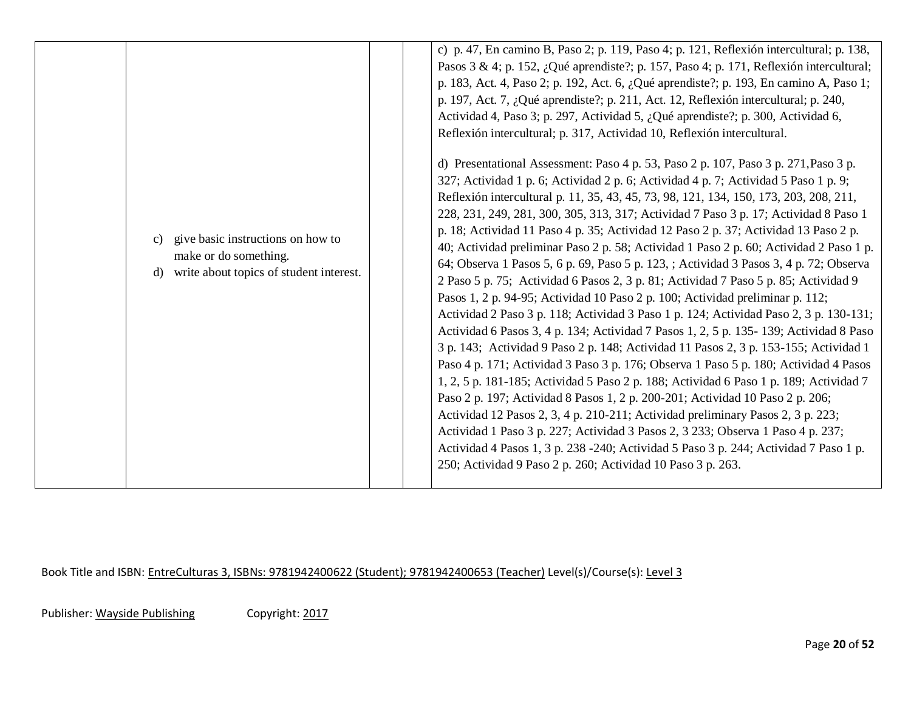| | | | | |
|---|---|---|---|---|
| | c) give basic instructions on how to make or do something.<br>d) write about topics of student interest. | | | c) p. 47, En camino B, Paso 2; p. 119, Paso 4; p. 121, Reflexión intercultural; p. 138, Pasos 3 & 4; p. 152, ¿Qué aprendiste?; p. 157, Paso 4; p. 171, Reflexión intercultural; p. 183, Act. 4, Paso 2; p. 192, Act. 6, ¿Qué aprendiste?; p. 193, En camino A, Paso 1; p. 197, Act. 7, ¿Qué aprendiste?; p. 211, Act. 12, Reflexión intercultural; p. 240, Actividad 4, Paso 3; p. 297, Actividad 5, ¿Qué aprendiste?; p. 300, Actividad 6, Reflexión intercultural; p. 317, Actividad 10, Reflexión intercultural.<br><br>d) Presentational Assessment: Paso 4 p. 53, Paso 2 p. 107, Paso 3 p. 271,Paso 3 p. 327; Actividad 1 p. 6; Actividad 2 p. 6; Actividad 4 p. 7; Actividad 5 Paso 1 p. 9; Reflexión intercultural p. 11, 35, 43, 45, 73, 98, 121, 134, 150, 173, 203, 208, 211, 228, 231, 249, 281, 300, 305, 313, 317; Actividad 7 Paso 3 p. 17; Actividad 8 Paso 1 p. 18; Actividad 11 Paso 4 p. 35; Actividad 12 Paso 2 p. 37; Actividad 13 Paso 2 p. 40; Actividad preliminar Paso 2 p. 58; Actividad 1 Paso 2 p. 60; Actividad 2 Paso 1 p. 64; Observa 1 Pasos 5, 6 p. 69, Paso 5 p. 123, ; Actividad 3 Pasos 3, 4 p. 72; Observa 2 Paso 5 p. 75; Actividad 6 Pasos 2, 3 p. 81; Actividad 7 Paso 5 p. 85; Actividad 9 Pasos 1, 2 p. 94-95; Actividad 10 Paso 2 p. 100; Actividad preliminar p. 112; Actividad 2 Paso 3 p. 118; Actividad 3 Paso 1 p. 124; Actividad Paso 2, 3 p. 130-131; Actividad 6 Pasos 3, 4 p. 134; Actividad 7 Pasos 1, 2, 5 p. 135- 139; Actividad 8 Paso 3 p. 143; Actividad 9 Paso 2 p. 148; Actividad 11 Pasos 2, 3 p. 153-155; Actividad 1 Paso 4 p. 171; Actividad 3 Paso 3 p. 176; Observa 1 Paso 5 p. 180; Actividad 4 Pasos 1, 2, 5 p. 181-185; Actividad 5 Paso 2 p. 188; Actividad 6 Paso 1 p. 189; Actividad 7 Paso 2 p. 197; Actividad 8 Pasos 1, 2 p. 200-201; Actividad 10 Paso 2 p. 206; Actividad 12 Pasos 2, 3, 4 p. 210-211; Actividad preliminary Pasos 2, 3 p. 223; Actividad 1 Paso 3 p. 227; Actividad 3 Pasos 2, 3 233; Observa 1 Paso 4 p. 237; Actividad 4 Pasos 1, 3 p. 238 -240; Actividad 5 Paso 3 p. 244; Actividad 7 Paso 1 p. 250; Actividad 9 Paso 2 p. 260; Actividad 10 Paso 3 p. 263. |

Book Title and ISBN: EntreCulturas 3, ISBNs: 9781942400622 (Student); 9781942400653 (Teacher) Level(s)/Course(s): Level 3

Publisher: Wayside Publishing Copyright: 2017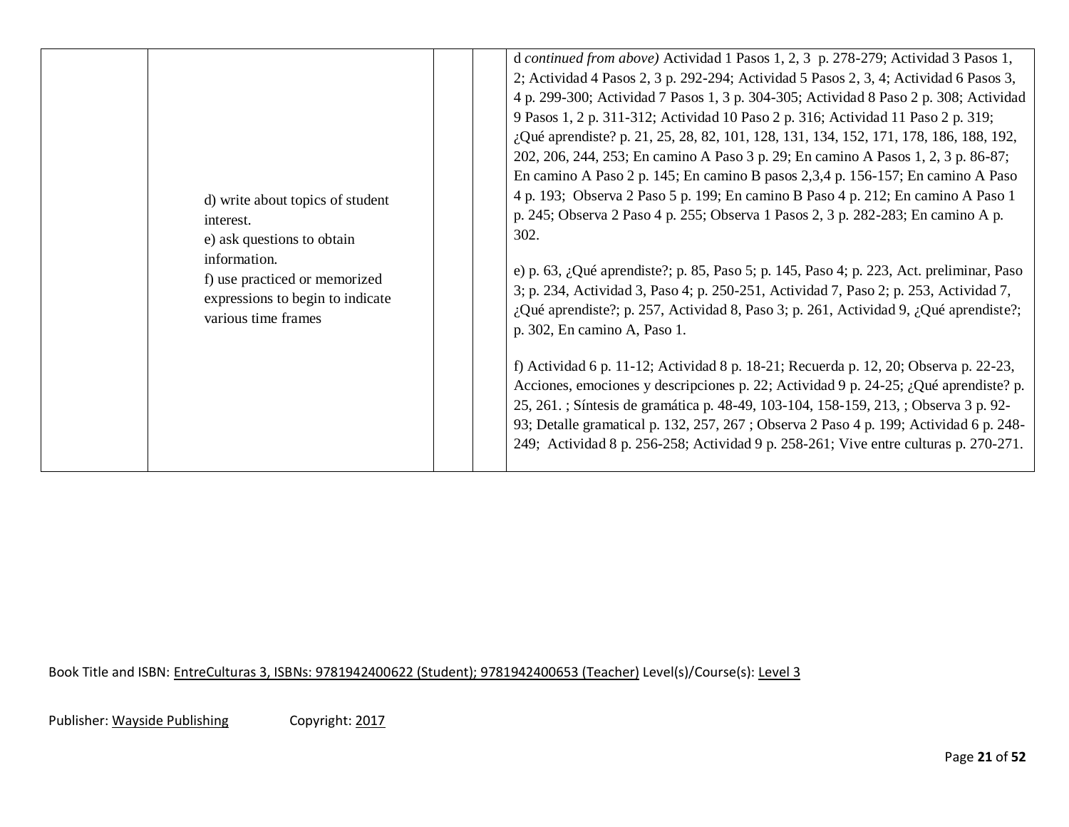| | | | | |
|---|---|---|---|---|
| | d) write about topics of student interest.<br>e) ask questions to obtain information.<br>f) use practiced or memorized expressions to begin to indicate various time frames | | | d *continued from above)* Actividad 1 Pasos 1, 2, 3 p. 278-279; Actividad 3 Pasos 1, 2; Actividad 4 Pasos 2, 3 p. 292-294; Actividad 5 Pasos 2, 3, 4; Actividad 6 Pasos 3, 4 p. 299-300; Actividad 7 Pasos 1, 3 p. 304-305; Actividad 8 Paso 2 p. 308; Actividad 9 Pasos 1, 2 p. 311-312; Actividad 10 Paso 2 p. 316; Actividad 11 Paso 2 p. 319; ¿Qué aprendiste? p. 21, 25, 28, 82, 101, 128, 131, 134, 152, 171, 178, 186, 188, 192, 202, 206, 244, 253; En camino A Paso 3 p. 29; En camino A Pasos 1, 2, 3 p. 86-87; En camino A Paso 2 p. 145; En camino B pasos 2,3,4 p. 156-157; En camino A Paso 4 p. 193; Observa 2 Paso 5 p. 199; En camino B Paso 4 p. 212; En camino A Paso 1 p. 245; Observa 2 Paso 4 p. 255; Observa 1 Pasos 2, 3 p. 282-283; En camino A p. 302.<br><br>e) p. 63, ¿Qué aprendiste?; p. 85, Paso 5; p. 145, Paso 4; p. 223, Act. preliminar, Paso 3; p. 234, Actividad 3, Paso 4; p. 250-251, Actividad 7, Paso 2; p. 253, Actividad 7, ¿Qué aprendiste?; p. 257, Actividad 8, Paso 3; p. 261, Actividad 9, ¿Qué aprendiste?; p. 302, En camino A, Paso 1.<br><br>f) Actividad 6 p. 11-12; Actividad 8 p. 18-21; Recuerda p. 12, 20; Observa p. 22-23, Acciones, emociones y descripciones p. 22; Actividad 9 p. 24-25; ¿Qué aprendiste? p. 25, 261. ; Síntesis de gramática p. 48-49, 103-104, 158-159, 213, ; Observa 3 p. 92-93; Detalle gramatical p. 132, 257, 267 ; Observa 2 Paso 4 p. 199; Actividad 6 p. 248-249; Actividad 8 p. 256-258; Actividad 9 p. 258-261; Vive entre culturas p. 270-271. |

Book Title and ISBN: EntreCulturas 3, ISBNs: 9781942400622 (Student); 9781942400653 (Teacher) Level(s)/Course(s): Level 3

Publisher: Wayside Publishing Copyright: 2017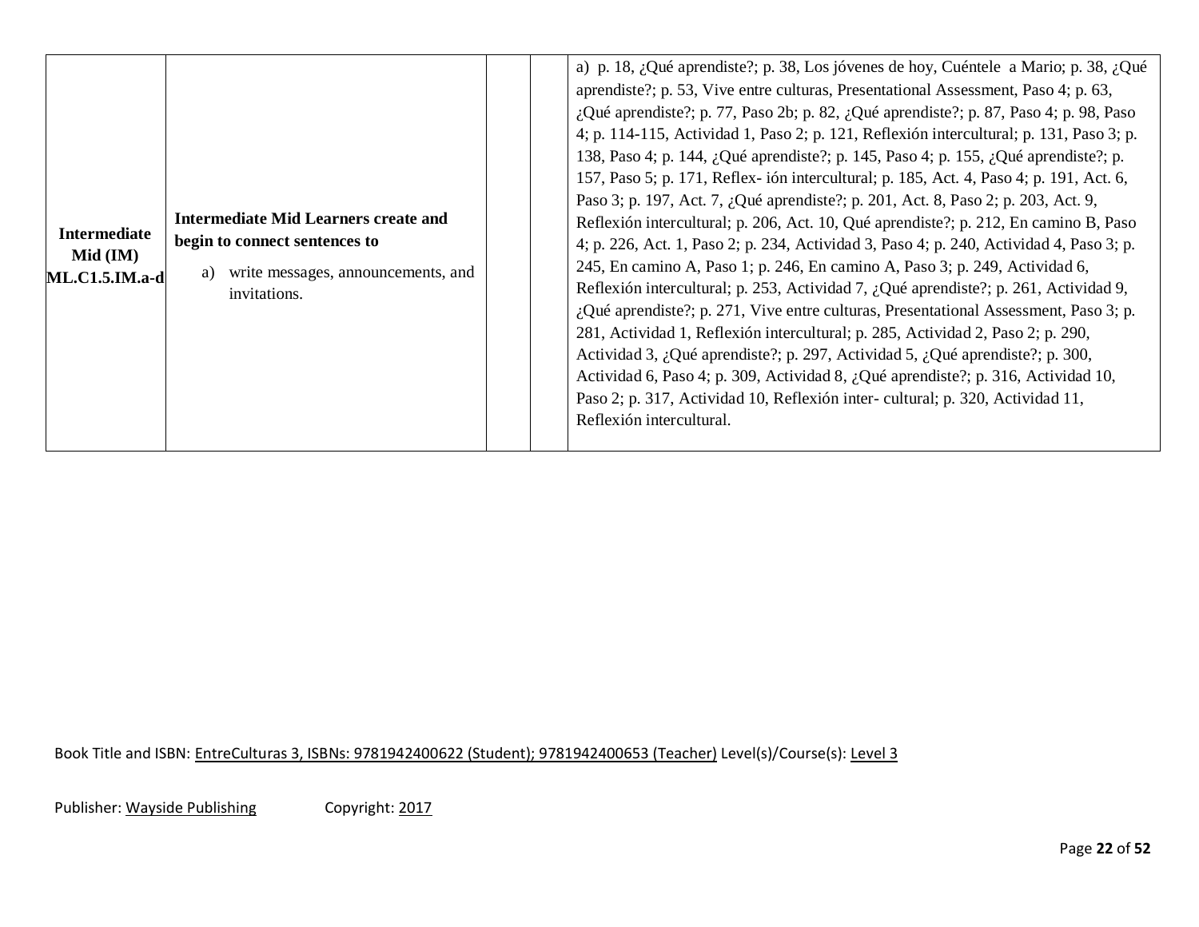| | | | | |
|---|---|---|---|---|
| **Intermediate Mid (IM) ML.C1.5.IM.a-d** | **Intermediate Mid Learners create and begin to connect sentences to** a) write messages, announcements, and invitations. | | | a) p. 18, ¿Qué aprendiste?; p. 38, Los jóvenes de hoy, Cuéntele a Mario; p. 38, ¿Qué aprendiste?; p. 53, Vive entre culturas, Presentational Assessment, Paso 4; p. 63, ¿Qué aprendiste?; p. 77, Paso 2b; p. 82, ¿Qué aprendiste?; p. 87, Paso 4; p. 98, Paso 4; p. 114-115, Actividad 1, Paso 2; p. 121, Reflexión intercultural; p. 131, Paso 3; p. 138, Paso 4; p. 144, ¿Qué aprendiste?; p. 145, Paso 4; p. 155, ¿Qué aprendiste?; p. 157, Paso 5; p. 171, Reflex- ión intercultural; p. 185, Act. 4, Paso 4; p. 191, Act. 6, Paso 3; p. 197, Act. 7, ¿Qué aprendiste?; p. 201, Act. 8, Paso 2; p. 203, Act. 9, Reflexión intercultural; p. 206, Act. 10, Qué aprendiste?; p. 212, En camino B, Paso 4; p. 226, Act. 1, Paso 2; p. 234, Actividad 3, Paso 4; p. 240, Actividad 4, Paso 3; p. 245, En camino A, Paso 1; p. 246, En camino A, Paso 3; p. 249, Actividad 6, Reflexión intercultural; p. 253, Actividad 7, ¿Qué aprendiste?; p. 261, Actividad 9, ¿Qué aprendiste?; p. 271, Vive entre culturas, Presentational Assessment, Paso 3; p. 281, Actividad 1, Reflexión intercultural; p. 285, Actividad 2, Paso 2; p. 290, Actividad 3, ¿Qué aprendiste?; p. 297, Actividad 5, ¿Qué aprendiste?; p. 300, Actividad 6, Paso 4; p. 309, Actividad 8, ¿Qué aprendiste?; p. 316, Actividad 10, Paso 2; p. 317, Actividad 10, Reflexión inter- cultural; p. 320, Actividad 11, Reflexión intercultural. |

Book Title and ISBN: EntreCulturas 3, ISBNs: 9781942400622 (Student); 9781942400653 (Teacher) Level(s)/Course(s): Level 3

Publisher: Wayside Publishing Copyright: 2017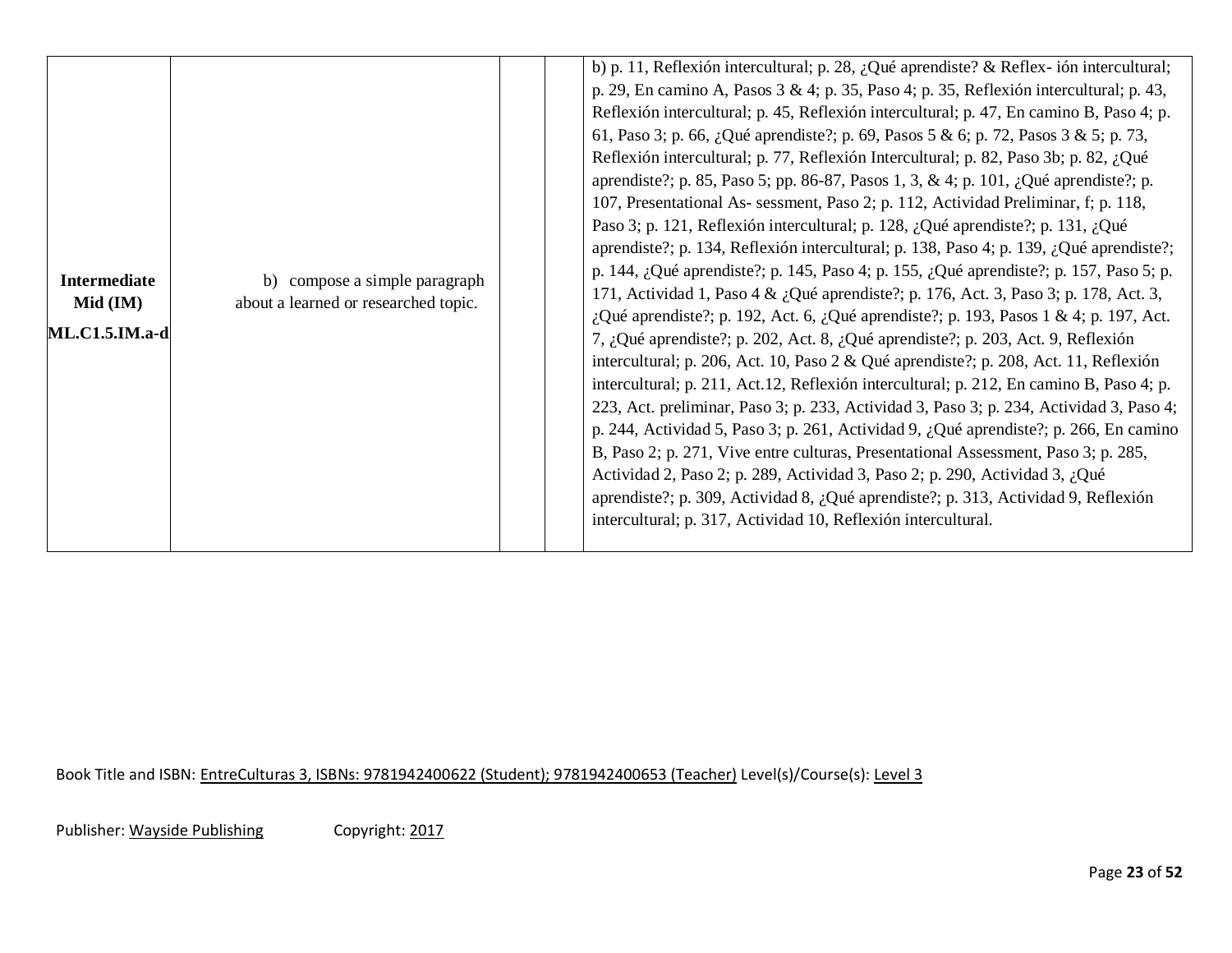| Intermediate Mid (IM) ML.C1.5.IM.a-d | b) compose a simple paragraph about a learned or researched topic. | | | b) p. 11, Reflexión intercultural; p. 28, ¿Qué aprendiste? & Reflex- ión intercultural; p. 29, En camino A, Pasos 3 & 4; p. 35, Paso 4; p. 35, Reflexión intercultural; p. 43, Reflexión intercultural; p. 45, Reflexión intercultural; p. 47, En camino B, Paso 4; p. 61, Paso 3; p. 66, ¿Qué aprendiste?; p. 69, Pasos 5 & 6; p. 72, Pasos 3 & 5; p. 73, Reflexión intercultural; p. 77, Reflexión Intercultural; p. 82, Paso 3b; p. 82, ¿Qué aprendiste?; p. 85, Paso 5; pp. 86-87, Pasos 1, 3, & 4; p. 101, ¿Qué aprendiste?; p. 107, Presentational As- sessment, Paso 2; p. 112, Actividad Preliminar, f; p. 118, Paso 3; p. 121, Reflexión intercultural; p. 128, ¿Qué aprendiste?; p. 131, ¿Qué aprendiste?; p. 134, Reflexión intercultural; p. 138, Paso 4; p. 139, ¿Qué aprendiste?; p. 144, ¿Qué aprendiste?; p. 145, Paso 4; p. 155, ¿Qué aprendiste?; p. 157, Paso 5; p. 171, Actividad 1, Paso 4 & ¿Qué aprendiste?; p. 176, Act. 3, Paso 3; p. 178, Act. 3, ¿Qué aprendiste?; p. 192, Act. 6, ¿Qué aprendiste?; p. 193, Pasos 1 & 4; p. 197, Act. 7, ¿Qué aprendiste?; p. 202, Act. 8, ¿Qué aprendiste?; p. 203, Act. 9, Reflexión intercultural; p. 206, Act. 10, Paso 2 & Qué aprendiste?; p. 208, Act. 11, Reflexión intercultural; p. 211, Act.12, Reflexión intercultural; p. 212, En camino B, Paso 4; p. 223, Act. preliminar, Paso 3; p. 233, Actividad 3, Paso 3; p. 234, Actividad 3, Paso 4; p. 244, Actividad 5, Paso 3; p. 261, Actividad 9, ¿Qué aprendiste?; p. 266, En camino B, Paso 2; p. 271, Vive entre culturas, Presentational Assessment, Paso 3; p. 285, Actividad 2, Paso 2; p. 289, Actividad 3, Paso 2; p. 290, Actividad 3, ¿Qué aprendiste?; p. 309, Actividad 8, ¿Qué aprendiste?; p. 313, Actividad 9, Reflexión intercultural; p. 317, Actividad 10, Reflexión intercultural. |
|---|---|---|---|---|

Book Title and ISBN: EntreCulturas 3, ISBNs: 9781942400622 (Student); 9781942400653 (Teacher) Level(s)/Course(s): Level 3

Publisher: Wayside Publishing Copyright: 2017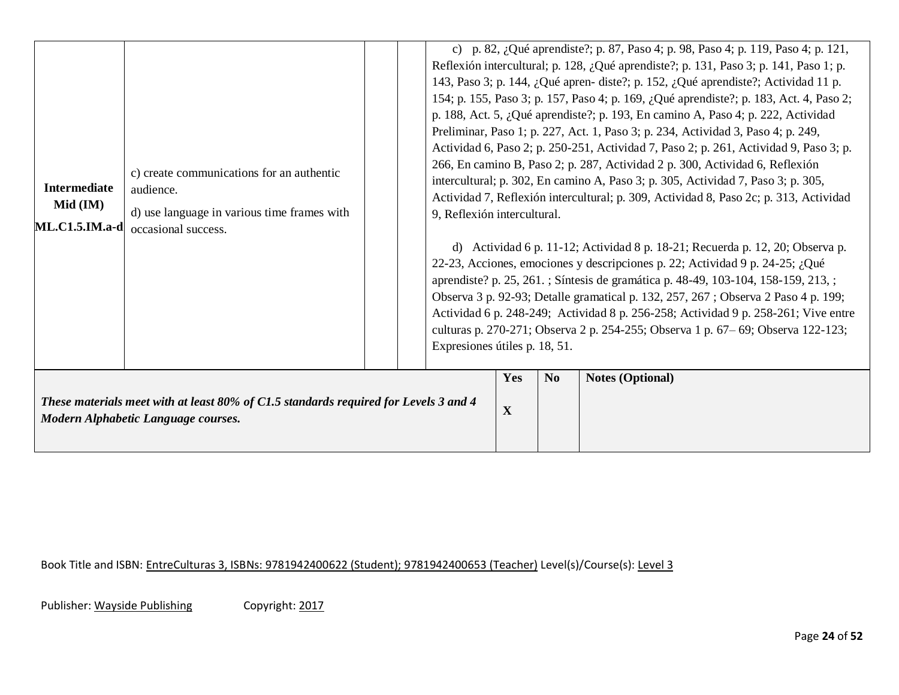| | | | | |
|---|---|---|---|---|
| **Intermediate Mid (IM)** **ML.C1.5.IM.a-d** | c) create communications for an authentic audience. d) use language in various time frames with occasional success. | | | c) p. 82, ¿Qué aprendiste?; p. 87, Paso 4; p. 98, Paso 4; p. 119, Paso 4; p. 121, Reflexión intercultural; p. 128, ¿Qué aprendiste?; p. 131, Paso 3; p. 141, Paso 1; p. 143, Paso 3; p. 144, ¿Qué apren- diste?; p. 152, ¿Qué aprendiste?; Actividad 11 p. 154; p. 155, Paso 3; p. 157, Paso 4; p. 169, ¿Qué aprendiste?; p. 183, Act. 4, Paso 2; p. 188, Act. 5, ¿Qué aprendiste?; p. 193, En camino A, Paso 4; p. 222, Actividad Preliminar, Paso 1; p. 227, Act. 1, Paso 3; p. 234, Actividad 3, Paso 4; p. 249, Actividad 6, Paso 2; p. 250-251, Actividad 7, Paso 2; p. 261, Actividad 9, Paso 3; p. 266, En camino B, Paso 2; p. 287, Actividad 2 p. 300, Actividad 6, Reflexión intercultural; p. 302, En camino A, Paso 3; p. 305, Actividad 7, Paso 3; p. 305, Actividad 7, Reflexión intercultural; p. 309, Actividad 8, Paso 2c; p. 313, Actividad 9, Reflexión intercultural. d) Actividad 6 p. 11-12; Actividad 8 p. 18-21; Recuerda p. 12, 20; Observa p. 22-23, Acciones, emociones y descripciones p. 22; Actividad 9 p. 24-25; ¿Qué aprendiste? p. 25, 261. ; Síntesis de gramática p. 48-49, 103-104, 158-159, 213, ; Observa 3 p. 92-93; Detalle gramatical p. 132, 257, 267 ; Observa 2 Paso 4 p. 199; Actividad 6 p. 248-249; Actividad 8 p. 256-258; Actividad 9 p. 258-261; Vive entre culturas p. 270-271; Observa 2 p. 254-255; Observa 1 p. 67– 69; Observa 122-123; Expresiones útiles p. 18, 51. |

| | Yes | No | Notes (Optional) |
|---|---|---|---|
| ***These materials meet with at least 80% of C1.5 standards required for Levels 3 and 4 Modern Alphabetic Language courses.*** | **X** | | |

Book Title and ISBN: EntreCulturas 3, ISBNs: 9781942400622 (Student); 9781942400653 (Teacher) Level(s)/Course(s): Level 3

Publisher: Wayside Publishing Copyright: 2017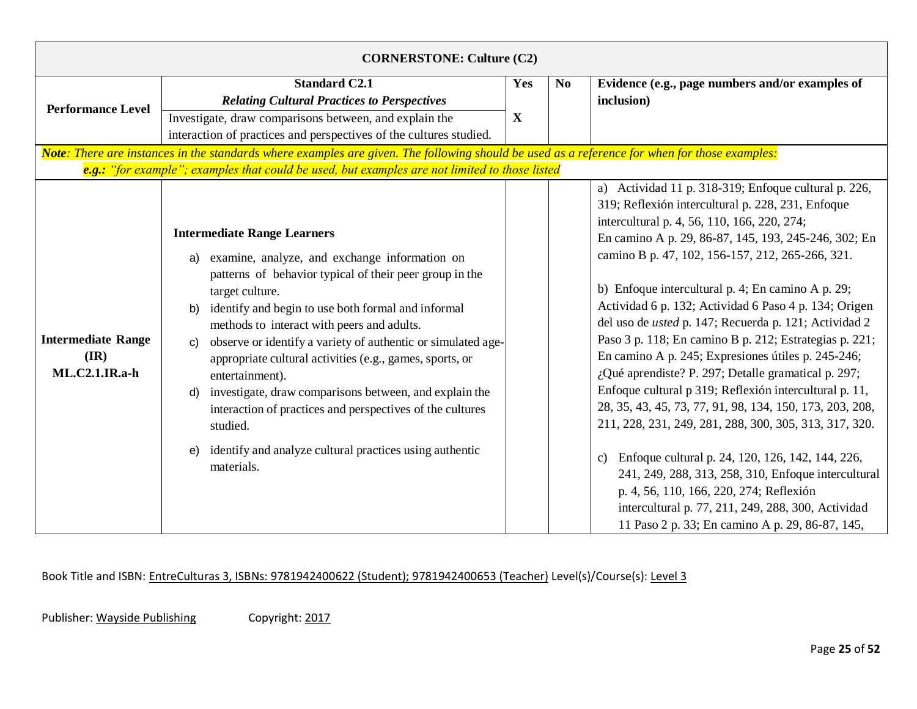| CORNERSTONE: Culture (C2) | | | | |
|---|---|---|---|---|
| **Performance Level** | **Standard C2.1** ***Relating Cultural Practices to Perspectives*** Investigate, draw comparisons between, and explain the interaction of practices and perspectives of the cultures studied. | **Yes** **X** | **No** | **Evidence (e.g., page numbers and/or examples of inclusion)** |
| ***Note**: There are instances in the standards where examples are given. The following should be used as a reference for when for those examples:* ***e.g.:** "for example"; examples that could be used, but examples are not limited to those listed* | | | | |
| **Intermediate Range (IR) ML.C2.1.IR.a-h** | **Intermediate Range Learners** a) examine, analyze, and exchange information on patterns of behavior typical of their peer group in the target culture. b) identify and begin to use both formal and informal methods to interact with peers and adults. c) observe or identify a variety of authentic or simulated age-appropriate cultural activities (e.g., games, sports, or entertainment). d) investigate, draw comparisons between, and explain the interaction of practices and perspectives of the cultures studied. e) identify and analyze cultural practices using authentic materials. | | | a) Actividad 11 p. 318-319; Enfoque cultural p. 226, 319; Reflexión intercultural p. 228, 231, Enfoque intercultural p. 4, 56, 110, 166, 220, 274; En camino A p. 29, 86-87, 145, 193, 245-246, 302; En camino B p. 47, 102, 156-157, 212, 265-266, 321. b) Enfoque intercultural p. 4; En camino A p. 29; Actividad 6 p. 132; Actividad 6 Paso 4 p. 134; Origen del uso de *usted* p. 147; Recuerda p. 121; Actividad 2 Paso 3 p. 118; En camino B p. 212; Estrategias p. 221; En camino A p. 245; Expresiones útiles p. 245-246; ¿Qué aprendiste? P. 297; Detalle gramatical p. 297; Enfoque cultural p 319; Reflexión intercultural p. 11, 28, 35, 43, 45, 73, 77, 91, 98, 134, 150, 173, 203, 208, 211, 228, 231, 249, 281, 288, 300, 305, 313, 317, 320. c) Enfoque cultural p. 24, 120, 126, 142, 144, 226, 241, 249, 288, 313, 258, 310, Enfoque intercultural p. 4, 56, 110, 166, 220, 274; Reflexión intercultural p. 77, 211, 249, 288, 300, Actividad 11 Paso 2 p. 33; En camino A p. 29, 86-87, 145, |

Book Title and ISBN: EntreCulturas 3, ISBNs: 9781942400622 (Student); 9781942400653 (Teacher) Level(s)/Course(s): Level 3

Publisher: Wayside Publishing Copyright: 2017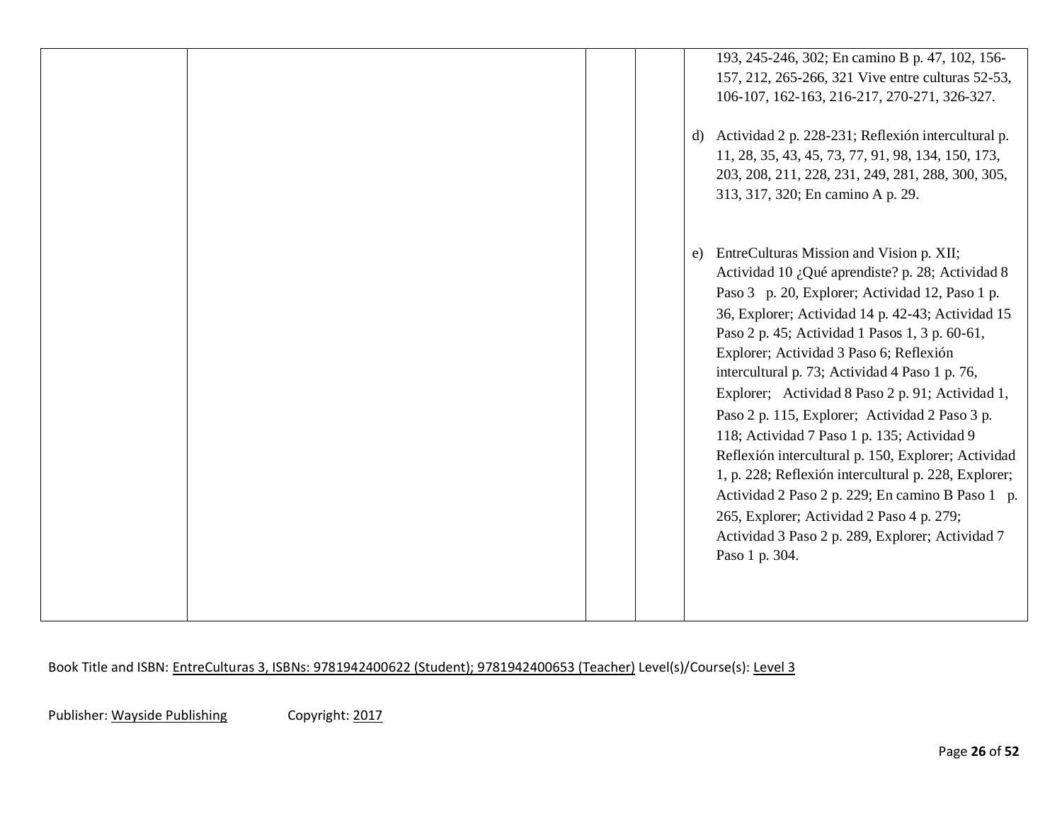| | | | | |
|---|---|---|---|---|
| | | | | 193, 245-246, 302; En camino B p. 47, 102, 156-157, 212, 265-266, 321 Vive entre culturas 52-53, 106-107, 162-163, 216-217, 270-271, 326-327.<br><br>d) Actividad 2 p. 228-231; Reflexión intercultural p. 11, 28, 35, 43, 45, 73, 77, 91, 98, 134, 150, 173, 203, 208, 211, 228, 231, 249, 281, 288, 300, 305, 313, 317, 320; En camino A p. 29.<br><br>e) EntreCulturas Mission and Vision p. XII; Actividad 10 ¿Qué aprendiste? p. 28; Actividad 8 Paso 3 p. 20, Explorer; Actividad 12, Paso 1 p. 36, Explorer; Actividad 14 p. 42-43; Actividad 15 Paso 2 p. 45; Actividad 1 Pasos 1, 3 p. 60-61, Explorer; Actividad 3 Paso 6; Reflexión intercultural p. 73; Actividad 4 Paso 1 p. 76, Explorer; Actividad 8 Paso 2 p. 91; Actividad 1, Paso 2 p. 115, Explorer; Actividad 2 Paso 3 p. 118; Actividad 7 Paso 1 p. 135; Actividad 9 Reflexión intercultural p. 150, Explorer; Actividad 1, p. 228; Reflexión intercultural p. 228, Explorer; Actividad 2 Paso 2 p. 229; En camino B Paso 1 p. 265, Explorer; Actividad 2 Paso 4 p. 279; Actividad 3 Paso 2 p. 289, Explorer; Actividad 7 Paso 1 p. 304. |

Book Title and ISBN: EntreCulturas 3, ISBNs: 9781942400622 (Student); 9781942400653 (Teacher) Level(s)/Course(s): Level 3

Publisher: Wayside Publishing Copyright: 2017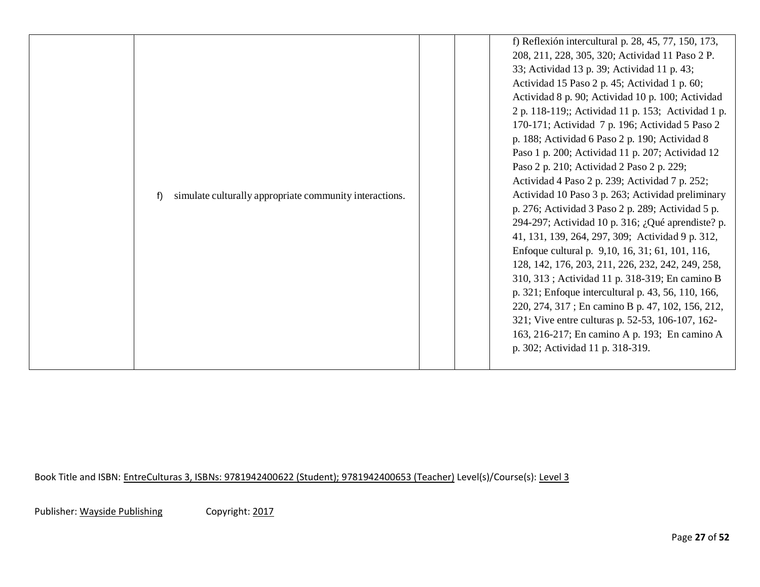|  |  |  |  |  |
|---|---|---|---|---|
|  | f) simulate culturally appropriate community interactions. |  |  | f) Reflexión intercultural p. 28, 45, 77, 150, 173, 208, 211, 228, 305, 320; Actividad 11 Paso 2 P. 33; Actividad 13 p. 39; Actividad 11 p. 43; Actividad 15 Paso 2 p. 45; Actividad 1 p. 60; Actividad 8 p. 90; Actividad 10 p. 100; Actividad 2 p. 118-119;; Actividad 11 p. 153; Actividad 1 p. 170-171; Actividad 7 p. 196; Actividad 5 Paso 2 p. 188; Actividad 6 Paso 2 p. 190; Actividad 8 Paso 1 p. 200; Actividad 11 p. 207; Actividad 12 Paso 2 p. 210; Actividad 2 Paso 2 p. 229; Actividad 4 Paso 2 p. 239; Actividad 7 p. 252; Actividad 10 Paso 3 p. 263; Actividad preliminary p. 276; Actividad 3 Paso 2 p. 289; Actividad 5 p. 294-297; Actividad 10 p. 316; ¿Qué aprendiste? p. 41, 131, 139, 264, 297, 309; Actividad 9 p. 312, Enfoque cultural p. 9,10, 16, 31; 61, 101, 116, 128, 142, 176, 203, 211, 226, 232, 242, 249, 258, 310, 313 ; Actividad 11 p. 318-319; En camino B p. 321; Enfoque intercultural p. 43, 56, 110, 166, 220, 274, 317 ; En camino B p. 47, 102, 156, 212, 321; Vive entre culturas p. 52-53, 106-107, 162-163, 216-217; En camino A p. 193; En camino A p. 302; Actividad 11 p. 318-319. |

Book Title and ISBN: EntreCulturas 3, ISBNs: 9781942400622 (Student); 9781942400653 (Teacher) Level(s)/Course(s): Level 3

Publisher: Wayside Publishing Copyright: 2017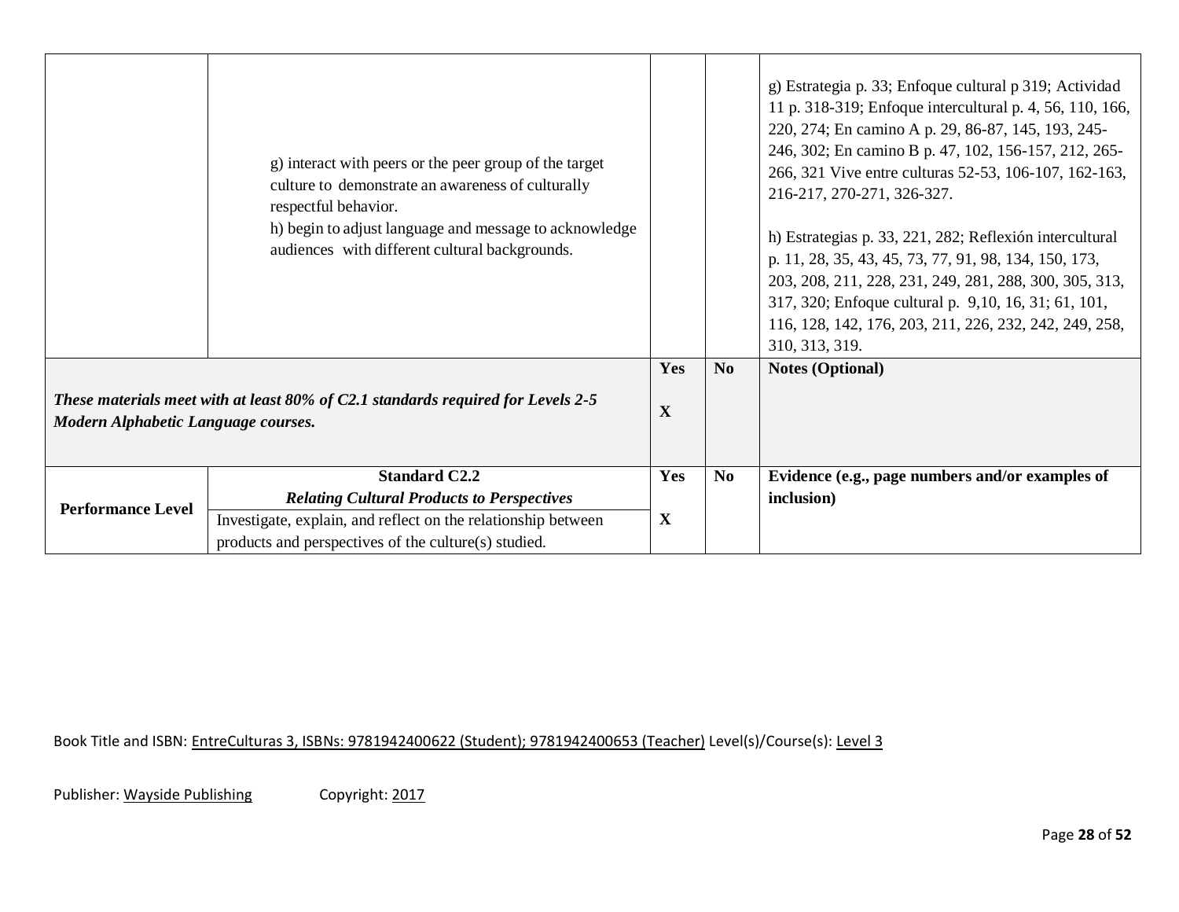| | | | | |
|---|---|---|---|---|
| | g) interact with peers or the peer group of the target culture to demonstrate an awareness of culturally respectful behavior.<br>h) begin to adjust language and message to acknowledge audiences with different cultural backgrounds. | | | g) Estrategia p. 33; Enfoque cultural p 319; Actividad 11 p. 318-319; Enfoque intercultural p. 4, 56, 110, 166, 220, 274; En camino A p. 29, 86-87, 145, 193, 245-246, 302; En camino B p. 47, 102, 156-157, 212, 265-266, 321 Vive entre culturas 52-53, 106-107, 162-163, 216-217, 270-271, 326-327.<br><br>h) Estrategias p. 33, 221, 282; Reflexión intercultural p. 11, 28, 35, 43, 45, 73, 77, 91, 98, 134, 150, 173, 203, 208, 211, 228, 231, 249, 281, 288, 300, 305, 313, 317, 320; Enfoque cultural p. 9,10, 16, 31; 61, 101, 116, 128, 142, 176, 203, 211, 226, 232, 242, 249, 258, 310, 313, 319. |
| ***These materials meet with at least 80% of C2.1 standards required for Levels 2-5 Modern Alphabetic Language courses.*** | | **Yes**<br><br>**X** | **No** | **Notes (Optional)** |
| **Performance Level** | **Standard C2.2**<br>***Relating Cultural Products to Perspectives***<br>Investigate, explain, and reflect on the relationship between products and perspectives of the culture(s) studied. | **Yes**<br><br>**X** | **No** | **Evidence (e.g., page numbers and/or examples of inclusion)** |

Book Title and ISBN: EntreCulturas 3, ISBNs: 9781942400622 (Student); 9781942400653 (Teacher) Level(s)/Course(s): Level 3

Publisher: Wayside Publishing Copyright: 2017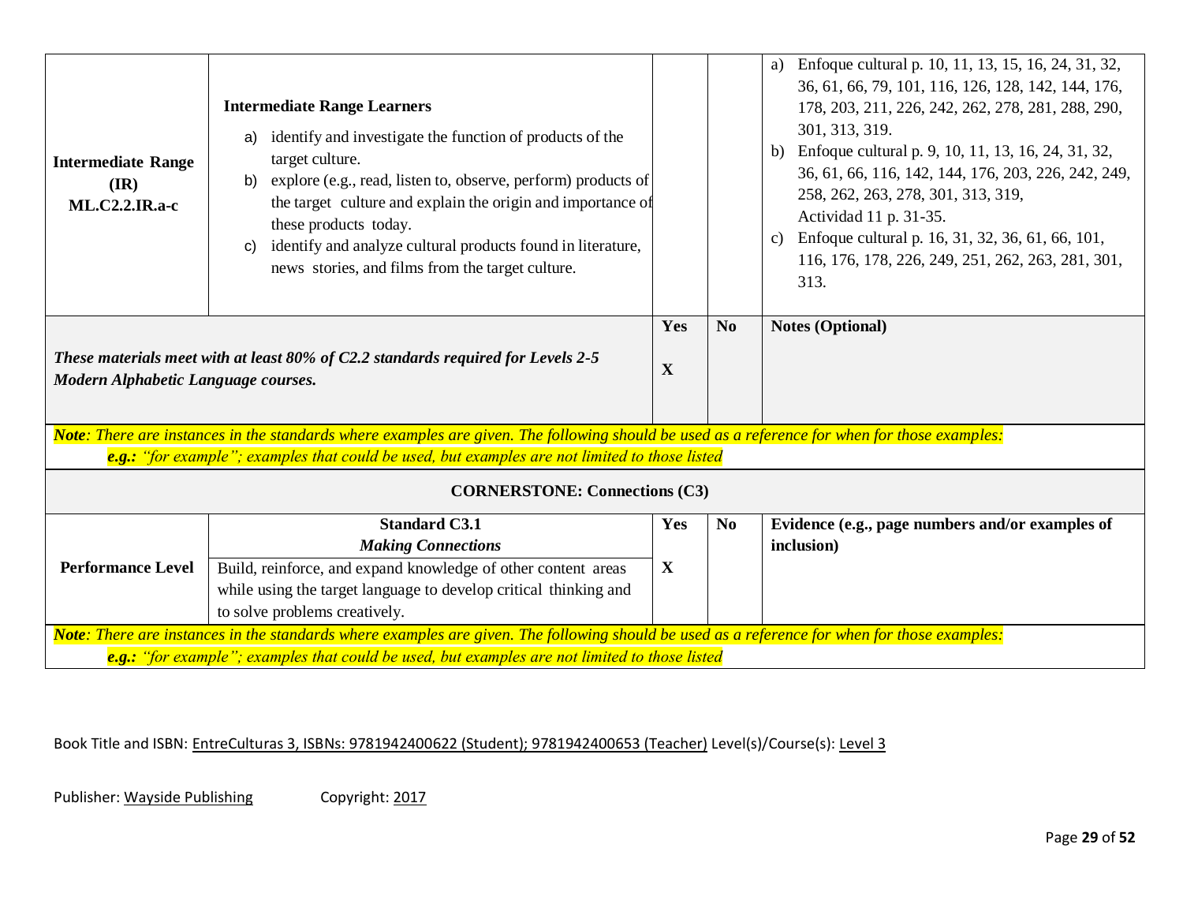| | | | | |
|---|---|---|---|---|
| **Intermediate Range (IR) ML.C2.2.IR.a-c** | **Intermediate Range Learners**<br>a) identify and investigate the function of products of the target culture.<br>b) explore (e.g., read, listen to, observe, perform) products of the target culture and explain the origin and importance of these products today.<br>c) identify and analyze cultural products found in literature, news stories, and films from the target culture. | | | a) Enfoque cultural p. 10, 11, 13, 15, 16, 24, 31, 32, 36, 61, 66, 79, 101, 116, 126, 128, 142, 144, 176, 178, 203, 211, 226, 242, 262, 278, 281, 288, 290, 301, 313, 319.<br>b) Enfoque cultural p. 9, 10, 11, 13, 16, 24, 31, 32, 36, 61, 66, 116, 142, 144, 176, 203, 226, 242, 249, 258, 262, 263, 278, 301, 313, 319, Actividad 11 p. 31-35.<br>c) Enfoque cultural p. 16, 31, 32, 36, 61, 66, 101, 116, 176, 178, 226, 249, 251, 262, 263, 281, 301, 313. |
| ***These materials meet with at least 80% of C2.2 standards required for Levels 2-5 Modern Alphabetic Language courses.*** | | **Yes**<br>**X** | **No** | **Notes (Optional)** |

***Note****: There are instances in the standards where examples are given. The following should be used as a reference for when for those examples:*
***e.g.:*** *"for example"; examples that could be used, but examples are not limited to those listed*

**CORNERSTONE: Connections (C3)**

| Performance Level | **Standard C3.1**<br>***Making Connections*** | Yes | No | Evidence (e.g., page numbers and/or examples of inclusion) |
|---|---|---|---|---|
| | Build, reinforce, and expand knowledge of other content areas while using the target language to develop critical thinking and to solve problems creatively. | **X** | | |

***Note****: There are instances in the standards where examples are given. The following should be used as a reference for when for those examples:*
***e.g.:*** *"for example"; examples that could be used, but examples are not limited to those listed*

Book Title and ISBN: EntreCulturas 3, ISBNs: 9781942400622 (Student); 9781942400653 (Teacher) Level(s)/Course(s): Level 3

Publisher: Wayside Publishing Copyright: 2017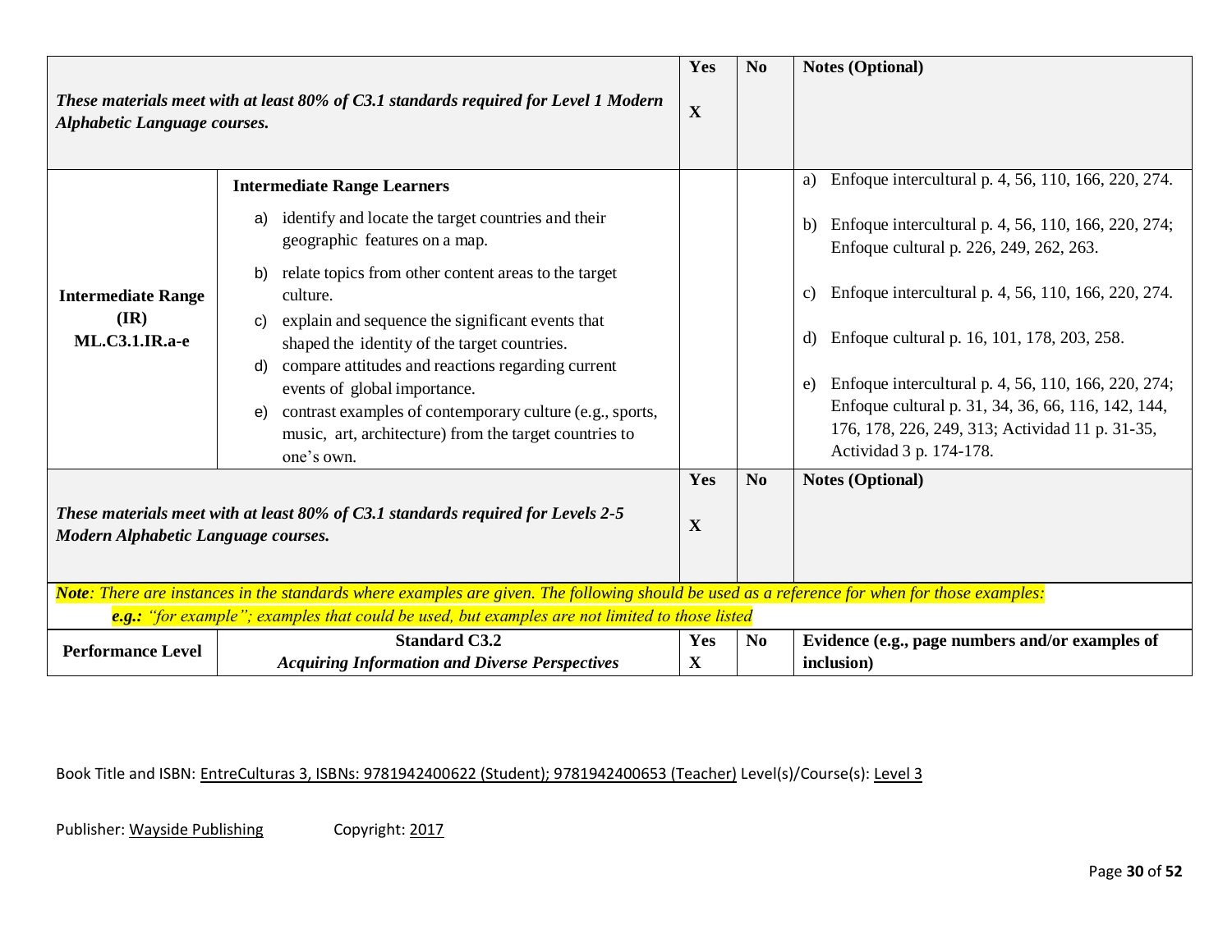| | | Yes | No | Notes (Optional) |
|---|---|---|---|---|
| ***These materials meet with at least 80% of C3.1 standards required for Level 1 Modern Alphabetic Language courses.*** | | **X** | | |
| **Intermediate Range (IR) ML.C3.1.IR.a-e** | **Intermediate Range Learners**<br>a) identify and locate the target countries and their geographic features on a map.<br>b) relate topics from other content areas to the target culture.<br>c) explain and sequence the significant events that shaped the identity of the target countries.<br>d) compare attitudes and reactions regarding current events of global importance.<br>e) contrast examples of contemporary culture (e.g., sports, music, art, architecture) from the target countries to one's own. | | | a) Enfoque intercultural p. 4, 56, 110, 166, 220, 274.<br>b) Enfoque intercultural p. 4, 56, 110, 166, 220, 274; Enfoque cultural p. 226, 249, 262, 263.<br>c) Enfoque intercultural p. 4, 56, 110, 166, 220, 274.<br>d) Enfoque cultural p. 16, 101, 178, 203, 258.<br>e) Enfoque intercultural p. 4, 56, 110, 166, 220, 274; Enfoque cultural p. 31, 34, 36, 66, 116, 142, 144, 176, 178, 226, 249, 313; Actividad 11 p. 31-35, Actividad 3 p. 174-178. |
| | | **Yes** | **No** | **Notes (Optional)** |
| ***These materials meet with at least 80% of C3.1 standards required for Levels 2-5 Modern Alphabetic Language courses.*** | | **X** | | |

***Note**: There are instances in the standards where examples are given. The following should be used as a reference for when for those examples:*

***e.g.:** "for example"; examples that could be used, but examples are not limited to those listed*

| Performance Level | Standard C3.2<br>*Acquiring Information and Diverse Perspectives* | Yes | No | Evidence (e.g., page numbers and/or examples of inclusion) |
|---|---|---|---|---|
| | | X | | |

Book Title and ISBN: EntreCulturas 3, ISBNs: 9781942400622 (Student); 9781942400653 (Teacher) Level(s)/Course(s): Level 3

Publisher: Wayside Publishing Copyright: 2017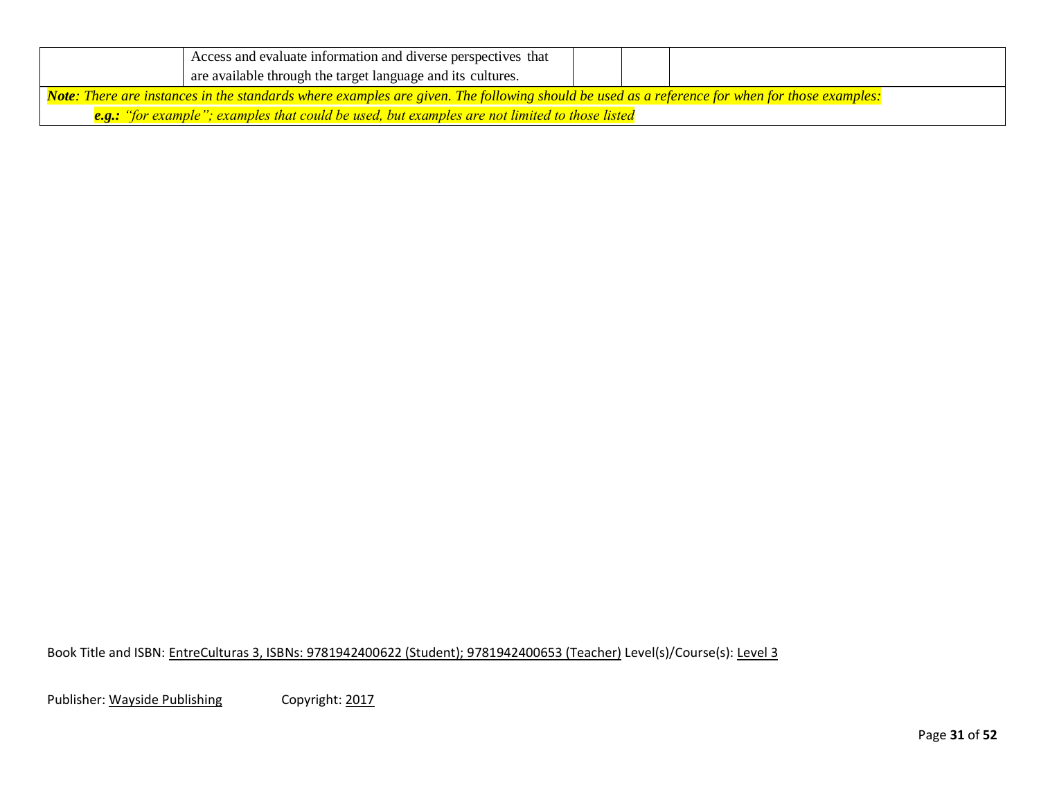| | | | | |
|---|---|---|---|---|
| | Access and evaluate information and diverse perspectives that are available through the target language and its cultures. | | | |

***Note**: There are instances in the standards where examples are given. The following should be used as a reference for when for those examples:*

***e.g.:** "for example"; examples that could be used, but examples are not limited to those listed*

Book Title and ISBN: EntreCulturas 3, ISBNs: 9781942400622 (Student); 9781942400653 (Teacher) Level(s)/Course(s): Level 3

Publisher: Wayside Publishing Copyright: 2017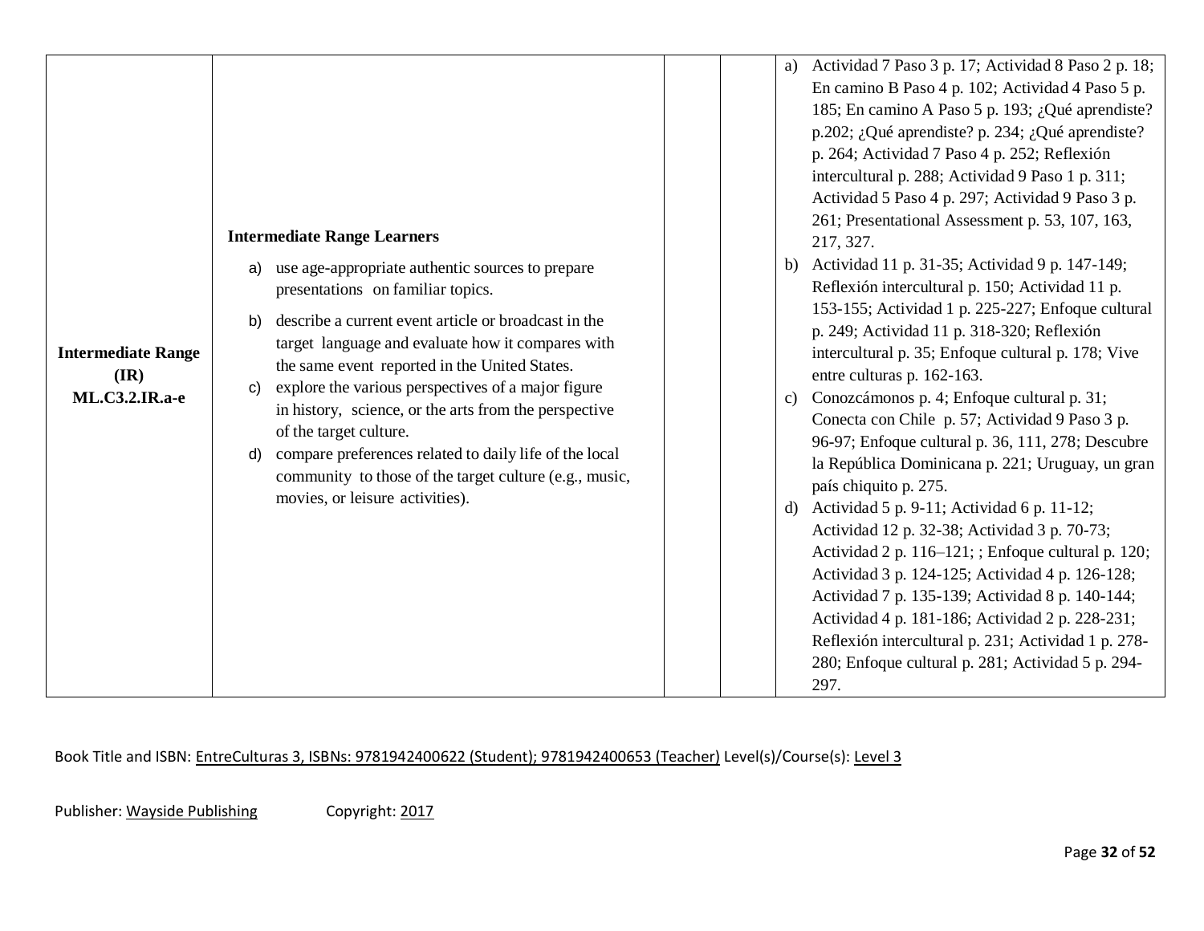| | | | | |
|---|---|---|---|---|
| **Intermediate Range (IR) ML.C3.2.IR.a-e** | **Intermediate Range Learners**<br>a) use age-appropriate authentic sources to prepare presentations on familiar topics.<br>b) describe a current event article or broadcast in the target language and evaluate how it compares with the same event reported in the United States.<br>c) explore the various perspectives of a major figure in history, science, or the arts from the perspective of the target culture.<br>d) compare preferences related to daily life of the local community to those of the target culture (e.g., music, movies, or leisure activities). | | | a) Actividad 7 Paso 3 p. 17; Actividad 8 Paso 2 p. 18; En camino B Paso 4 p. 102; Actividad 4 Paso 5 p. 185; En camino A Paso 5 p. 193; ¿Qué aprendiste? p.202; ¿Qué aprendiste? p. 234; ¿Qué aprendiste? p. 264; Actividad 7 Paso 4 p. 252; Reflexión intercultural p. 288; Actividad 9 Paso 1 p. 311; Actividad 5 Paso 4 p. 297; Actividad 9 Paso 3 p. 261; Presentational Assessment p. 53, 107, 163, 217, 327.<br>b) Actividad 11 p. 31-35; Actividad 9 p. 147-149; Reflexión intercultural p. 150; Actividad 11 p. 153-155; Actividad 1 p. 225-227; Enfoque cultural p. 249; Actividad 11 p. 318-320; Reflexión intercultural p. 35; Enfoque cultural p. 178; Vive entre culturas p. 162-163.<br>c) Conozcámonos p. 4; Enfoque cultural p. 31; Conecta con Chile p. 57; Actividad 9 Paso 3 p. 96-97; Enfoque cultural p. 36, 111, 278; Descubre la República Dominicana p. 221; Uruguay, un gran país chiquito p. 275.<br>d) Actividad 5 p. 9-11; Actividad 6 p. 11-12; Actividad 12 p. 32-38; Actividad 3 p. 70-73; Actividad 2 p. 116–121; ; Enfoque cultural p. 120; Actividad 3 p. 124-125; Actividad 4 p. 126-128; Actividad 7 p. 135-139; Actividad 8 p. 140-144; Actividad 4 p. 181-186; Actividad 2 p. 228-231; Reflexión intercultural p. 231; Actividad 1 p. 278-280; Enfoque cultural p. 281; Actividad 5 p. 294-297. |

Book Title and ISBN: EntreCulturas 3, ISBNs: 9781942400622 (Student); 9781942400653 (Teacher) Level(s)/Course(s): Level 3

Publisher: Wayside Publishing Copyright: 2017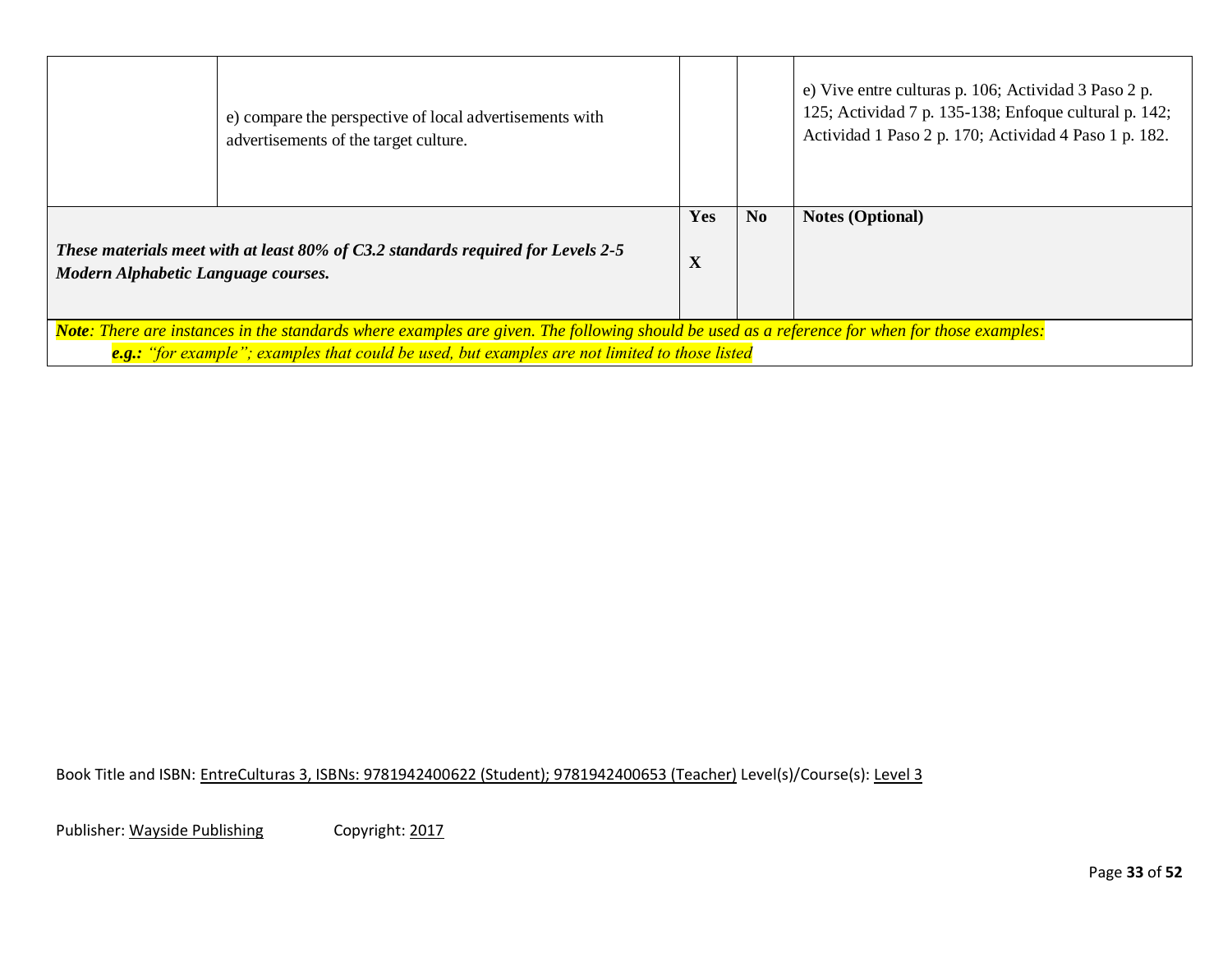| | | | | |
|---|---|---|---|---|
| | e) compare the perspective of local advertisements with advertisements of the target culture. | | | e) Vive entre culturas p. 106; Actividad 3 Paso 2 p. 125; Actividad 7 p. 135-138; Enfoque cultural p. 142; Actividad 1 Paso 2 p. 170; Actividad 4 Paso 1 p. 182. |
| ***These materials meet with at least 80% of C3.2 standards required for Levels 2-5 Modern Alphabetic Language courses.*** | | **Yes** **X** | **No** | **Notes (Optional)** |

***Note****: There are instances in the standards where examples are given. The following should be used as a reference for when for those examples:*

***e.g.:*** *"for example"; examples that could be used, but examples are not limited to those listed*

Book Title and ISBN: EntreCulturas 3, ISBNs: 9781942400622 (Student); 9781942400653 (Teacher) Level(s)/Course(s): Level 3

Publisher: Wayside Publishing Copyright: 2017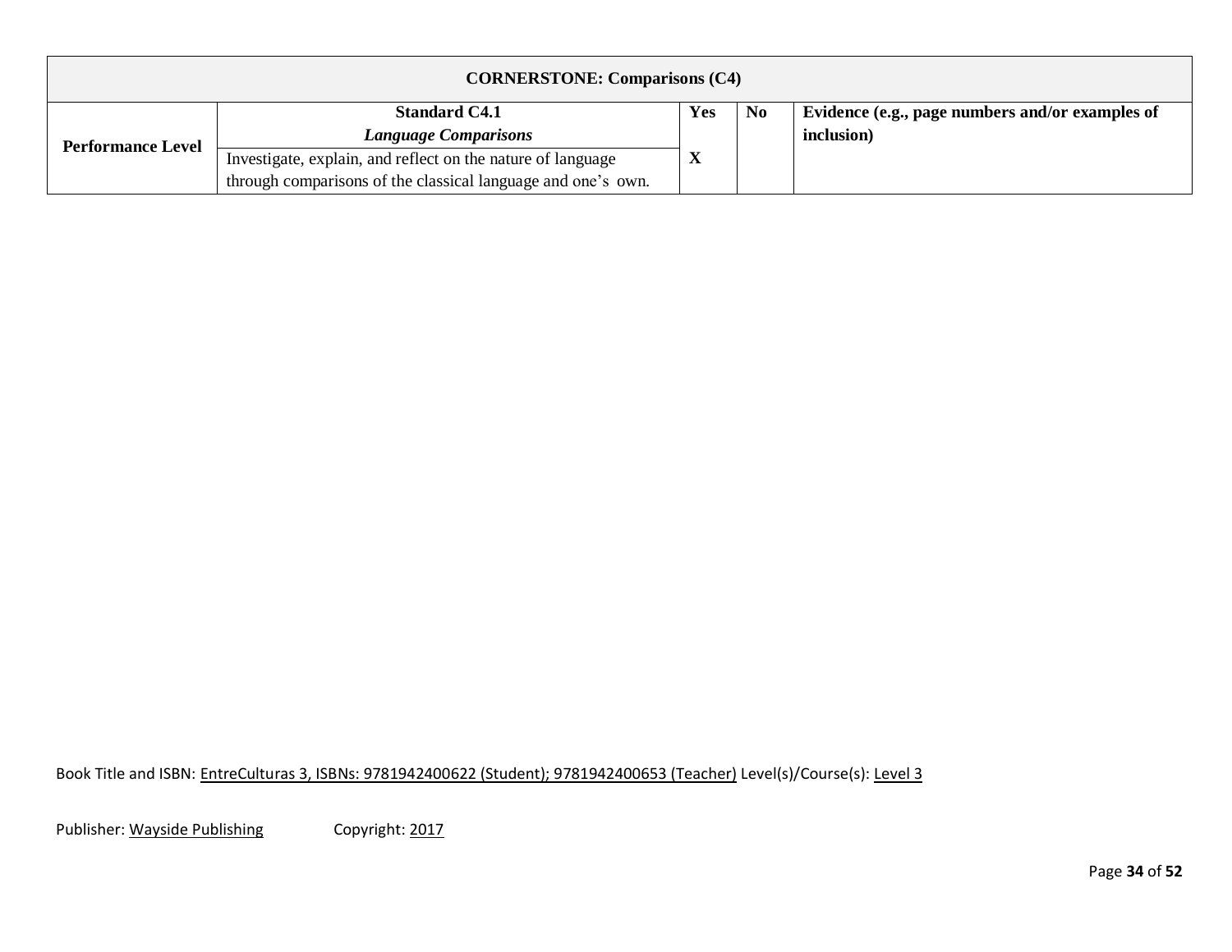| CORNERSTONE: Comparisons (C4) | | | | |
|---|---|---|---|---|
| **Performance Level** | **Standard C4.1** ***Language Comparisons*** | **Yes** | **No** | **Evidence (e.g., page numbers and/or examples of inclusion)** |
| | Investigate, explain, and reflect on the nature of language through comparisons of the classical language and one's own. | **X** | | |

Book Title and ISBN: EntreCulturas 3, ISBNs: 9781942400622 (Student); 9781942400653 (Teacher) Level(s)/Course(s): Level 3

Publisher: Wayside Publishing Copyright: 2017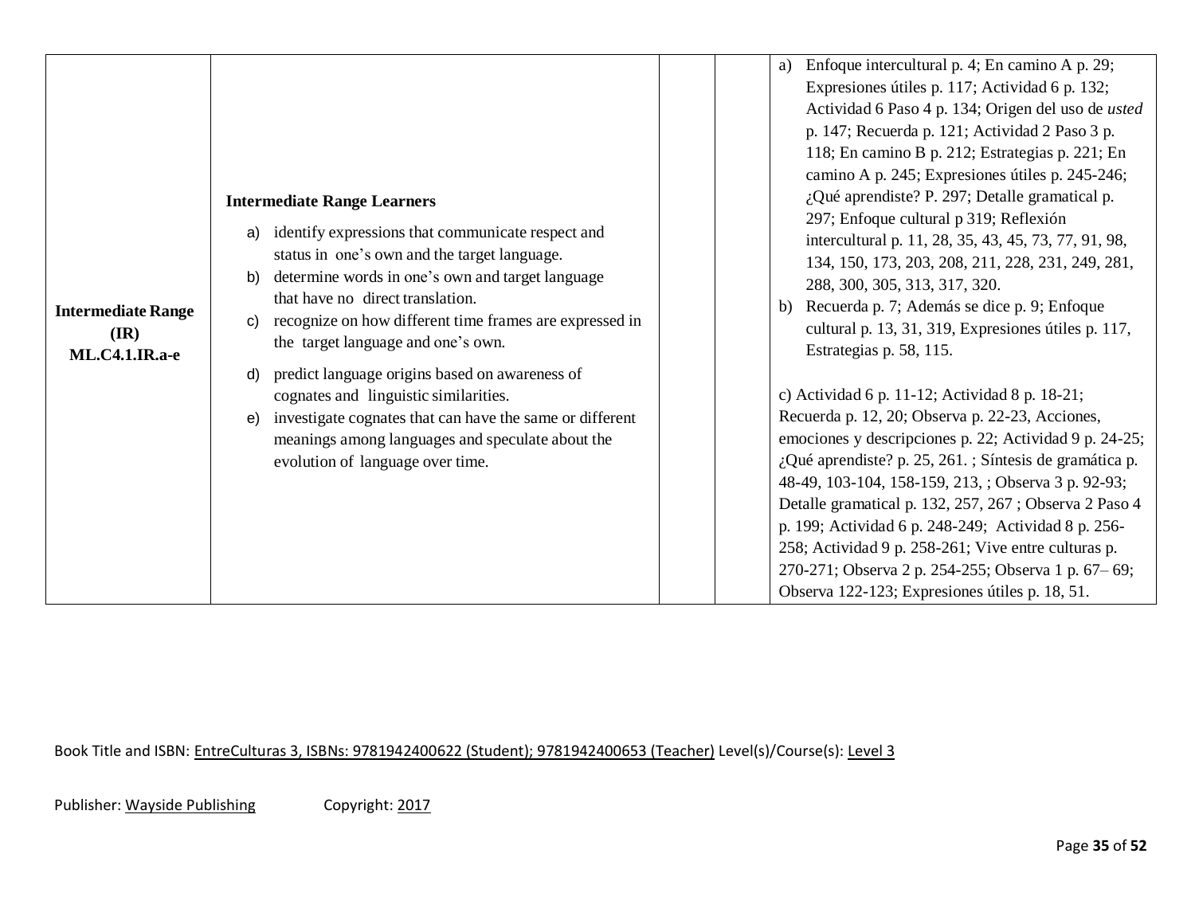| | | | | |
|---|---|---|---|---|
| **Intermediate Range (IR) ML.C4.1.IR.a-e** | **Intermediate Range Learners**<br>a) identify expressions that communicate respect and status in one's own and the target language.<br>b) determine words in one's own and target language that have no direct translation.<br>c) recognize on how different time frames are expressed in the target language and one's own.<br>d) predict language origins based on awareness of cognates and linguistic similarities.<br>e) investigate cognates that can have the same or different meanings among languages and speculate about the evolution of language over time. | | | a) Enfoque intercultural p. 4; En camino A p. 29; Expresiones útiles p. 117; Actividad 6 p. 132; Actividad 6 Paso 4 p. 134; Origen del uso de *usted* p. 147; Recuerda p. 121; Actividad 2 Paso 3 p. 118; En camino B p. 212; Estrategias p. 221; En camino A p. 245; Expresiones útiles p. 245-246; ¿Qué aprendiste? P. 297; Detalle gramatical p. 297; Enfoque cultural p 319; Reflexión intercultural p. 11, 28, 35, 43, 45, 73, 77, 91, 98, 134, 150, 173, 203, 208, 211, 228, 231, 249, 281, 288, 300, 305, 313, 317, 320.<br>b) Recuerda p. 7; Además se dice p. 9; Enfoque cultural p. 13, 31, 319, Expresiones útiles p. 117, Estrategias p. 58, 115.<br><br>c) Actividad 6 p. 11-12; Actividad 8 p. 18-21; Recuerda p. 12, 20; Observa p. 22-23, Acciones, emociones y descripciones p. 22; Actividad 9 p. 24-25; ¿Qué aprendiste? p. 25, 261. ; Síntesis de gramática p. 48-49, 103-104, 158-159, 213, ; Observa 3 p. 92-93; Detalle gramatical p. 132, 257, 267 ; Observa 2 Paso 4 p. 199; Actividad 6 p. 248-249; Actividad 8 p. 256-258; Actividad 9 p. 258-261; Vive entre culturas p. 270-271; Observa 2 p. 254-255; Observa 1 p. 67– 69; Observa 122-123; Expresiones útiles p. 18, 51. |

Book Title and ISBN: EntreCulturas 3, ISBNs: 9781942400622 (Student); 9781942400653 (Teacher) Level(s)/Course(s): Level 3

Publisher: Wayside Publishing Copyright: 2017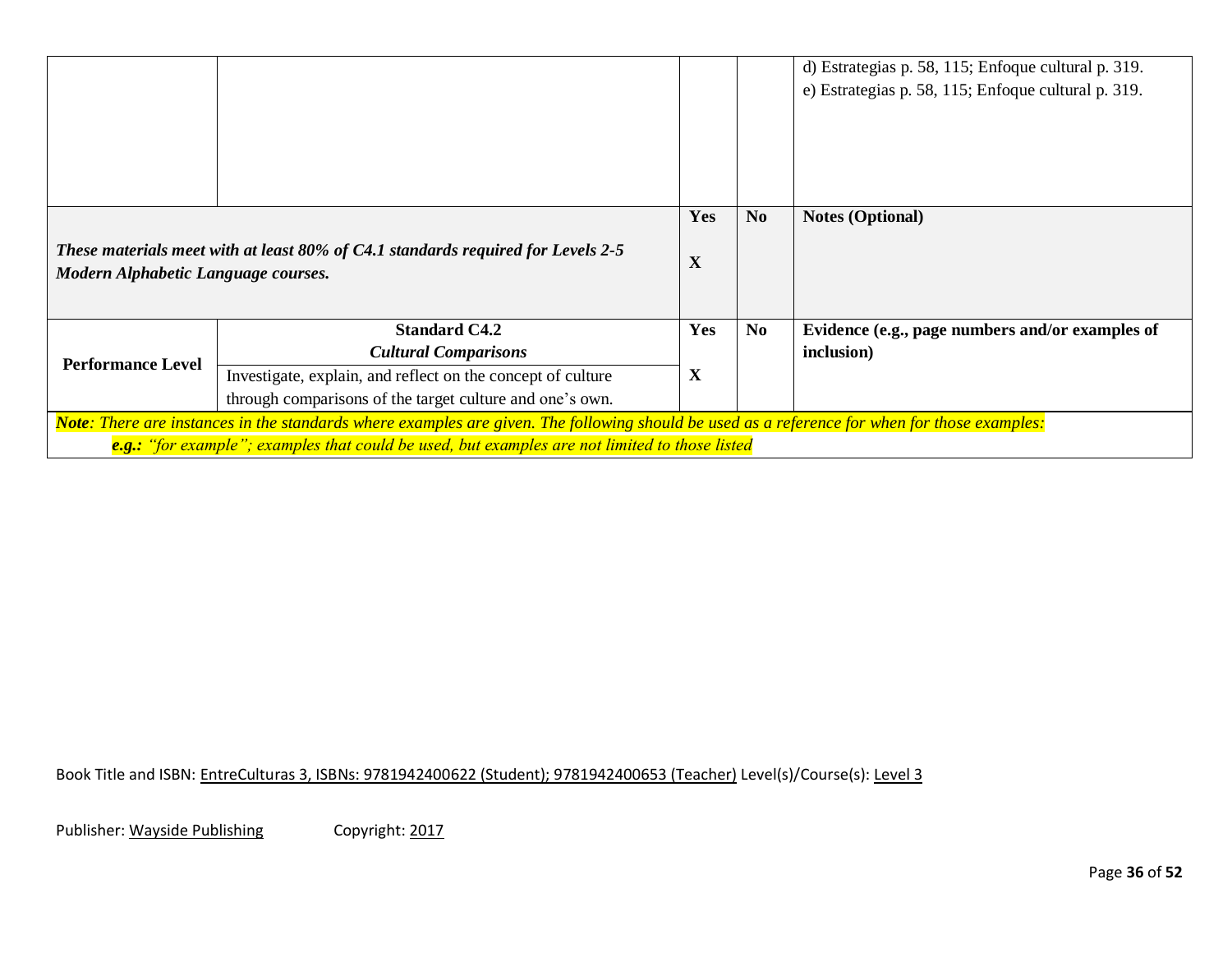| | | | | |
|---|---|---|---|---|
| | | | | d) Estrategias p. 58, 115; Enfoque cultural p. 319.<br>e) Estrategias p. 58, 115; Enfoque cultural p. 319. |
| ***These materials meet with at least 80% of C4.1 standards required for Levels 2-5 Modern Alphabetic Language courses.*** | | **Yes**<br>**X** | **No** | **Notes (Optional)** |
| **Performance Level** | **Standard C4.2**<br>***Cultural Comparisons***<br>Investigate, explain, and reflect on the concept of culture through comparisons of the target culture and one's own. | **Yes**<br>**X** | **No** | **Evidence (e.g., page numbers and/or examples of inclusion)** |

***Note**: There are instances in the standards where examples are given. The following should be used as a reference for when for those examples:*

***e.g.:** "for example"; examples that could be used, but examples are not limited to those listed*

Book Title and ISBN: EntreCulturas 3, ISBNs: 9781942400622 (Student); 9781942400653 (Teacher) Level(s)/Course(s): Level 3

Publisher: Wayside Publishing Copyright: 2017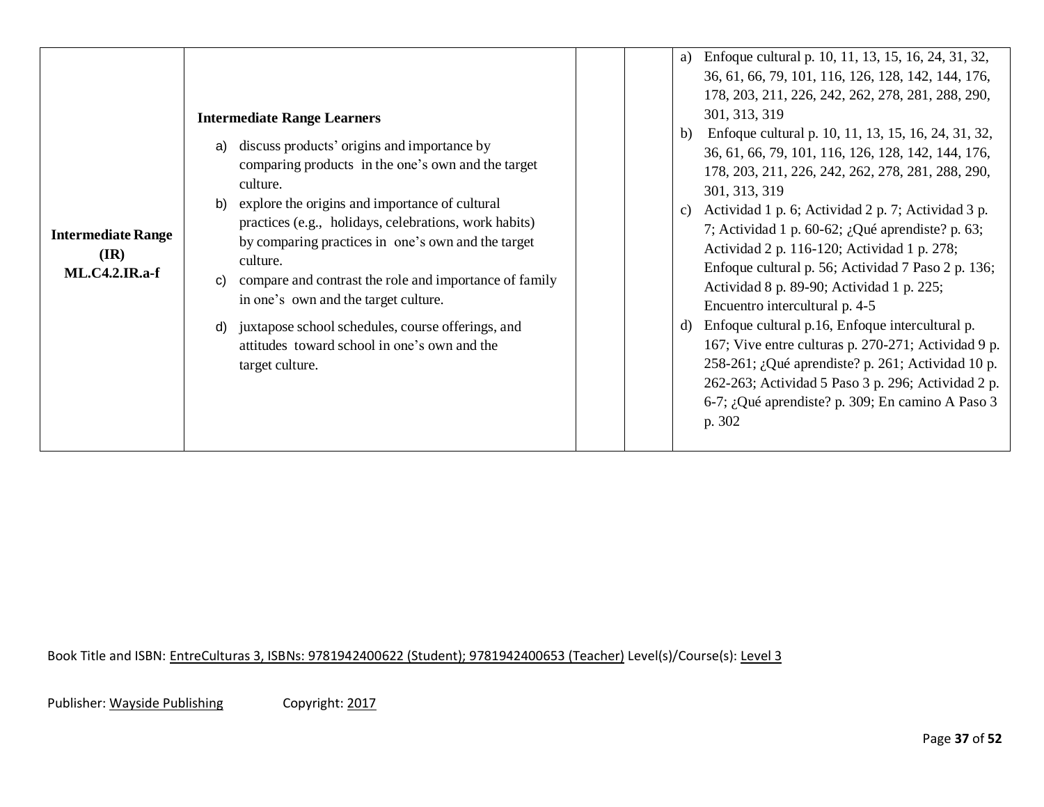| | | | | |
|---|---|---|---|---|
| **Intermediate Range (IR) ML.C4.2.IR.a-f** | **Intermediate Range Learners**<br>a) discuss products' origins and importance by comparing products in the one's own and the target culture.<br>b) explore the origins and importance of cultural practices (e.g., holidays, celebrations, work habits) by comparing practices in one's own and the target culture.<br>c) compare and contrast the role and importance of family in one's own and the target culture.<br>d) juxtapose school schedules, course offerings, and attitudes toward school in one's own and the target culture. | | | a) Enfoque cultural p. 10, 11, 13, 15, 16, 24, 31, 32, 36, 61, 66, 79, 101, 116, 126, 128, 142, 144, 176, 178, 203, 211, 226, 242, 262, 278, 281, 288, 290, 301, 313, 319<br>b) Enfoque cultural p. 10, 11, 13, 15, 16, 24, 31, 32, 36, 61, 66, 79, 101, 116, 126, 128, 142, 144, 176, 178, 203, 211, 226, 242, 262, 278, 281, 288, 290, 301, 313, 319<br>c) Actividad 1 p. 6; Actividad 2 p. 7; Actividad 3 p. 7; Actividad 1 p. 60-62; ¿Qué aprendiste? p. 63; Actividad 2 p. 116-120; Actividad 1 p. 278; Enfoque cultural p. 56; Actividad 7 Paso 2 p. 136; Actividad 8 p. 89-90; Actividad 1 p. 225; Encuentro intercultural p. 4-5<br>d) Enfoque cultural p.16, Enfoque intercultural p. 167; Vive entre culturas p. 270-271; Actividad 9 p. 258-261; ¿Qué aprendiste? p. 261; Actividad 10 p. 262-263; Actividad 5 Paso 3 p. 296; Actividad 2 p. 6-7; ¿Qué aprendiste? p. 309; En camino A Paso 3 p. 302 |

Book Title and ISBN: EntreCulturas 3, ISBNs: 9781942400622 (Student); 9781942400653 (Teacher) Level(s)/Course(s): Level 3

Publisher: Wayside Publishing Copyright: 2017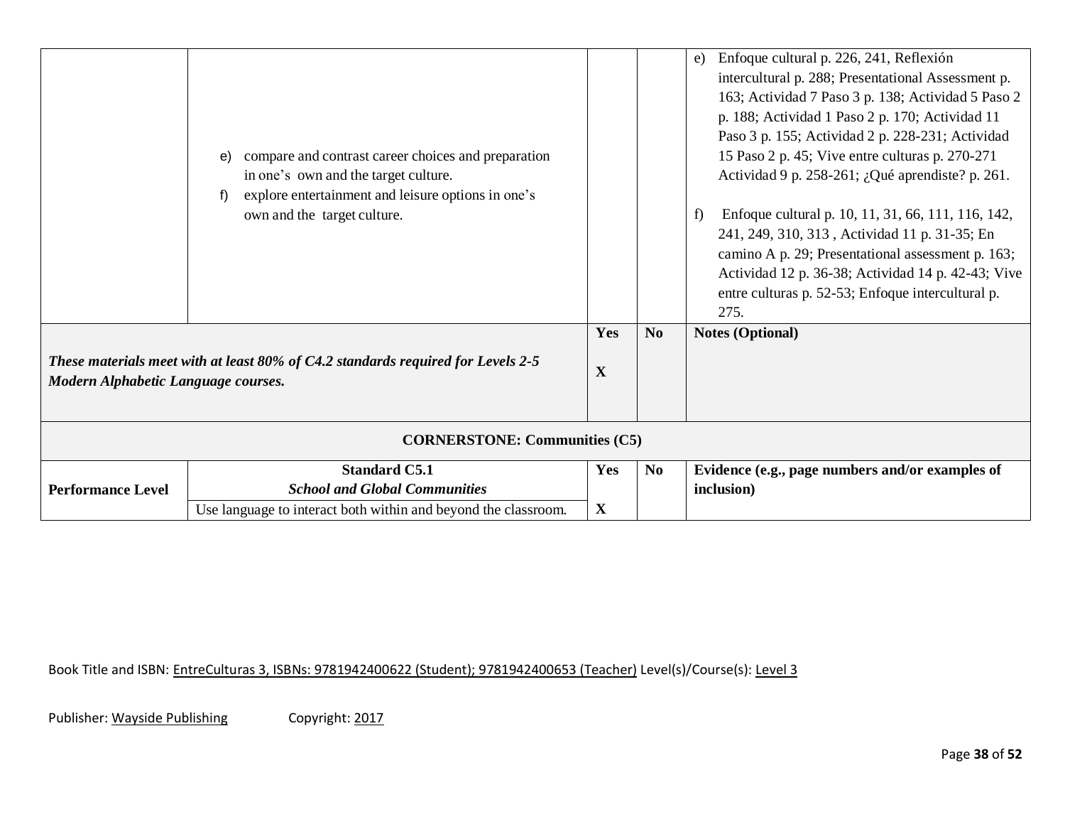| | | | | |
|---|---|---|---|---|
| | e) compare and contrast career choices and preparation in one's own and the target culture.<br>f) explore entertainment and leisure options in one's own and the target culture. | | | e) Enfoque cultural p. 226, 241, Reflexión intercultural p. 288; Presentational Assessment p. 163; Actividad 7 Paso 3 p. 138; Actividad 5 Paso 2 p. 188; Actividad 1 Paso 2 p. 170; Actividad 11 Paso 3 p. 155; Actividad 2 p. 228-231; Actividad 15 Paso 2 p. 45; Vive entre culturas p. 270-271 Actividad 9 p. 258-261; ¿Qué aprendiste? p. 261.<br><br>f) Enfoque cultural p. 10, 11, 31, 66, 111, 116, 142, 241, 249, 310, 313 , Actividad 11 p. 31-35; En camino A p. 29; Presentational assessment p. 163; Actividad 12 p. 36-38; Actividad 14 p. 42-43; Vive entre culturas p. 52-53; Enfoque intercultural p. 275. |
| ***These materials meet with at least 80% of C4.2 standards required for Levels 2-5 Modern Alphabetic Language courses.*** | | **Yes**<br><br>**X** | **No** | **Notes (Optional)** |
| **CORNERSTONE: Communities (C5)** | | | | |
| **Performance Level** | **Standard C5.1**<br>***School and Global Communities*** | **Yes** | **No** | **Evidence (e.g., page numbers and/or examples of inclusion)** |
| | Use language to interact both within and beyond the classroom. | **X** | | |

Book Title and ISBN: EntreCulturas 3, ISBNs: 9781942400622 (Student); 9781942400653 (Teacher) Level(s)/Course(s): Level 3

Publisher: Wayside Publishing Copyright: 2017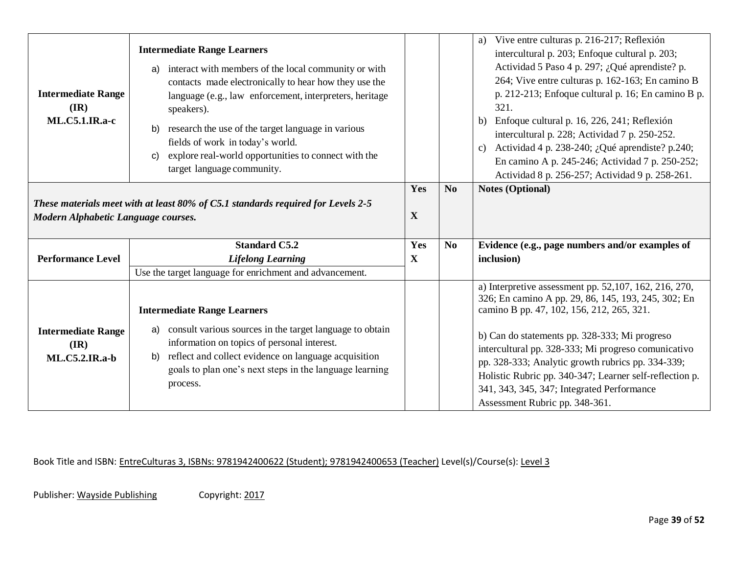| | | | | |
|---|---|---|---|---|
| **Intermediate Range (IR) ML.C5.1.IR.a-c** | **Intermediate Range Learners** <br> a) interact with members of the local community or with contacts made electronically to hear how they use the language (e.g., law enforcement, interpreters, heritage speakers). <br> b) research the use of the target language in various fields of work in today's world. <br> c) explore real-world opportunities to connect with the target language community. | | | a) Vive entre culturas p. 216-217; Reflexión intercultural p. 203; Enfoque cultural p. 203; Actividad 5 Paso 4 p. 297; ¿Qué aprendiste? p. 264; Vive entre culturas p. 162-163; En camino B p. 212-213; Enfoque cultural p. 16; En camino B p. 321. <br> b) Enfoque cultural p. 16, 226, 241; Reflexión intercultural p. 228; Actividad 7 p. 250-252. <br> c) Actividad 4 p. 238-240; ¿Qué aprendiste? p.240; En camino A p. 245-246; Actividad 7 p. 250-252; Actividad 8 p. 256-257; Actividad 9 p. 258-261. |
| ***These materials meet with at least 80% of C5.1 standards required for Levels 2-5 Modern Alphabetic Language courses.*** | | **Yes** <br> **X** | **No** | **Notes (Optional)** |
| **Performance Level** | **Standard C5.2** <br> ***Lifelong Learning*** <br> Use the target language for enrichment and advancement. | **Yes** <br> **X** | **No** | **Evidence (e.g., page numbers and/or examples of inclusion)** |
| **Intermediate Range (IR) ML.C5.2.IR.a-b** | **Intermediate Range Learners** <br> a) consult various sources in the target language to obtain information on topics of personal interest. <br> b) reflect and collect evidence on language acquisition goals to plan one's next steps in the language learning process. | | | a) Interpretive assessment pp. 52,107, 162, 216, 270, 326; En camino A pp. 29, 86, 145, 193, 245, 302; En camino B pp. 47, 102, 156, 212, 265, 321. <br><br> b) Can do statements pp. 328-333; Mi progreso intercultural pp. 328-333; Mi progreso comunicativo pp. 328-333; Analytic growth rubrics pp. 334-339; Holistic Rubric pp. 340-347; Learner self-reflection p. 341, 343, 345, 347; Integrated Performance Assessment Rubric pp. 348-361. |

Book Title and ISBN: EntreCulturas 3, ISBNs: 9781942400622 (Student); 9781942400653 (Teacher) Level(s)/Course(s): Level 3

Publisher: Wayside Publishing Copyright: 2017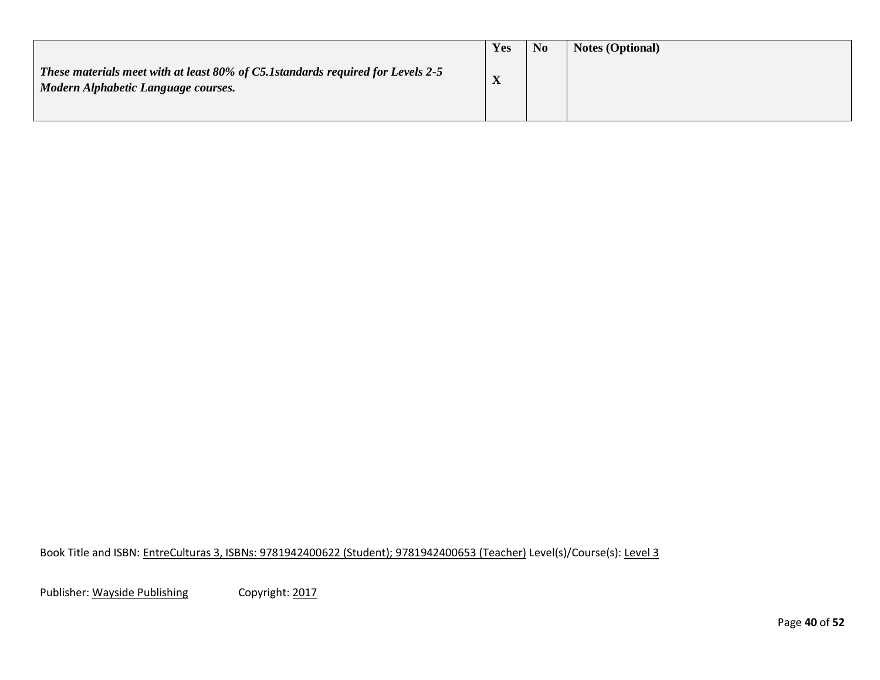| | Yes | No | Notes (Optional) |
|---|---|---|---|
| ***These materials meet with at least 80% of C5.1standards required for Levels 2-5 Modern Alphabetic Language courses.*** | **X** | | |

Book Title and ISBN: EntreCulturas 3, ISBNs: 9781942400622 (Student); 9781942400653 (Teacher) Level(s)/Course(s): Level 3

Publisher: Wayside Publishing Copyright: 2017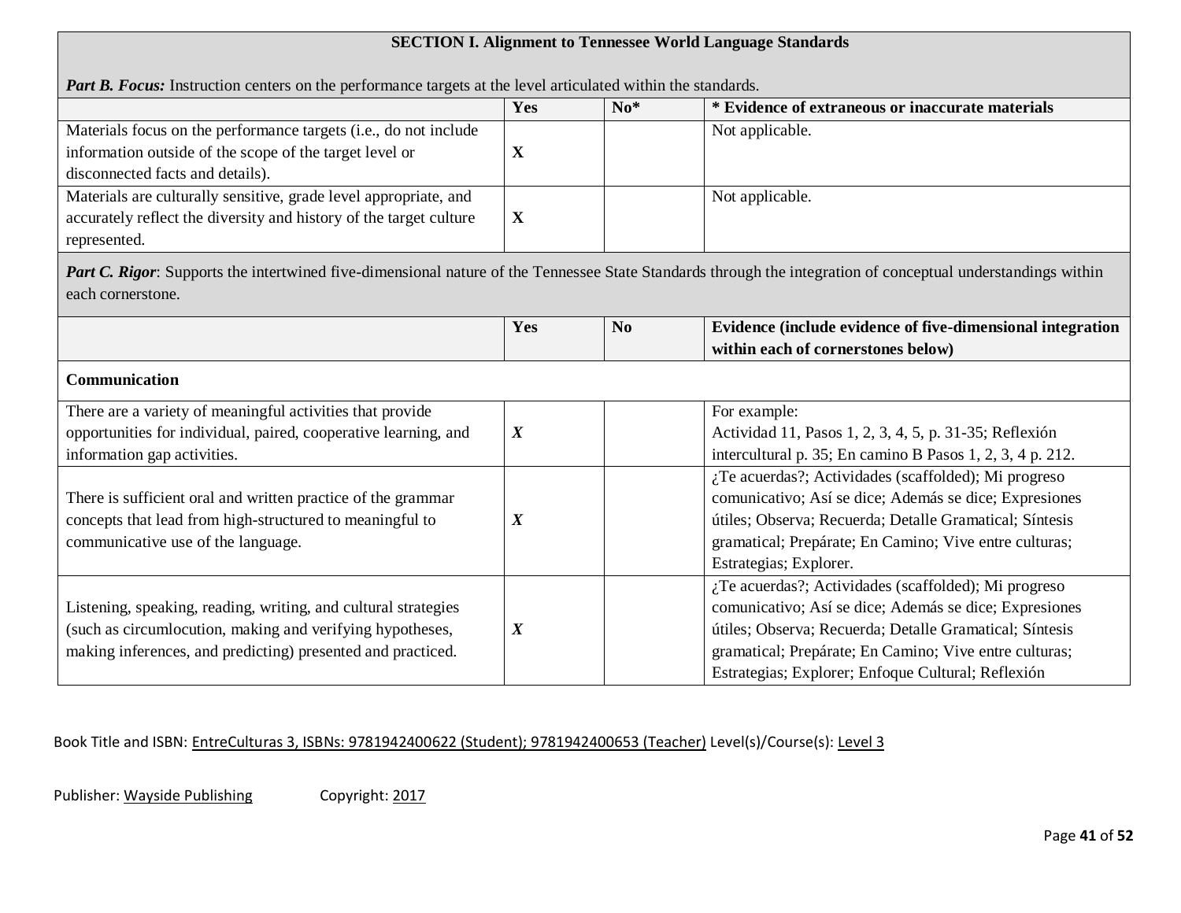| SECTION I. Alignment to Tennessee World Language Standards | | | |
|---|---|---|---|
| ***Part B. Focus:*** Instruction centers on the performance targets at the level articulated within the standards. | | | |
| | **Yes** | **No*** | *** Evidence of extraneous or inaccurate materials** |
| Materials focus on the performance targets (i.e., do not include information outside of the scope of the target level or disconnected facts and details). | **X** | | Not applicable. |
| Materials are culturally sensitive, grade level appropriate, and accurately reflect the diversity and history of the target culture represented. | **X** | | Not applicable. |
| ***Part C. Rigor***: Supports the intertwined five-dimensional nature of the Tennessee State Standards through the integration of conceptual understandings within each cornerstone. | | | |
| | **Yes** | **No** | **Evidence (include evidence of five-dimensional integration within each of cornerstones below)** |
| **Communication** | | | |
| There are a variety of meaningful activities that provide opportunities for individual, paired, cooperative learning, and information gap activities. | ***X*** | | For example: Actividad 11, Pasos 1, 2, 3, 4, 5, p. 31-35; Reflexión intercultural p. 35; En camino B Pasos 1, 2, 3, 4 p. 212. |
| There is sufficient oral and written practice of the grammar concepts that lead from high-structured to meaningful to communicative use of the language. | ***X*** | | ¿Te acuerdas?; Actividades (scaffolded); Mi progreso comunicativo; Así se dice; Además se dice; Expresiones útiles; Observa; Recuerda; Detalle Gramatical; Síntesis gramatical; Prepárate; En Camino; Vive entre culturas; Estrategias; Explorer. |
| Listening, speaking, reading, writing, and cultural strategies (such as circumlocution, making and verifying hypotheses, making inferences, and predicting) presented and practiced. | ***X*** | | ¿Te acuerdas?; Actividades (scaffolded); Mi progreso comunicativo; Así se dice; Además se dice; Expresiones útiles; Observa; Recuerda; Detalle Gramatical; Síntesis gramatical; Prepárate; En Camino; Vive entre culturas; Estrategias; Explorer; Enfoque Cultural; Reflexión |

Book Title and ISBN: EntreCulturas 3, ISBNs: 9781942400622 (Student); 9781942400653 (Teacher) Level(s)/Course(s): Level 3

Publisher: Wayside Publishing Copyright: 2017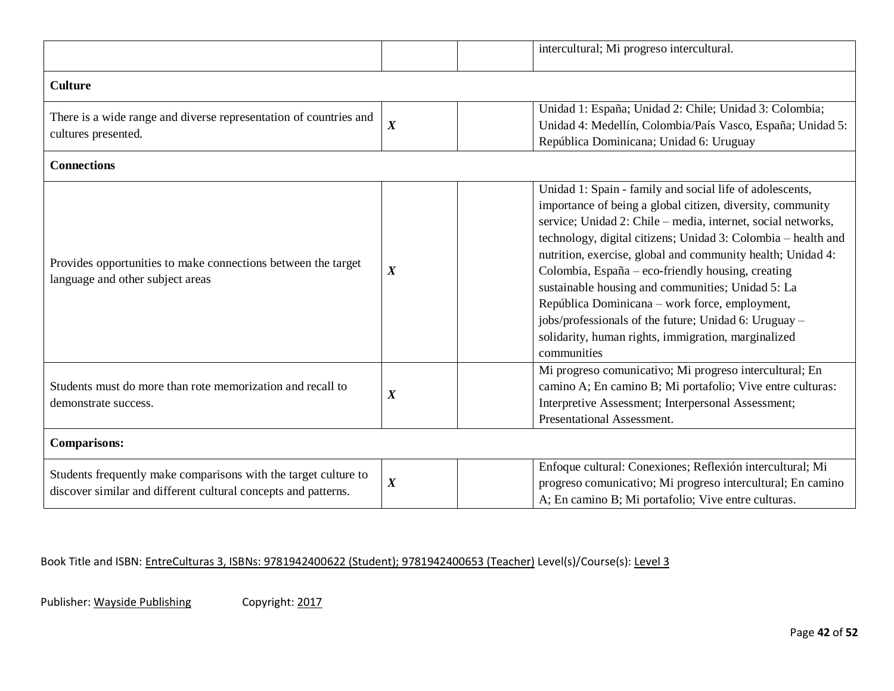| | | | |
|---|---|---|---|
| | | | intercultural; Mi progreso intercultural. |
| **Culture** | | | |
| There is a wide range and diverse representation of countries and cultures presented. | ***X*** | | Unidad 1: España; Unidad 2: Chile; Unidad 3: Colombia; Unidad 4: Medellín, Colombia/País Vasco, España; Unidad 5: República Dominicana; Unidad 6: Uruguay |
| **Connections** | | | |
| Provides opportunities to make connections between the target language and other subject areas | ***X*** | | Unidad 1: Spain - family and social life of adolescents, importance of being a global citizen, diversity, community service; Unidad 2: Chile – media, internet, social networks, technology, digital citizens; Unidad 3: Colombia – health and nutrition, exercise, global and community health; Unidad 4: Colombia, España – eco-friendly housing, creating sustainable housing and communities; Unidad 5: La República Dominicana – work force, employment, jobs/professionals of the future; Unidad 6: Uruguay – solidarity, human rights, immigration, marginalized communities |
| Students must do more than rote memorization and recall to demonstrate success. | ***X*** | | Mi progreso comunicativo; Mi progreso intercultural; En camino A; En camino B; Mi portafolio; Vive entre culturas: Interpretive Assessment; Interpersonal Assessment; Presentational Assessment. |
| **Comparisons:** | | | |
| Students frequently make comparisons with the target culture to discover similar and different cultural concepts and patterns. | ***X*** | | Enfoque cultural: Conexiones; Reflexión intercultural; Mi progreso comunicativo; Mi progreso intercultural; En camino A; En camino B; Mi portafolio; Vive entre culturas. |

Book Title and ISBN: EntreCulturas 3, ISBNs: 9781942400622 (Student); 9781942400653 (Teacher) Level(s)/Course(s): Level 3

Publisher: Wayside Publishing Copyright: 2017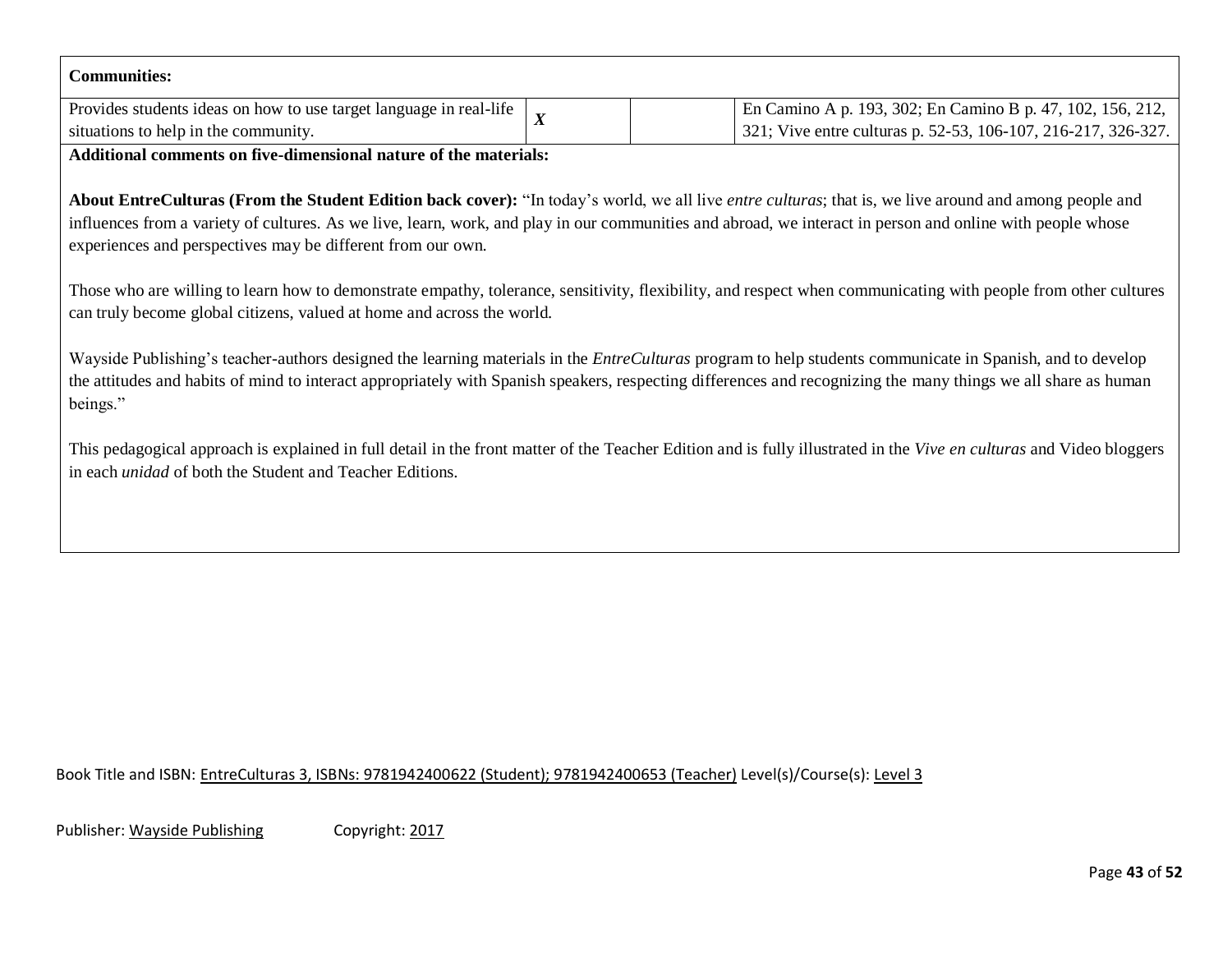| **Communities:** | | | |
|---|---|---|---|
| Provides students ideas on how to use target language in real-life situations to help in the community. | ***X*** | | En Camino A p. 193, 302; En Camino B p. 47, 102, 156, 212, 321; Vive entre culturas p. 52-53, 106-107, 216-217, 326-327. |

**Additional comments on five-dimensional nature of the materials:**

**About EntreCulturas (From the Student Edition back cover):** "In today's world, we all live *entre culturas*; that is, we live around and among people and influences from a variety of cultures. As we live, learn, work, and play in our communities and abroad, we interact in person and online with people whose experiences and perspectives may be different from our own.

Those who are willing to learn how to demonstrate empathy, tolerance, sensitivity, flexibility, and respect when communicating with people from other cultures can truly become global citizens, valued at home and across the world.

Wayside Publishing's teacher-authors designed the learning materials in the *EntreCulturas* program to help students communicate in Spanish, and to develop the attitudes and habits of mind to interact appropriately with Spanish speakers, respecting differences and recognizing the many things we all share as human beings."

This pedagogical approach is explained in full detail in the front matter of the Teacher Edition and is fully illustrated in the *Vive en culturas* and Video bloggers in each *unidad* of both the Student and Teacher Editions.

Book Title and ISBN: EntreCulturas 3, ISBNs: 9781942400622 (Student); 9781942400653 (Teacher) Level(s)/Course(s): Level 3

Publisher: Wayside Publishing Copyright: 2017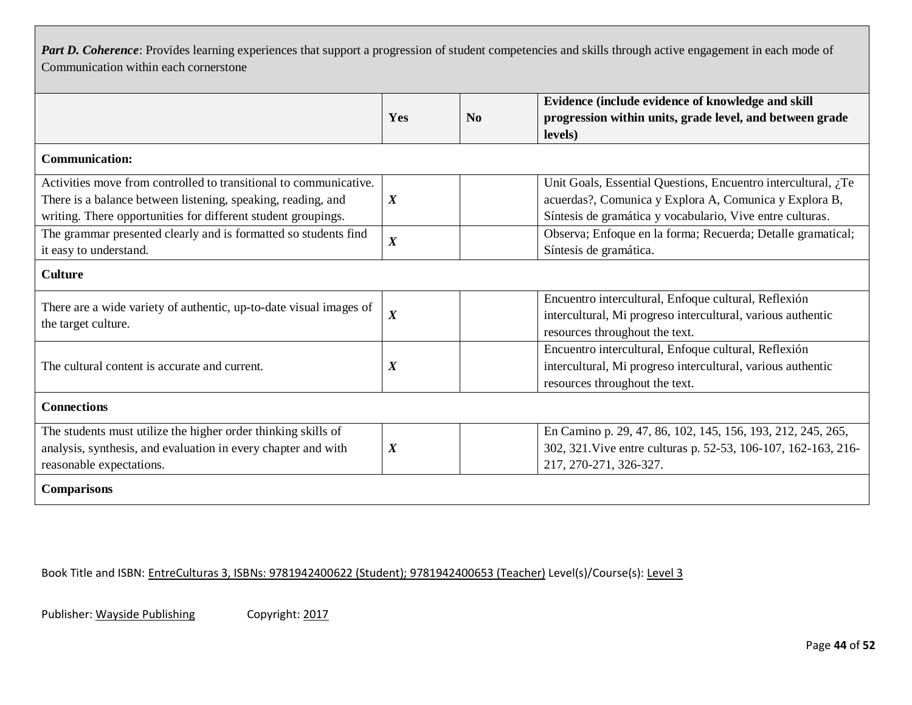| *Part D. Coherence*: Provides learning experiences that support a progression of student competencies and skills through active engagement in each mode of Communication within each cornerstone | | | |
|---|---|---|---|
| | **Yes** | **No** | **Evidence (include evidence of knowledge and skill progression within units, grade level, and between grade levels)** |
| **Communication:** | | | |
| Activities move from controlled to transitional to communicative. There is a balance between listening, speaking, reading, and writing. There opportunities for different student groupings. | ***X*** | | Unit Goals, Essential Questions, Encuentro intercultural, ¿Te acuerdas?, Comunica y Explora A, Comunica y Explora B, Síntesis de gramática y vocabulario, Vive entre culturas. |
| The grammar presented clearly and is formatted so students find it easy to understand. | ***X*** | | Observa; Enfoque en la forma; Recuerda; Detalle gramatical; Síntesis de gramática. |
| **Culture** | | | |
| There are a wide variety of authentic, up-to-date visual images of the target culture. | ***X*** | | Encuentro intercultural, Enfoque cultural, Reflexión intercultural, Mi progreso intercultural, various authentic resources throughout the text. |
| The cultural content is accurate and current. | ***X*** | | Encuentro intercultural, Enfoque cultural, Reflexión intercultural, Mi progreso intercultural, various authentic resources throughout the text. |
| **Connections** | | | |
| The students must utilize the higher order thinking skills of analysis, synthesis, and evaluation in every chapter and with reasonable expectations. | ***X*** | | En Camino p. 29, 47, 86, 102, 145, 156, 193, 212, 245, 265, 302, 321.Vive entre culturas p. 52-53, 106-107, 162-163, 216-217, 270-271, 326-327. |
| **Comparisons** | | | |

Book Title and ISBN: EntreCulturas 3, ISBNs: 9781942400622 (Student); 9781942400653 (Teacher) Level(s)/Course(s): Level 3

Publisher: Wayside Publishing Copyright: 2017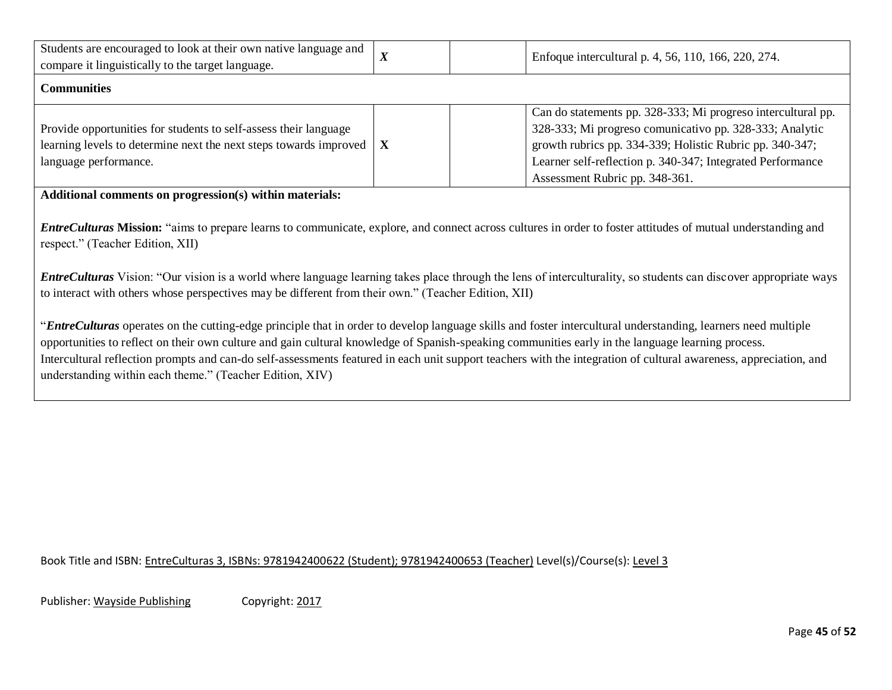| | | | |
|---|---|---|---|
| Students are encouraged to look at their own native language and compare it linguistically to the target language. | ***X*** | | Enfoque intercultural p. 4, 56, 110, 166, 220, 274. |
| **Communities** | | | |
| Provide opportunities for students to self-assess their language learning levels to determine next the next steps towards improved language performance. | **X** | | Can do statements pp. 328-333; Mi progreso intercultural pp. 328-333; Mi progreso comunicativo pp. 328-333; Analytic growth rubrics pp. 334-339; Holistic Rubric pp. 340-347; Learner self-reflection p. 340-347; Integrated Performance Assessment Rubric pp. 348-361. |

**Additional comments on progression(s) within materials:**

***EntreCulturas*** **Mission:** "aims to prepare learns to communicate, explore, and connect across cultures in order to foster attitudes of mutual understanding and respect." (Teacher Edition, XII)

***EntreCulturas*** Vision: "Our vision is a world where language learning takes place through the lens of interculturality, so students can discover appropriate ways to interact with others whose perspectives may be different from their own." (Teacher Edition, XII)

"***EntreCulturas*** operates on the cutting-edge principle that in order to develop language skills and foster intercultural understanding, learners need multiple opportunities to reflect on their own culture and gain cultural knowledge of Spanish-speaking communities early in the language learning process. Intercultural reflection prompts and can-do self-assessments featured in each unit support teachers with the integration of cultural awareness, appreciation, and understanding within each theme." (Teacher Edition, XIV)

Book Title and ISBN: EntreCulturas 3, ISBNs: 9781942400622 (Student); 9781942400653 (Teacher) Level(s)/Course(s): Level 3

Publisher: Wayside Publishing Copyright: 2017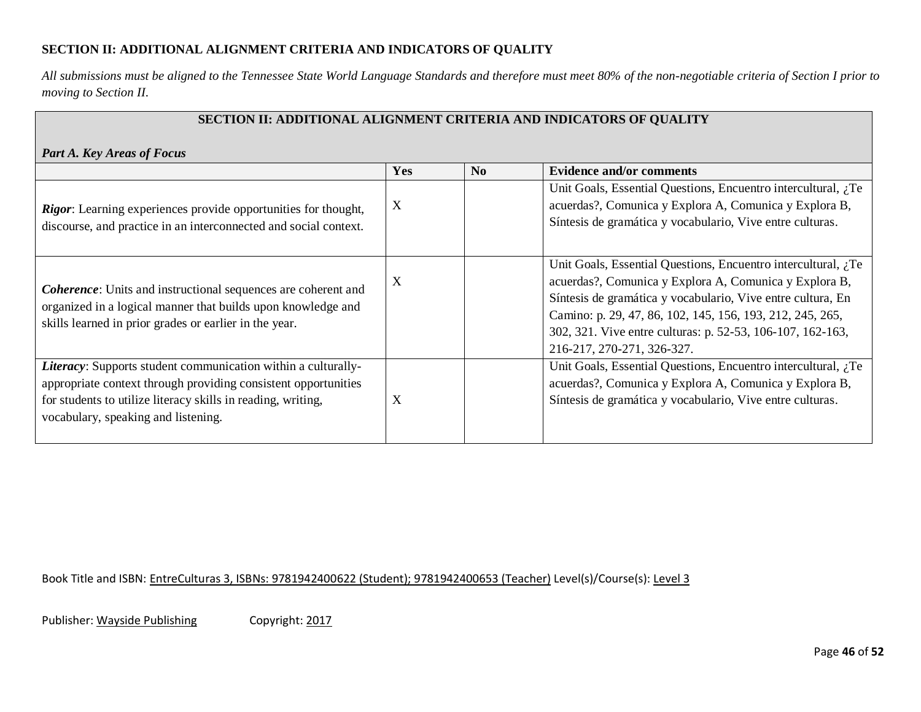**SECTION II: ADDITIONAL ALIGNMENT CRITERIA AND INDICATORS OF QUALITY**

*All submissions must be aligned to the Tennessee State World Language Standards and therefore must meet 80% of the non-negotiable criteria of Section I prior to moving to Section II.*

| **SECTION II: ADDITIONAL ALIGNMENT CRITERIA AND INDICATORS OF QUALITY**<br><br>***Part A. Key Areas of Focus*** | | | |
|---|---|---|---|
| | **Yes** | **No** | **Evidence and/or comments** |
| ***Rigor***: Learning experiences provide opportunities for thought, discourse, and practice in an interconnected and social context. | X | | Unit Goals, Essential Questions, Encuentro intercultural, ¿Te acuerdas?, Comunica y Explora A, Comunica y Explora B, Síntesis de gramática y vocabulario, Vive entre culturas. |
| ***Coherence***: Units and instructional sequences are coherent and organized in a logical manner that builds upon knowledge and skills learned in prior grades or earlier in the year. | X | | Unit Goals, Essential Questions, Encuentro intercultural, ¿Te acuerdas?, Comunica y Explora A, Comunica y Explora B, Síntesis de gramática y vocabulario, Vive entre cultura, En Camino: p. 29, 47, 86, 102, 145, 156, 193, 212, 245, 265, 302, 321. Vive entre culturas: p. 52-53, 106-107, 162-163, 216-217, 270-271, 326-327. |
| ***Literacy***: Supports student communication within a culturally-appropriate context through providing consistent opportunities for students to utilize literacy skills in reading, writing, vocabulary, speaking and listening. | X | | Unit Goals, Essential Questions, Encuentro intercultural, ¿Te acuerdas?, Comunica y Explora A, Comunica y Explora B, Síntesis de gramática y vocabulario, Vive entre culturas. |

Book Title and ISBN: EntreCulturas 3, ISBNs: 9781942400622 (Student); 9781942400653 (Teacher) Level(s)/Course(s): Level 3

Publisher: Wayside Publishing Copyright: 2017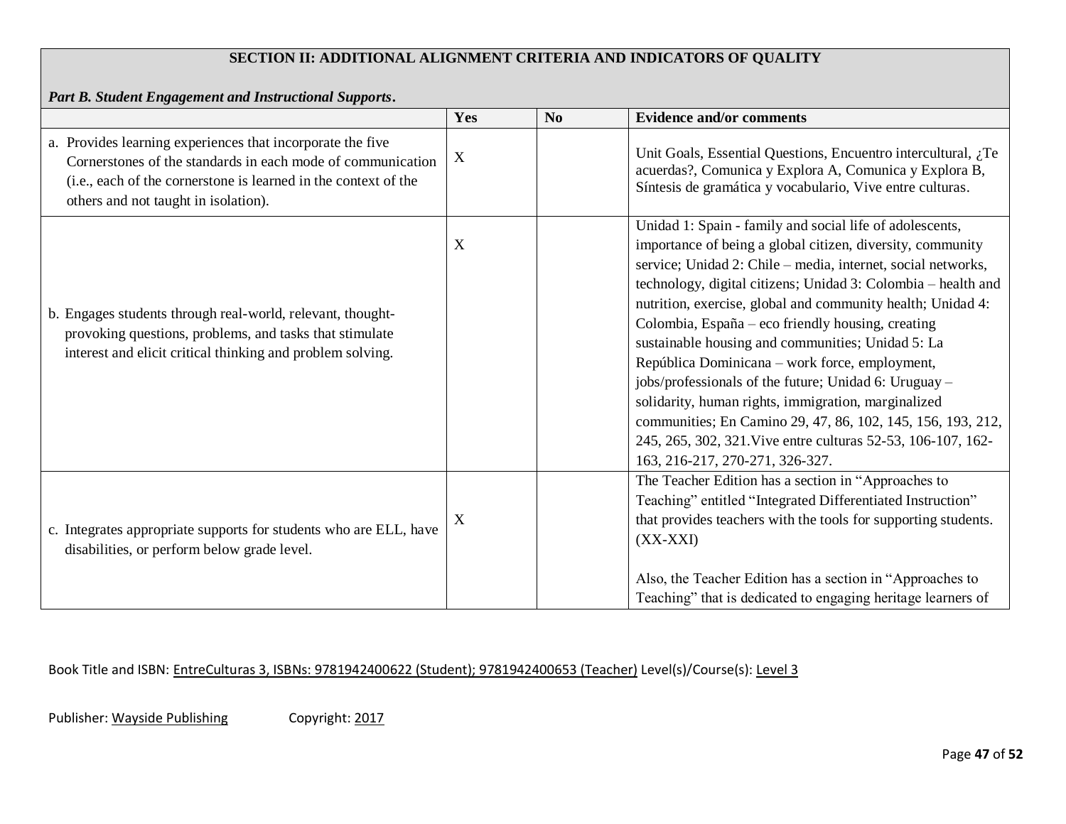| SECTION II: ADDITIONAL ALIGNMENT CRITERIA AND INDICATORS OF QUALITY<br><br>*Part B. Student Engagement and Instructional Supports*. | | | |
|---|---|---|---|
| | **Yes** | **No** | **Evidence and/or comments** |
| a. Provides learning experiences that incorporate the five Cornerstones of the standards in each mode of communication (i.e., each of the cornerstone is learned in the context of the others and not taught in isolation). | X | | Unit Goals, Essential Questions, Encuentro intercultural, ¿Te acuerdas?, Comunica y Explora A, Comunica y Explora B, Síntesis de gramática y vocabulario, Vive entre culturas. |
| b. Engages students through real-world, relevant, thought-provoking questions, problems, and tasks that stimulate interest and elicit critical thinking and problem solving. | X | | Unidad 1: Spain - family and social life of adolescents, importance of being a global citizen, diversity, community service; Unidad 2: Chile – media, internet, social networks, technology, digital citizens; Unidad 3: Colombia – health and nutrition, exercise, global and community health; Unidad 4: Colombia, España – eco friendly housing, creating sustainable housing and communities; Unidad 5: La República Dominicana – work force, employment, jobs/professionals of the future; Unidad 6: Uruguay – solidarity, human rights, immigration, marginalized communities; En Camino 29, 47, 86, 102, 145, 156, 193, 212, 245, 265, 302, 321.Vive entre culturas 52-53, 106-107, 162-163, 216-217, 270-271, 326-327. |
| c. Integrates appropriate supports for students who are ELL, have disabilities, or perform below grade level. | X | | The Teacher Edition has a section in "Approaches to Teaching" entitled "Integrated Differentiated Instruction" that provides teachers with the tools for supporting students. (XX-XXI)<br><br>Also, the Teacher Edition has a section in "Approaches to Teaching" that is dedicated to engaging heritage learners of |

Book Title and ISBN: EntreCulturas 3, ISBNs: 9781942400622 (Student); 9781942400653 (Teacher) Level(s)/Course(s): Level 3

Publisher: Wayside Publishing Copyright: 2017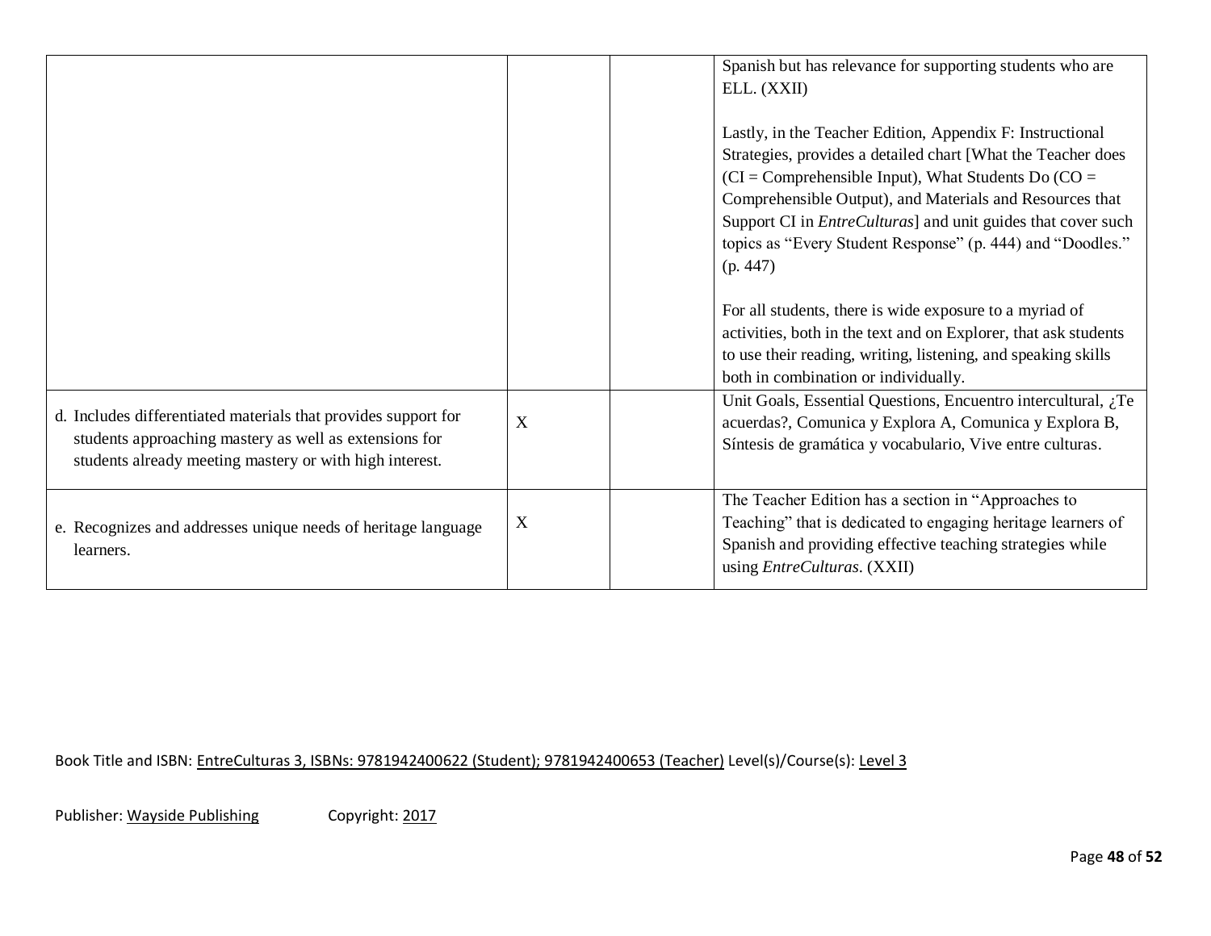| | | | |
|---|---|---|---|
| | | | Spanish but has relevance for supporting students who are ELL. (XXII)<br><br>Lastly, in the Teacher Edition, Appendix F: Instructional Strategies, provides a detailed chart [What the Teacher does (CI = Comprehensible Input), What Students Do (CO = Comprehensible Output), and Materials and Resources that Support CI in *EntreCulturas*] and unit guides that cover such topics as "Every Student Response" (p. 444) and "Doodles." (p. 447)<br><br>For all students, there is wide exposure to a myriad of activities, both in the text and on Explorer, that ask students to use their reading, writing, listening, and speaking skills both in combination or individually. |
| d. Includes differentiated materials that provides support for students approaching mastery as well as extensions for students already meeting mastery or with high interest. | X | | Unit Goals, Essential Questions, Encuentro intercultural, ¿Te acuerdas?, Comunica y Explora A, Comunica y Explora B, Síntesis de gramática y vocabulario, Vive entre culturas. |
| e. Recognizes and addresses unique needs of heritage language learners. | X | | The Teacher Edition has a section in "Approaches to Teaching" that is dedicated to engaging heritage learners of Spanish and providing effective teaching strategies while using *EntreCulturas*. (XXII) |

Book Title and ISBN: EntreCulturas 3, ISBNs: 9781942400622 (Student); 9781942400653 (Teacher) Level(s)/Course(s): Level 3

Publisher: Wayside Publishing Copyright: 2017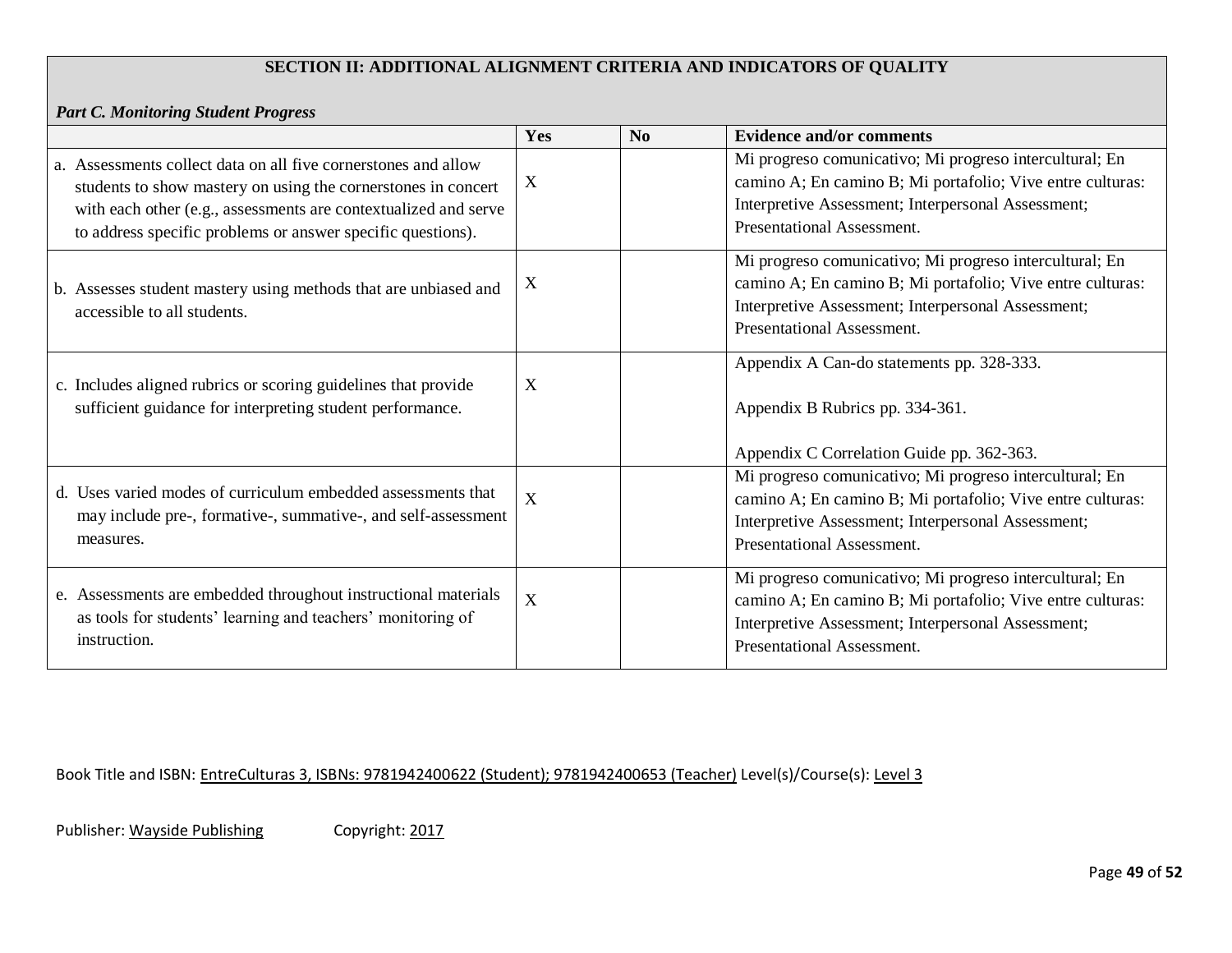**SECTION II: ADDITIONAL ALIGNMENT CRITERIA AND INDICATORS OF QUALITY**

***Part C. Monitoring Student Progress***

| | Yes | No | Evidence and/or comments |
|---|---|---|---|
| a. Assessments collect data on all five cornerstones and allow students to show mastery on using the cornerstones in concert with each other (e.g., assessments are contextualized and serve to address specific problems or answer specific questions). | X | | Mi progreso comunicativo; Mi progreso intercultural; En camino A; En camino B; Mi portafolio; Vive entre culturas: Interpretive Assessment; Interpersonal Assessment; Presentational Assessment. |
| b. Assesses student mastery using methods that are unbiased and accessible to all students. | X | | Mi progreso comunicativo; Mi progreso intercultural; En camino A; En camino B; Mi portafolio; Vive entre culturas: Interpretive Assessment; Interpersonal Assessment; Presentational Assessment. |
| c. Includes aligned rubrics or scoring guidelines that provide sufficient guidance for interpreting student performance. | X | | Appendix A Can-do statements pp. 328-333.<br><br>Appendix B Rubrics pp. 334-361.<br><br>Appendix C Correlation Guide pp. 362-363. |
| d. Uses varied modes of curriculum embedded assessments that may include pre-, formative-, summative-, and self-assessment measures. | X | | Mi progreso comunicativo; Mi progreso intercultural; En camino A; En camino B; Mi portafolio; Vive entre culturas: Interpretive Assessment; Interpersonal Assessment; Presentational Assessment. |
| e. Assessments are embedded throughout instructional materials as tools for students' learning and teachers' monitoring of instruction. | X | | Mi progreso comunicativo; Mi progreso intercultural; En camino A; En camino B; Mi portafolio; Vive entre culturas: Interpretive Assessment; Interpersonal Assessment; Presentational Assessment. |

Book Title and ISBN: EntreCulturas 3, ISBNs: 9781942400622 (Student); 9781942400653 (Teacher) Level(s)/Course(s): Level 3

Publisher: Wayside Publishing Copyright: 2017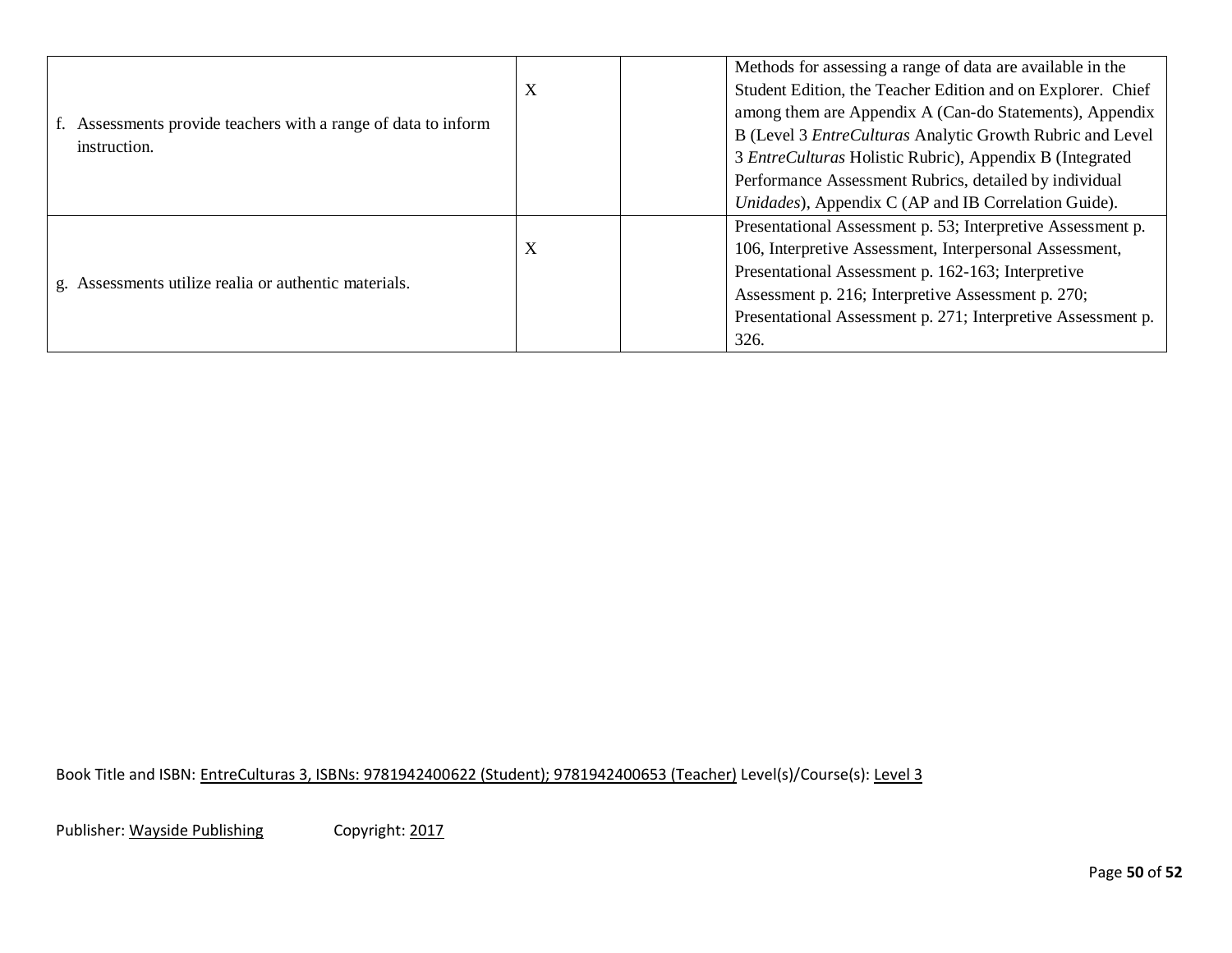| | | | |
|---|---|---|---|
| f. Assessments provide teachers with a range of data to inform instruction. | X | | Methods for assessing a range of data are available in the Student Edition, the Teacher Edition and on Explorer. Chief among them are Appendix A (Can-do Statements), Appendix B (Level 3 *EntreCulturas* Analytic Growth Rubric and Level 3 *EntreCulturas* Holistic Rubric), Appendix B (Integrated Performance Assessment Rubrics, detailed by individual *Unidades*), Appendix C (AP and IB Correlation Guide). |
| g. Assessments utilize realia or authentic materials. | X | | Presentational Assessment p. 53; Interpretive Assessment p. 106, Interpretive Assessment, Interpersonal Assessment, Presentational Assessment p. 162-163; Interpretive Assessment p. 216; Interpretive Assessment p. 270; Presentational Assessment p. 271; Interpretive Assessment p. 326. |

Book Title and ISBN: EntreCulturas 3, ISBNs: 9781942400622 (Student); 9781942400653 (Teacher) Level(s)/Course(s): Level 3

Publisher: Wayside Publishing Copyright: 2017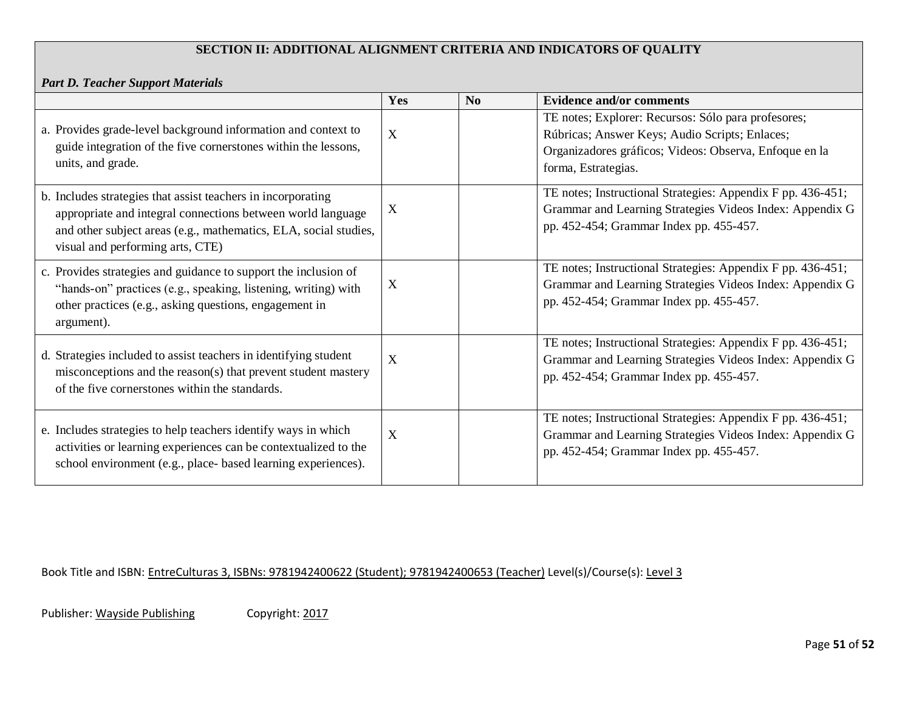## SECTION II: ADDITIONAL ALIGNMENT CRITERIA AND INDICATORS OF QUALITY

***Part D. Teacher Support Materials***

| | Yes | No | Evidence and/or comments |
|---|---|---|---|
| a. Provides grade-level background information and context to guide integration of the five cornerstones within the lessons, units, and grade. | X | | TE notes; Explorer: Recursos: Sólo para profesores; Rúbricas; Answer Keys; Audio Scripts; Enlaces; Organizadores gráficos; Videos: Observa, Enfoque en la forma, Estrategias. |
| b. Includes strategies that assist teachers in incorporating appropriate and integral connections between world language and other subject areas (e.g., mathematics, ELA, social studies, visual and performing arts, CTE) | X | | TE notes; Instructional Strategies: Appendix F pp. 436-451; Grammar and Learning Strategies Videos Index: Appendix G pp. 452-454; Grammar Index pp. 455-457. |
| c. Provides strategies and guidance to support the inclusion of "hands-on" practices (e.g., speaking, listening, writing) with other practices (e.g., asking questions, engagement in argument). | X | | TE notes; Instructional Strategies: Appendix F pp. 436-451; Grammar and Learning Strategies Videos Index: Appendix G pp. 452-454; Grammar Index pp. 455-457. |
| d. Strategies included to assist teachers in identifying student misconceptions and the reason(s) that prevent student mastery of the five cornerstones within the standards. | X | | TE notes; Instructional Strategies: Appendix F pp. 436-451; Grammar and Learning Strategies Videos Index: Appendix G pp. 452-454; Grammar Index pp. 455-457. |
| e. Includes strategies to help teachers identify ways in which activities or learning experiences can be contextualized to the school environment (e.g., place- based learning experiences). | X | | TE notes; Instructional Strategies: Appendix F pp. 436-451; Grammar and Learning Strategies Videos Index: Appendix G pp. 452-454; Grammar Index pp. 455-457. |

Book Title and ISBN: EntreCulturas 3, ISBNs: 9781942400622 (Student); 9781942400653 (Teacher) Level(s)/Course(s): Level 3

Publisher: Wayside Publishing Copyright: 2017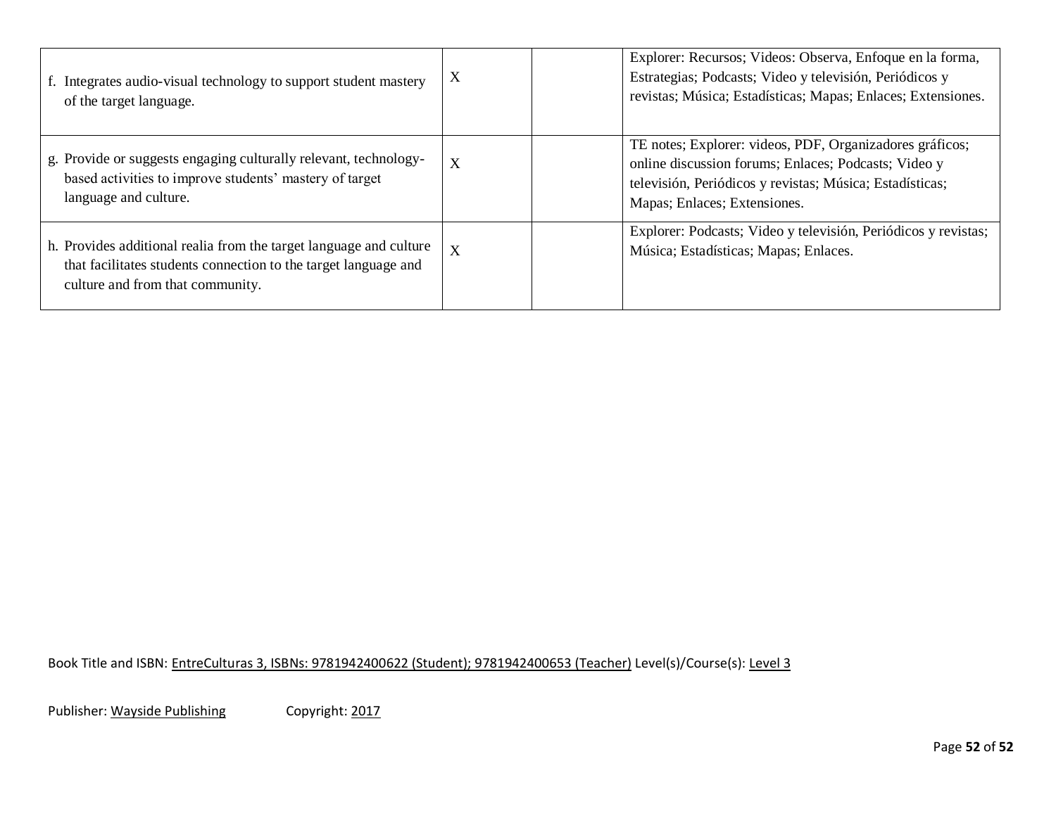| | | | |
|---|---|---|---|
| f. Integrates audio-visual technology to support student mastery of the target language. | X | | Explorer: Recursos; Videos: Observa, Enfoque en la forma, Estrategias; Podcasts; Video y televisión, Periódicos y revistas; Música; Estadísticas; Mapas; Enlaces; Extensiones. |
| g. Provide or suggests engaging culturally relevant, technology-based activities to improve students' mastery of target language and culture. | X | | TE notes; Explorer: videos, PDF, Organizadores gráficos; online discussion forums; Enlaces; Podcasts; Video y televisión, Periódicos y revistas; Música; Estadísticas; Mapas; Enlaces; Extensiones. |
| h. Provides additional realia from the target language and culture that facilitates students connection to the target language and culture and from that community. | X | | Explorer: Podcasts; Video y televisión, Periódicos y revistas; Música; Estadísticas; Mapas; Enlaces. |

Book Title and ISBN: EntreCulturas 3, ISBNs: 9781942400622 (Student); 9781942400653 (Teacher) Level(s)/Course(s): Level 3

Publisher: Wayside Publishing Copyright: 2017